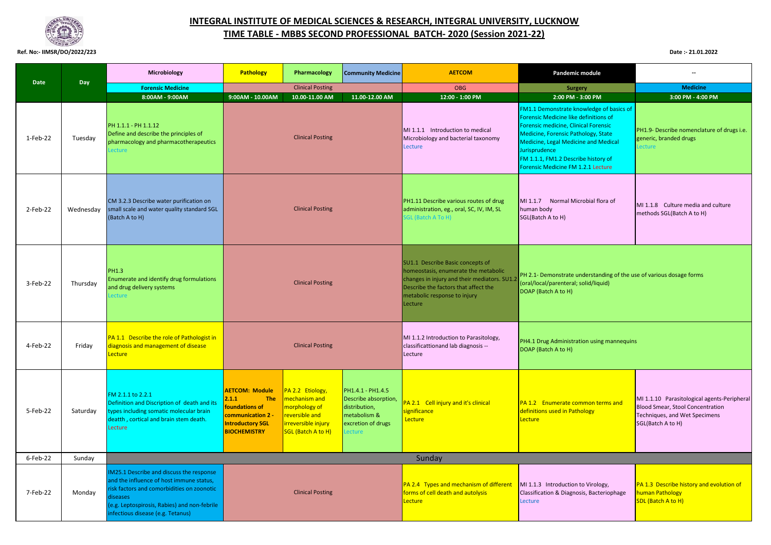# INTEGRAL INSTITUTE OF MEDICAL SCIENCES & RESEARCH, INTEGRAL UNIVERSITY, LUCKNOW

## TIME TABLE - MBBS SECOND PROFESSIONAL BATCH- 2020 (Session 2021-22)

Ref. No:- IIMSR/DO/2022/223

Date :- 21.01.2022

| Date | Day | Microbiology | Pathology | Pharmacology | Community Medicine | AETCOM | Pandemic module | -- |
|---|---|---|---|---|---|---|---|---|
| | | Forensic Medicine | Clinical Posting | | | OBG | Surgery | Medicine |
| | | 8:00AM - 9:00AM | 9:00AM - 10.00AM | 10.00-11.00 AM | 11.00-12.00 AM | 12:00 - 1:00 PM | 2:00 PM - 3:00 PM | 3:00 PM - 4:00 PM |
| 1-Feb-22 | Tuesday | PH 1.1.1 - PH 1.1.12 Define and describe the principles of pharmacology and pharmacotherapeutics Lecture | Clinical Posting | | | MI 1.1.1 Introduction to medical Microbiology and bacterial taxonomy Lecture | FM1.1 Demonstrate knowledge of basics of Forensic Medicine like definitions of Forensic medicine, Clinical Forensic Medicine, Forensic Pathology, State Medicine, Legal Medicine and Medical Jurisprudence FM 1.1.1, FM1.2 Describe history of Forensic Medicine FM 1.2.1 Lecture | PH1.9- Describe nomenclature of drugs i.e. generic, branded drugs Lecture |
| 2-Feb-22 | Wednesday | CM 3.2.3 Describe water purification on small scale and water quality standard SGL (Batch A to H) | Clinical Posting | | | PH1.11 Describe various routes of drug administration, eg., oral, SC, IV, IM, SL SGL (Batch A To H) | MI 1.1.7 Normal Microbial flora of human body SGL(Batch A to H) | MI 1.1.8 Culture media and culture methods SGL(Batch A to H) |
| 3-Feb-22 | Thursday | PH1.3 Enumerate and identify drug formulations and drug delivery systems Lecture | Clinical Posting | | | SU1.1 Describe Basic concepts of homeostasis, enumerate the metabolic changes in injury and their mediators. SU1.2 Describe the factors that affect the metabolic response to injury Lecture | PH 2.1- Demonstrate understanding of the use of various dosage forms (oral/local/parenteral; solid/liquid) DOAP (Batch A to H) | |
| 4-Feb-22 | Friday | PA 1.1 Describe the role of Pathologist in diagnosis and management of disease Lecture | Clinical Posting | | | MI 1.1.2 Introduction to Parasitology, classificationand lab diagnosis -- Lecture | PH4.1 Drug Administration using mannequins DOAP (Batch A to H) | |
| 5-Feb-22 | Saturday | FM 2.1.1 to 2.2.1 Definition and Discription of death and its types including somatic molecular brain deatth , cortical and brain stem death. Lecture | **AETCOM: Module 2.1.1 The foundations of communication 2 - Introductory SGL BIOCHEMISTRY** | PA 2.2 Etiology, mechanism and morphology of reversible and irreversible injury SGL (Batch A to H) | PH1.4.1 - PH1.4.5 Describe absorption, distribution, metabolism & excretion of drugs Lecture | PA 2.1 Cell injury and it's clinical significance Lecture | PA 1.2 Enumerate common terms and definitions used in Pathology Lecture | MI 1.1.10 Parasitological agents-Peripheral Blood Smear, Stool Concentration Techniques, and Wet Specimens SGL(Batch A to H) |
| 6-Feb-22 | Sunday | Sunday | | | | | | |
| 7-Feb-22 | Monday | IM25.1 Describe and discuss the response and the influence of host immune status, risk factors and comorbidities on zoonotic diseases (e.g. Leptospirosis, Rabies) and non-febrile infectious disease (e.g. Tetanus) | Clinical Posting | | | PA 2.4 Types and mechanism of different forms of cell death and autolysis Lecture | MI 1.1.3 Introduction to Virology, Classification & Diagnosis, Bacteriophage Lecture | PA 1.3 Describe history and evolution of human Pathology SDL (Batch A to H) |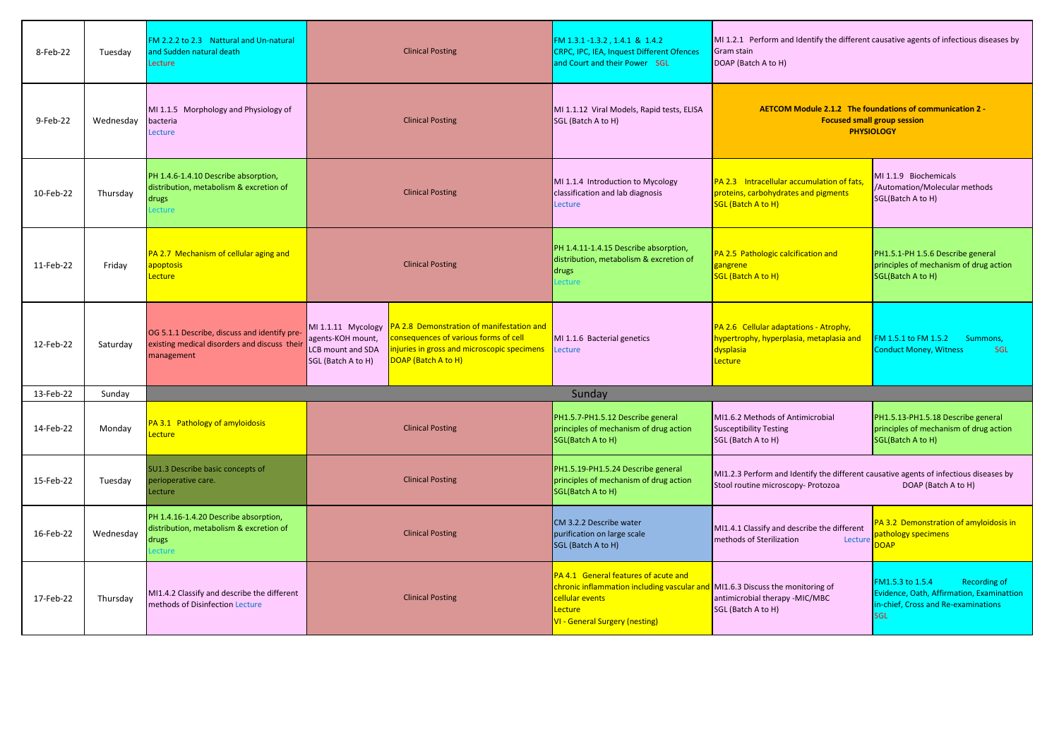| Date | Day | | | | | | |
|---|---|---|---|---|---|---|---|
| 8-Feb-22 | Tuesday | FM 2.2.2 to 2.3 Nattural and Un-natural and Sudden natural death Lecture | Clinical Posting | | FM 1.3.1 -1.3.2 , 1.4.1 & 1.4.2 CRPC, IPC, IEA, Inquest Different Ofences and Court and their Power SGL | MI 1.2.1 Perform and Identify the different causative agents of infectious diseases by Gram stain DOAP (Batch A to H) | |
| 9-Feb-22 | Wednesday | MI 1.1.5 Morphology and Physiology of bacteria Lecture | Clinical Posting | | MI 1.1.12 Viral Models, Rapid tests, ELISA SGL (Batch A to H) | **AETCOM Module 2.1.2 The foundations of communication 2 - Focused small group session PHYSIOLOGY** | |
| 10-Feb-22 | Thursday | PH 1.4.6-1.4.10 Describe absorption, distribution, metabolism & excretion of drugs Lecture | Clinical Posting | | MI 1.1.4 Introduction to Mycology classification and lab diagnosis Lecture | PA 2.3 Intracellular accumulation of fats, proteins, carbohydrates and pigments SGL (Batch A to H) | MI 1.1.9 Biochemicals /Automation/Molecular methods SGL(Batch A to H) |
| 11-Feb-22 | Friday | PA 2.7 Mechanism of cellular aging and apoptosis Lecture | Clinical Posting | | PH 1.4.11-1.4.15 Describe absorption, distribution, metabolism & excretion of drugs Lecture | PA 2.5 Pathologic calcification and gangrene SGL (Batch A to H) | PH1.5.1-PH 1.5.6 Describe general principles of mechanism of drug action SGL(Batch A to H) |
| 12-Feb-22 | Saturday | OG 5.1.1 Describe, discuss and identify pre-existing medical disorders and discuss their management | MI 1.1.11 Mycology agents-KOH mount, LCB mount and SDA SGL (Batch A to H) | PA 2.8 Demonstration of manifestation and consequences of various forms of cell injuries in gross and microscopic specimens DOAP (Batch A to H) | MI 1.1.6 Bacterial genetics Lecture | PA 2.6 Cellular adaptations - Atrophy, hypertrophy, hyperplasia, metaplasia and dysplasia Lecture | FM 1.5.1 to FM 1.5.2 Summons, Conduct Money, Witness SGL |
| 13-Feb-22 | Sunday | Sunday | | | | | |
| 14-Feb-22 | Monday | PA 3.1 Pathology of amyloidosis Lecture | Clinical Posting | | PH1.5.7-PH1.5.12 Describe general principles of mechanism of drug action SGL(Batch A to H) | MI1.6.2 Methods of Antimicrobial Susceptibility Testing SGL (Batch A to H) | PH1.5.13-PH1.5.18 Describe general principles of mechanism of drug action SGL(Batch A to H) |
| 15-Feb-22 | Tuesday | SU1.3 Describe basic concepts of perioperative care. Lecture | Clinical Posting | | PH1.5.19-PH1.5.24 Describe general principles of mechanism of drug action SGL(Batch A to H) | MI1.2.3 Perform and Identify the different causative agents of infectious diseases by Stool routine microscopy- Protozoa DOAP (Batch A to H) | |
| 16-Feb-22 | Wednesday | PH 1.4.16-1.4.20 Describe absorption, distribution, metabolism & excretion of drugs Lecture | Clinical Posting | | CM 3.2.2 Describe water purification on large scale SGL (Batch A to H) | MI1.4.1 Classify and describe the different methods of Sterilization Lecture | PA 3.2 Demonstration of amyloidosis in pathology specimens DOAP |
| 17-Feb-22 | Thursday | MI1.4.2 Classify and describe the different methods of Disinfection Lecture | Clinical Posting | | PA 4.1 General features of acute and chronic inflammation including vascular and cellular events Lecture VI - General Surgery (nesting) | MI1.6.3 Discuss the monitoring of antimicrobial therapy -MIC/MBC SGL (Batch A to H) | FM1.5.3 to 1.5.4 Recording of Evidence, Oath, Affirmation, Examinattion in-chief, Cross and Re-examinations SGL |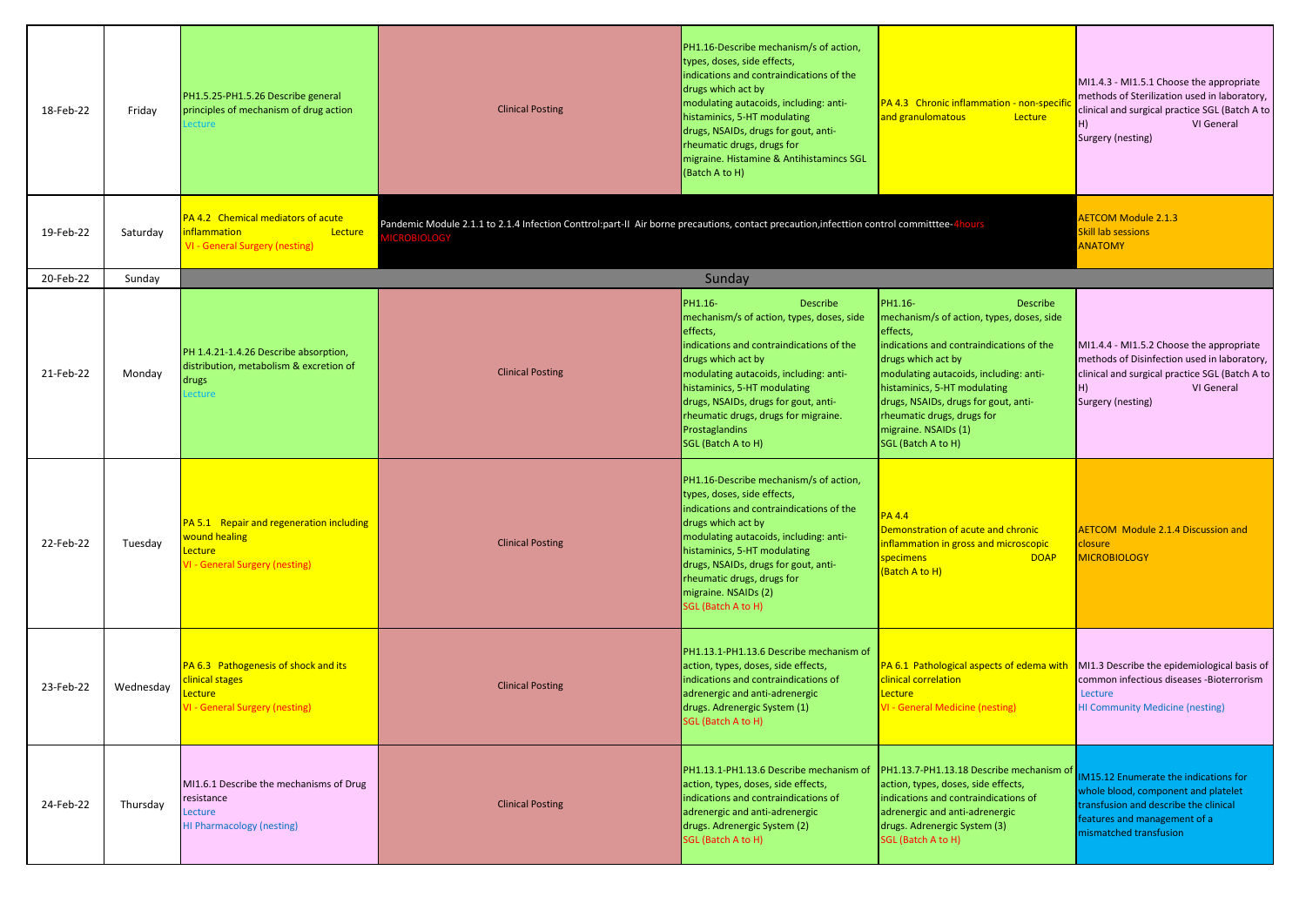| 18-Feb-22 | Friday | PH1.5.25-PH1.5.26 Describe general principles of mechanism of drug action Lecture | Clinical Posting | PH1.16-Describe mechanism/s of action, types, doses, side effects, indications and contraindications of the drugs which act by modulating autacoids, including: anti-histaminics, 5-HT modulating drugs, NSAIDs, drugs for gout, anti-rheumatic drugs, drugs for migraine. Histamine & Antihistamincs SGL (Batch A to H) | PA 4.3 Chronic inflammation - non-specific and granulomatous Lecture | MI1.4.3 - MI1.5.1 Choose the appropriate methods of Sterilization used in laboratory, clinical and surgical practice SGL (Batch A to H) VI General Surgery (nesting) |
|---|---|---|---|---|---|---|
| 19-Feb-22 | Saturday | PA 4.2 Chemical mediators of acute inflammation Lecture VI - General Surgery (nesting) | Pandemic Module 2.1.1 to 2.1.4 Infection Conttrol:part-II Air borne precautions, contact precaution,infecttion control committtee-4hours MICROBIOLOGY | | | AETCOM Module 2.1.3 Skill lab sessions ANATOMY |
| 20-Feb-22 | Sunday | Sunday | | | | |
| 21-Feb-22 | Monday | PH 1.4.21-1.4.26 Describe absorption, distribution, metabolism & excretion of drugs Lecture | Clinical Posting | PH1.16- Describe mechanism/s of action, types, doses, side effects, indications and contraindications of the drugs which act by modulating autacoids, including: anti-histaminics, 5-HT modulating drugs, NSAIDs, drugs for gout, anti-rheumatic drugs, drugs for migraine. Prostaglandins SGL (Batch A to H) | PH1.16- Describe mechanism/s of action, types, doses, side effects, indications and contraindications of the drugs which act by modulating autacoids, including: anti-histaminics, 5-HT modulating drugs, NSAIDs, drugs for gout, anti-rheumatic drugs, drugs for migraine. NSAIDs (1) SGL (Batch A to H) | MI1.4.4 - MI1.5.2 Choose the appropriate methods of Disinfection used in laboratory, clinical and surgical practice SGL (Batch A to H) VI General Surgery (nesting) |
| 22-Feb-22 | Tuesday | PA 5.1 Repair and regeneration including wound healing Lecture VI - General Surgery (nesting) | Clinical Posting | PH1.16-Describe mechanism/s of action, types, doses, side effects, indications and contraindications of the drugs which act by modulating autacoids, including: anti-histaminics, 5-HT modulating drugs, NSAIDs, drugs for gout, anti-rheumatic drugs, drugs for migraine. NSAIDs (2) SGL (Batch A to H) | PA 4.4 Demonstration of acute and chronic inflammation in gross and microscopic specimens DOAP (Batch A to H) | AETCOM Module 2.1.4 Discussion and closure MICROBIOLOGY |
| 23-Feb-22 | Wednesday | PA 6.3 Pathogenesis of shock and its clinical stages Lecture VI - General Surgery (nesting) | Clinical Posting | PH1.13.1-PH1.13.6 Describe mechanism of action, types, doses, side effects, indications and contraindications of adrenergic and anti-adrenergic drugs. Adrenergic System (1) SGL (Batch A to H) | PA 6.1 Pathological aspects of edema with clinical correlation Lecture VI - General Medicine (nesting) | MI1.3 Describe the epidemiological basis of common infectious diseases -Bioterrorism Lecture HI Community Medicine (nesting) |
| 24-Feb-22 | Thursday | MI1.6.1 Describe the mechanisms of Drug resistance Lecture HI Pharmacology (nesting) | Clinical Posting | PH1.13.1-PH1.13.6 Describe mechanism of action, types, doses, side effects, indications and contraindications of adrenergic and anti-adrenergic drugs. Adrenergic System (2) SGL (Batch A to H) | PH1.13.7-PH1.13.18 Describe mechanism of action, types, doses, side effects, indications and contraindications of adrenergic and anti-adrenergic drugs. Adrenergic System (3) SGL (Batch A to H) | IM15.12 Enumerate the indications for whole blood, component and platelet transfusion and describe the clinical features and management of a mismatched transfusion |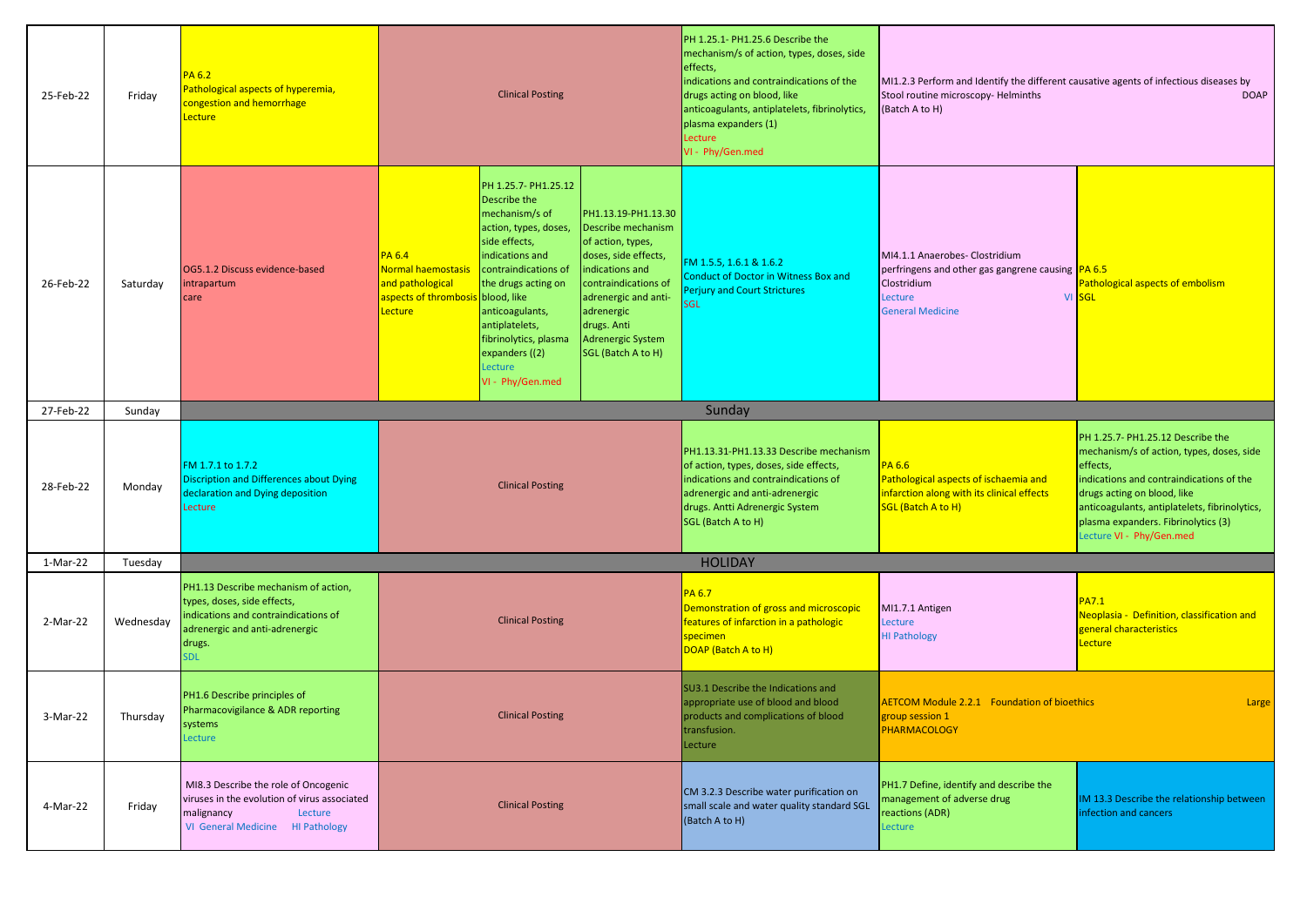| Date | Day | | | | | | | |
|---|---|---|---|---|---|---|---|---|
| 25-Feb-22 | Friday | PA 6.2 Pathological aspects of hyperemia, congestion and hemorrhage Lecture | Clinical Posting | | | PH 1.25.1- PH1.25.6 Describe the mechanism/s of action, types, doses, side effects, indications and contraindications of the drugs acting on blood, like anticoagulants, antiplatelets, fibrinolytics, plasma expanders (1) Lecture VI - Phy/Gen.med | MI1.2.3 Perform and Identify the different causative agents of infectious diseases by Stool routine microscopy- Helminths DOAP (Batch A to H) | |
| 26-Feb-22 | Saturday | OG5.1.2 Discuss evidence-based intrapartum care | PA 6.4 Normal haemostasis and pathological aspects of thrombosis Lecture | PH 1.25.7- PH1.25.12 Describe the mechanism/s of action, types, doses, side effects, indications and contraindications of the drugs acting on blood, like anticoagulants, antiplatelets, fibrinolytics, plasma expanders ((2) Lecture VI - Phy/Gen.med | PH1.13.19-PH1.13.30 Describe mechanism of action, types, doses, side effects, indications and contraindications of adrenergic and anti-adrenergic drugs. Anti Adrenergic System SGL (Batch A to H) | FM 1.5.5, 1.6.1 & 1.6.2 Conduct of Doctor in Witness Box and Perjury and Court Strictures SGL | MI4.1.1 Anaerobes- Clostridium perfringens and other gas gangrene causing Clostridium Lecture VI General Medicine | PA 6.5 Pathological aspects of embolism SGL |
| 27-Feb-22 | Sunday | Sunday | | | | | | |
| 28-Feb-22 | Monday | FM 1.7.1 to 1.7.2 Discription and Differences about Dying declaration and Dying deposition Lecture | Clinical Posting | | | PH1.13.31-PH1.13.33 Describe mechanism of action, types, doses, side effects, indications and contraindications of adrenergic and anti-adrenergic drugs. Antti Adrenergic System SGL (Batch A to H) | PA 6.6 Pathological aspects of ischaemia and infarction along with its clinical effects SGL (Batch A to H) | PH 1.25.7- PH1.25.12 Describe the mechanism/s of action, types, doses, side effects, indications and contraindications of the drugs acting on blood, like anticoagulants, antiplatelets, fibrinolytics, plasma expanders. Fibrinolytics (3) Lecture VI - Phy/Gen.med |
| 1-Mar-22 | Tuesday | HOLIDAY | | | | | | |
| 2-Mar-22 | Wednesday | PH1.13 Describe mechanism of action, types, doses, side effects, indications and contraindications of adrenergic and anti-adrenergic drugs. SDL | Clinical Posting | | | PA 6.7 Demonstration of gross and microscopic features of infarction in a pathologic specimen DOAP (Batch A to H) | MI1.7.1 Antigen Lecture HI Pathology | PA7.1 Neoplasia - Definition, classification and general characteristics Lecture |
| 3-Mar-22 | Thursday | PH1.6 Describe principles of Pharmacovigilance & ADR reporting systems Lecture | Clinical Posting | | | SU3.1 Describe the Indications and appropriate use of blood and blood products and complications of blood transfusion. Lecture | AETCOM Module 2.2.1 Foundation of bioethics Large group session 1 PHARMACOLOGY | |
| 4-Mar-22 | Friday | MI8.3 Describe the role of Oncogenic viruses in the evolution of virus associated malignancy Lecture VI General Medicine HI Pathology | Clinical Posting | | | CM 3.2.3 Describe water purification on small scale and water quality standard SGL (Batch A to H) | PH1.7 Define, identify and describe the management of adverse drug reactions (ADR) Lecture | IM 13.3 Describe the relationship between infection and cancers |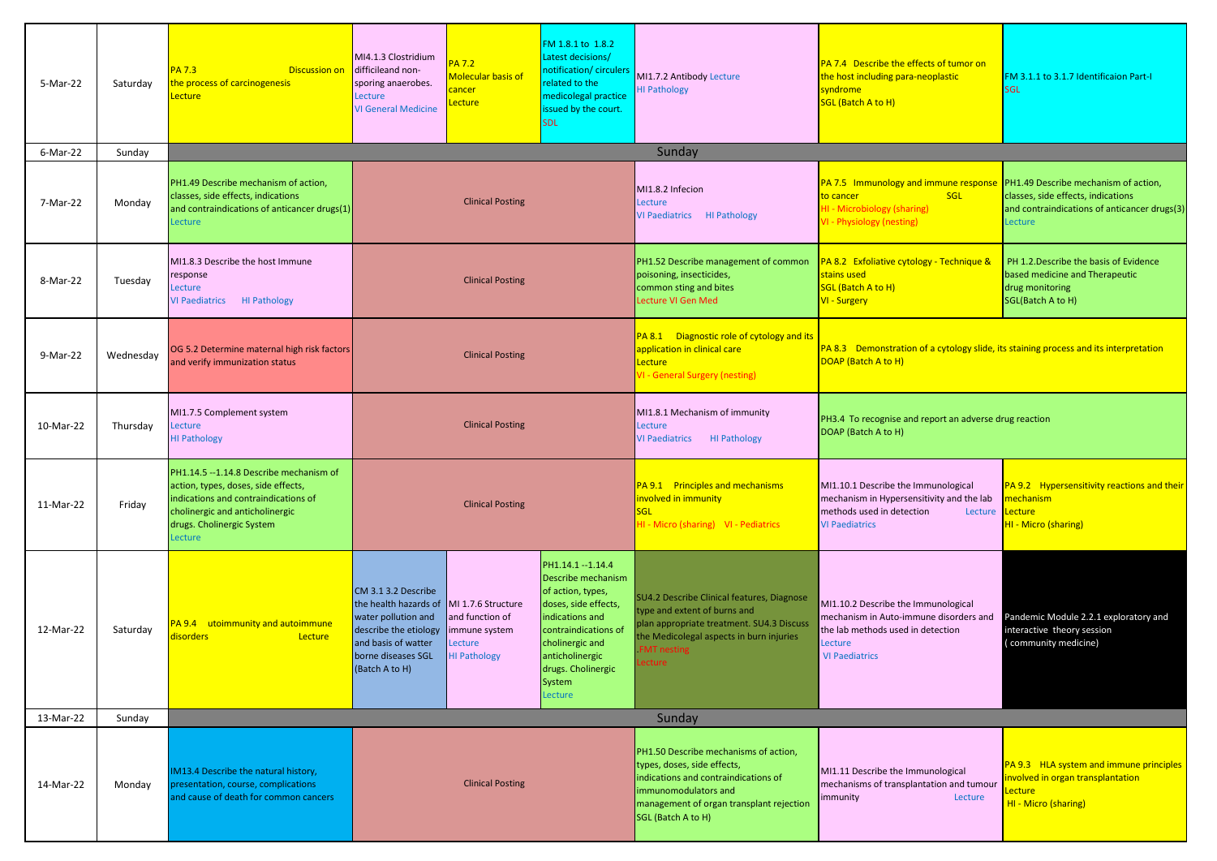| 5-Mar-22 | Saturday | PA 7.3 Discussion on the process of carcinogenesis Lecture | MI4.1.3 Clostridium difficileand non-sporing anaerobes. Lecture VI General Medicine | PA 7.2 Molecular basis of cancer Lecture | FM 1.8.1 to 1.8.2 Latest decisions/ notification/ circulers related to the medicolegal practice issued by the court. SDL | MI1.7.2 Antibody Lecture HI Pathology | PA 7.4 Describe the effects of tumor on the host including para-neoplastic syndrome SGL (Batch A to H) | FM 3.1.1 to 3.1.7 Identificaion Part-I SGL |
|---|---|---|---|---|---|---|---|---|
| 6-Mar-22 | Sunday | Sunday | | | | | | |
| 7-Mar-22 | Monday | PH1.49 Describe mechanism of action, classes, side effects, indications and contraindications of anticancer drugs(1) Lecture | Clinical Posting | | | MI1.8.2 Infecion Lecture VI Paediatrics HI Pathology | PA 7.5 Immunology and immune response to cancer SGL HI - Microbiology (sharing) VI - Physiology (nesting) | PH1.49 Describe mechanism of action, classes, side effects, indications and contraindications of anticancer drugs(3) Lecture |
| 8-Mar-22 | Tuesday | MI1.8.3 Describe the host Immune response Lecture VI Paediatrics HI Pathology | Clinical Posting | | | PH1.52 Describe management of common poisoning, insecticides, common sting and bites Lecture VI Gen Med | PA 8.2 Exfoliative cytology - Technique & stains used SGL (Batch A to H) VI - Surgery | PH 1.2.Describe the basis of Evidence based medicine and Therapeutic drug monitoring SGL(Batch A to H) |
| 9-Mar-22 | Wednesday | OG 5.2 Determine maternal high risk factors and verify immunization status | Clinical Posting | | | PA 8.1 Diagnostic role of cytology and its application in clinical care Lecture VI - General Surgery (nesting) | PA 8.3 Demonstration of a cytology slide, its staining process and its interpretation DOAP (Batch A to H) | |
| 10-Mar-22 | Thursday | MI1.7.5 Complement system Lecture HI Pathology | Clinical Posting | | | MI1.8.1 Mechanism of immunity Lecture VI Paediatrics HI Pathology | PH3.4 To recognise and report an adverse drug reaction DOAP (Batch A to H) | |
| 11-Mar-22 | Friday | PH1.14.5 --1.14.8 Describe mechanism of action, types, doses, side effects, indications and contraindications of cholinergic and anticholinergic drugs. Cholinergic System Lecture | Clinical Posting | | | PA 9.1 Principles and mechanisms involved in immunity SGL HI - Micro (sharing) VI - Pediatrics | MI1.10.1 Describe the Immunological mechanism in Hypersensitivity and the lab methods used in detection Lecture VI Paediatrics | PA 9.2 Hypersensitivity reactions and their mechanism Lecture HI - Micro (sharing) |
| 12-Mar-22 | Saturday | PA 9.4 utoimmunity and autoimmune disorders Lecture | CM 3.1 3.2 Describe the health hazards of water pollution and describe the etiology and basis of watter borne diseases SGL (Batch A to H) | MI 1.7.6 Structure and function of immune system Lecture HI Pathology | PH1.14.1 --1.14.4 Describe mechanism of action, types, doses, side effects, indications and contraindications of cholinergic and anticholinergic drugs. Cholinergic System Lecture | SU4.2 Describe Clinical features, Diagnose type and extent of burns and plan appropriate treatment. SU4.3 Discuss the Medicolegal aspects in burn injuries .FMT nesting Lecture | MI1.10.2 Describe the Immunological mechanism in Auto-immune disorders and the lab methods used in detection Lecture VI Paediatrics | Pandemic Module 2.2.1 exploratory and interactive theory session ( community medicine) |
| 13-Mar-22 | Sunday | Sunday | | | | | | |
| 14-Mar-22 | Monday | IM13.4 Describe the natural history, presentation, course, complications and cause of death for common cancers | Clinical Posting | | | PH1.50 Describe mechanisms of action, types, doses, side effects, indications and contraindications of immunomodulators and management of organ transplant rejection SGL (Batch A to H) | MI1.11 Describe the Immunological mechanisms of transplantation and tumour immunity Lecture | PA 9.3 HLA system and immune principles involved in organ transplantation Lecture HI - Micro (sharing) |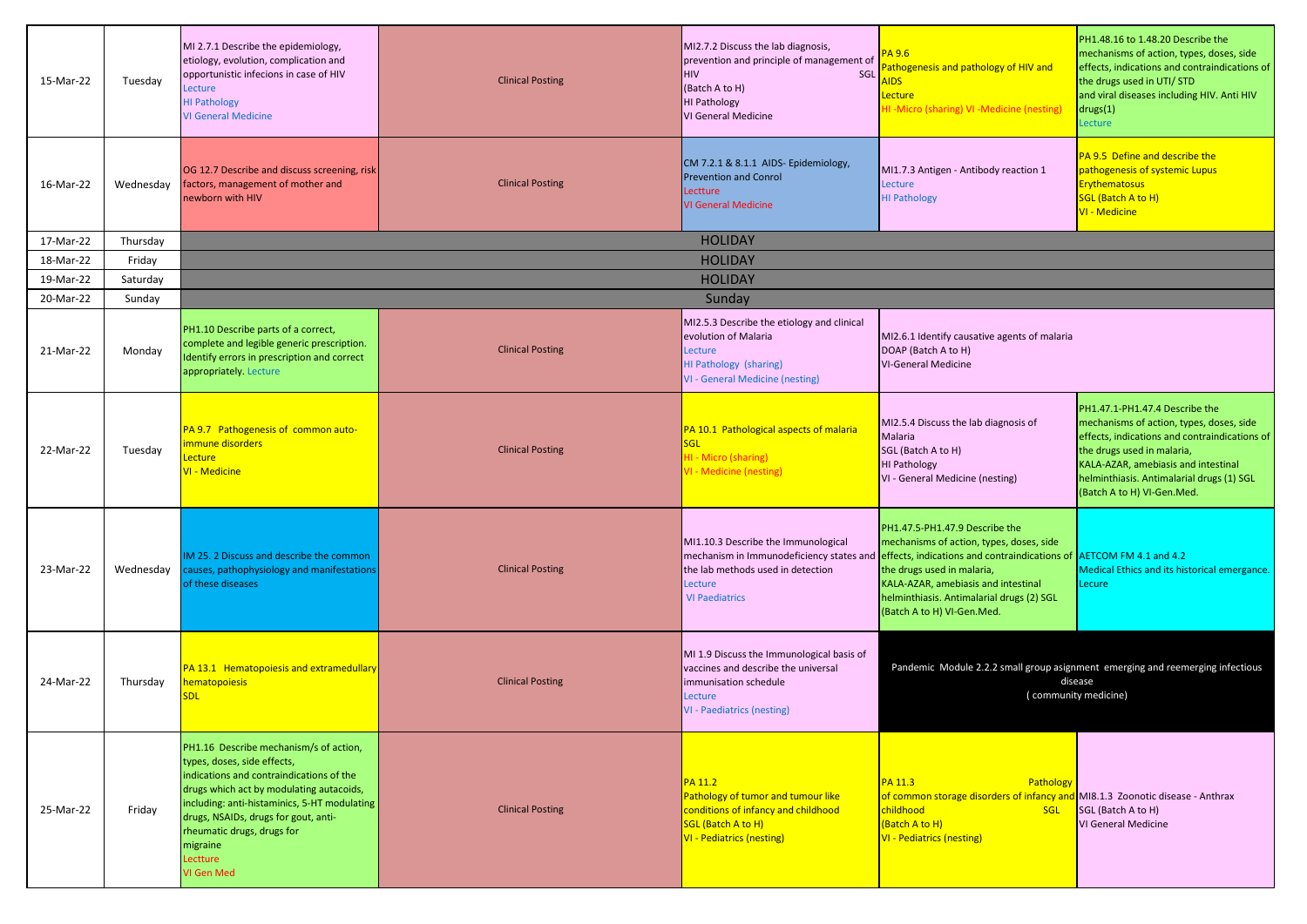| Date | Day | | | | | |
|---|---|---|---|---|---|---|
| 15-Mar-22 | Tuesday | MI 2.7.1 Describe the epidemiology, etiology, evolution, complication and opportunistic infecions in case of HIV Lecture HI Pathology VI General Medicine | Clinical Posting | MI2.7.2 Discuss the lab diagnosis, prevention and principle of management of HIV SGL (Batch A to H) HI Pathology VI General Medicine | PA 9.6 Pathogenesis and pathology of HIV and AIDS Lecture HI -Micro (sharing) VI -Medicine (nesting) | PH1.48.16 to 1.48.20 Describe the mechanisms of action, types, doses, side effects, indications and contraindications of the drugs used in UTI/ STD and viral diseases including HIV. Anti HIV drugs(1) Lecture |
| 16-Mar-22 | Wednesday | OG 12.7 Describe and discuss screening, risk factors, management of mother and newborn with HIV | Clinical Posting | CM 7.2.1 & 8.1.1 AIDS- Epidemiology, Prevention and Conrol Lectture VI General Medicine | MI1.7.3 Antigen - Antibody reaction 1 Lecture HI Pathology | PA 9.5 Define and describe the pathogenesis of systemic Lupus Erythematosus SGL (Batch A to H) VI - Medicine |
| 17-Mar-22 | Thursday | HOLIDAY | | | | |
| 18-Mar-22 | Friday | HOLIDAY | | | | |
| 19-Mar-22 | Saturday | HOLIDAY | | | | |
| 20-Mar-22 | Sunday | Sunday | | | | |
| 21-Mar-22 | Monday | PH1.10 Describe parts of a correct, complete and legible generic prescription. Identify errors in prescription and correct appropriately. Lecture | Clinical Posting | MI2.5.3 Describe the etiology and clinical evolution of Malaria Lecture HI Pathology (sharing) VI - General Medicine (nesting) | MI2.6.1 Identify causative agents of malaria DOAP (Batch A to H) VI-General Medicine | |
| 22-Mar-22 | Tuesday | PA 9.7 Pathogenesis of common auto-immune disorders Lecture VI - Medicine | Clinical Posting | PA 10.1 Pathological aspects of malaria SGL HI - Micro (sharing) VI - Medicine (nesting) | MI2.5.4 Discuss the lab diagnosis of Malaria SGL (Batch A to H) HI Pathology VI - General Medicine (nesting) | PH1.47.1-PH1.47.4 Describe the mechanisms of action, types, doses, side effects, indications and contraindications of the drugs used in malaria, KALA-AZAR, amebiasis and intestinal helminthiasis. Antimalarial drugs (1) SGL (Batch A to H) VI-Gen.Med. |
| 23-Mar-22 | Wednesday | IM 25. 2 Discuss and describe the common causes, pathophysiology and manifestations of these diseases | Clinical Posting | MI1.10.3 Describe the Immunological mechanism in Immunodeficiency states and the lab methods used in detection Lecture VI Paediatrics | PH1.47.5-PH1.47.9 Describe the mechanisms of action, types, doses, side effects, indications and contraindications of the drugs used in malaria, KALA-AZAR, amebiasis and intestinal helminthiasis. Antimalarial drugs (2) SGL (Batch A to H) VI-Gen.Med. | AETCOM FM 4.1 and 4.2 Medical Ethics and its historical emergance. Lecure |
| 24-Mar-22 | Thursday | PA 13.1 Hematopoiesis and extramedullary hematopoiesis SDL | Clinical Posting | MI 1.9 Discuss the Immunological basis of vaccines and describe the universal immunisation schedule Lecture VI - Paediatrics (nesting) | Pandemic Module 2.2.2 small group asignment emerging and reemerging infectious disease ( community medicine) | |
| 25-Mar-22 | Friday | PH1.16 Describe mechanism/s of action, types, doses, side effects, indications and contraindications of the drugs which act by modulating autacoids, including: anti-histaminics, 5-HT modulating drugs, NSAIDs, drugs for gout, anti-rheumatic drugs, drugs for migraine Lectture VI Gen Med | Clinical Posting | PA 11.2 Pathology of tumor and tumour like conditions of infancy and childhood SGL (Batch A to H) VI - Pediatrics (nesting) | PA 11.3 Pathology of common storage disorders of infancy and childhood SGL (Batch A to H) VI - Pediatrics (nesting) | MI8.1.3 Zoonotic disease - Anthrax SGL (Batch A to H) VI General Medicine |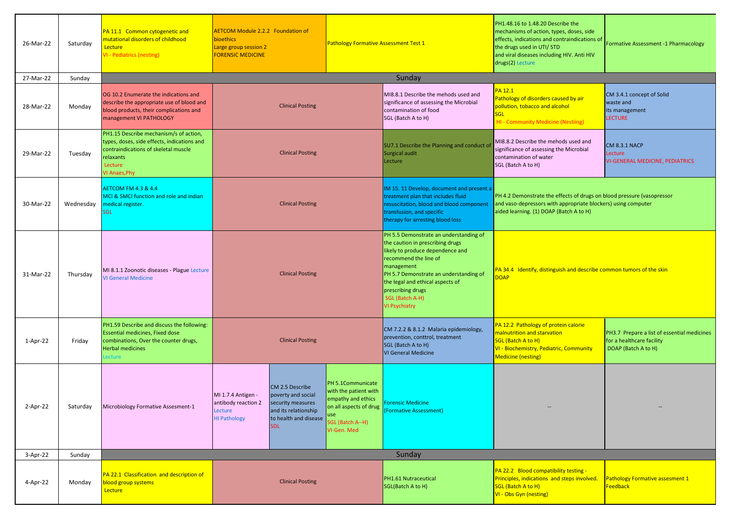| Date | Day | | | | | | | |
|---|---|---|---|---|---|---|---|---|
| 26-Mar-22 | Saturday | PA 11.1 Common cytogenetic and mutational disorders of childhood Lecture VI - Pediatrics (nesting) | AETCOM Module 2.2.2 Foundation of bioethics Large group session 2 FORENSIC MEDICINE | Pathology Formative Assessment Test 1 | | | PH1.48.16 to 1.48.20 Describe the mechanisms of action, types, doses, side effects, indications and contraindications of the drugs used in UTI/ STD and viral diseases including HIV. Anti HIV drugs(2) Lecture | Formative Assessment -1 Pharmacology |
| 27-Mar-22 | Sunday | Sunday | | | | | | |
| 28-Mar-22 | Monday | OG 10.2 Enumerate the indications and describe the appropriate use of blood and blood products, their complications and management VI PATHOLOGY | Clinical Posting | | | MI8.8.1 Describe the mehods used and significance of assessing the Microbial contamination of food SGL (Batch A to H) | PA 12.1 Pathology of disorders caused by air pollution, tobacco and alcohol SGL HI - Community Medicine (Nestiing) | CM 3.4.1 concept of Solid waste and its management LECTURE |
| 29-Mar-22 | Tuesday | PH1.15 Describe mechanism/s of action, types, doses, side effects, indications and contraindications of skeletal muscle relaxants Lecture VI Anaes,Phy | Clinical Posting | | | SU7.1 Describe the Planning and conduct of Surgical audit Lecture | MI8.8.2 Describe the mehods used and significance of assessing the Microbial contamination of water SGL (Batch A to H) | CM 8.3.1 NACP Lecture VI-GENERAL MEDICINE, PEDIATRICS |
| 30-Mar-22 | Wednesday | AETCOM FM 4.3 & 4.4 MCI & SMCI function and role and indian medical register. SGL | Clinical Posting | | | IM 15. 11 Develop, document and present a treatment plan that includes fluid resuscitation, blood and blood component transfusion, and specific therapy for arresting blood loss | PH 4.2 Demonstrate the effects of drugs on blood pressure (vasopressor and vaso-depressors with appropriate blockers) using computer aided learning. (1) DOAP (Batch A to H) | |
| 31-Mar-22 | Thursday | MI 8.1.1 Zoonotic diseases - Plague Lecture VI General Medicine | Clinical Posting | | | PH 5.5 Demonstrate an understanding of the caution in prescribing drugs likely to produce dependence and recommend the line of management PH 5.7 Demonstrate an understanding of the legal and ethical aspects of prescribing drugs SGL (Batch A-H) VI Psychiatry | PA 34.4 Identify, distinguish and describe common tumors of the skin DOAP | |
| 1-Apr-22 | Friday | PH1.59 Describe and discuss the following: Essential medicines, Fixed dose combinations, Over the counter drugs, Herbal medicines Lecture | Clinical Posting | | | CM 7.2.2 & 8.1.2 Malaria epidemiology, prevention, conttrol, treatment SGL (Batch A to H) VI General Medicine | PA 12.2 Pathology of protein calorie malnutrition and starvation SGL (Batch A to H) VI - Biochemistry, Pediatric, Community Medicine (nesting) | PH3.7 Prepare a list of essential medicines for a healthcare facility DOAP (Batch A to H) |
| 2-Apr-22 | Saturday | Microbiology Formative Assesment-1 | MI 1.7.4 Antigen - antibody reaction 2 Lecture HI Pathology | CM 2.5 Describe poverty and social security measures and its relationship to health and disease SDL | PH 5.1Communicate with the patient with empathy and ethics on all aspects of drug use SGL (Batch A--H) VI-Gen. Med | Forensic Medicine (Formative Assessment) | -- | -- |
| 3-Apr-22 | Sunday | Sunday | | | | | | |
| 4-Apr-22 | Monday | PA 22.1 Classification and description of blood group systems Lecture | Clinical Posting | | | PH1.61 Nutraceutical SGL(Batch A to H) | PA 22.2 Blood compatibility testing - Principles, indications and steps involved. SGL (Batch A to H) VI - Obs Gyn (nesting) | Pathology Formative assesment 1 Feedback |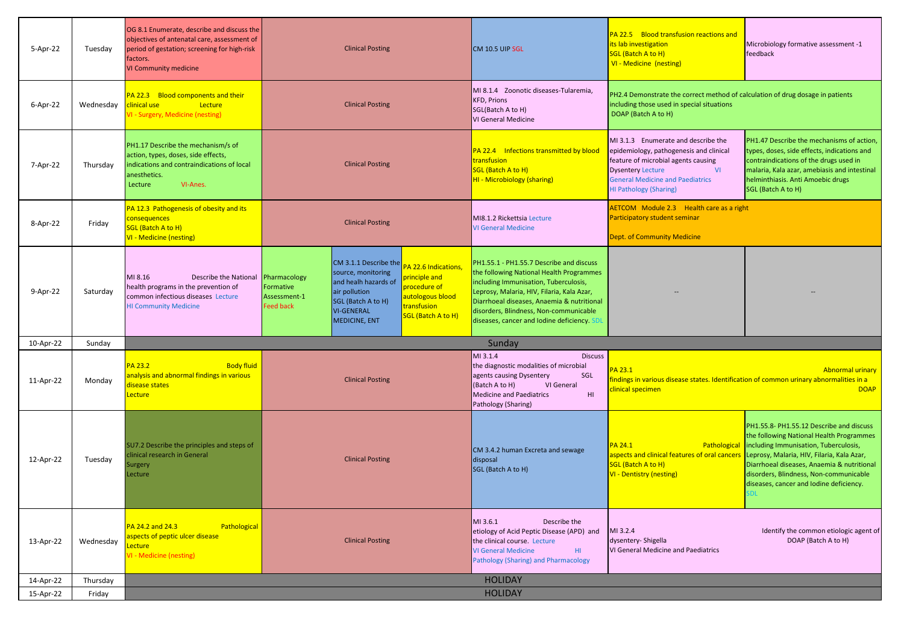| Date | Day | | | | | | | |
|---|---|---|---|---|---|---|---|---|
| 5-Apr-22 | Tuesday | OG 8.1 Enumerate, describe and discuss the objectives of antenatal care, assessment of period of gestation; screening for high-risk factors. VI Community medicine | Clinical Posting | | | CM 10.5 UIP SGL | PA 22.5 Blood transfusion reactions and its lab investigation SGL (Batch A to H) VI - Medicine (nesting) | Microbiology formative assessment -1 feedback |
| 6-Apr-22 | Wednesday | PA 22.3 Blood components and their clinical use Lecture VI - Surgery, Medicine (nesting) | Clinical Posting | | | MI 8.1.4 Zoonotic diseases-Tularemia, KFD, Prions SGL(Batch A to H) VI General Medicine | PH2.4 Demonstrate the correct method of calculation of drug dosage in patients including those used in special situations DOAP (Batch A to H) | |
| 7-Apr-22 | Thursday | PH1.17 Describe the mechanism/s of action, types, doses, side effects, indications and contraindications of local anesthetics. Lecture VI-Anes. | Clinical Posting | | | PA 22.4 Infections transmitted by blood transfusion SGL (Batch A to H) HI - Microbiology (sharing) | MI 3.1.3 Enumerate and describe the epidemiology, pathogenesis and clinical feature of microbial agents causing Dysentery Lecture VI General Medicine and Paediatrics HI Pathology (Sharing) | PH1.47 Describe the mechanisms of action, types, doses, side effects, indications and contraindications of the drugs used in malaria, Kala azar, amebiasis and intestinal helminthiasis. Anti Amoebic drugs SGL (Batch A to H) |
| 8-Apr-22 | Friday | PA 12.3 Pathogenesis of obesity and its consequences SGL (Batch A to H) VI - Medicine (nesting) | Clinical Posting | | | MI8.1.2 Rickettsia Lecture VI General Medicine | AETCOM Module 2.3 Health care as a right Participatory student seminar Dept. of Community Medicine | |
| 9-Apr-22 | Saturday | MI 8.16 Describe the National health programs in the prevention of common infectious diseases Lecture HI Community Medicine | Pharmacology Formative Assessment-1 Feed back | CM 3.1.1 Describe the source, monitoring and healh hazards of air pollution SGL (Batch A to H) VI-GENERAL MEDICINE, ENT | PA 22.6 Indications, principle and procedure of autologous blood transfusion SGL (Batch A to H) | PH1.55.1 - PH1.55.7 Describe and discuss the following National Health Programmes including Immunisation, Tuberculosis, Leprosy, Malaria, HIV, Filaria, Kala Azar, Diarrhoeal diseases, Anaemia & nutritional disorders, Blindness, Non-communicable diseases, cancer and Iodine deficiency. SDL | -- | -- |
| 10-Apr-22 | Sunday | Sunday | | | | | | |
| 11-Apr-22 | Monday | PA 23.2 Body fluid analysis and abnormal findings in various disease states Lecture | Clinical Posting | | | MI 3.1.4 Discuss the diagnostic modalities of microbial agents causing Dysentery SGL (Batch A to H) VI General Medicine and Paediatrics HI Pathology (Sharing) | PA 23.1 Abnormal urinary findings in various disease states. Identification of common urinary abnormalities in a clinical specimen DOAP | |
| 12-Apr-22 | Tuesday | SU7.2 Describe the principles and steps of clinical research in General Surgery Lecture | Clinical Posting | | | CM 3.4.2 human Excreta and sewage disposal SGL (Batch A to H) | PA 24.1 Pathological aspects and clinical features of oral cancers SGL (Batch A to H) VI - Dentistry (nesting) | PH1.55.8- PH1.55.12 Describe and discuss the following National Health Programmes including Immunisation, Tuberculosis, Leprosy, Malaria, HIV, Filaria, Kala Azar, Diarrhoeal diseases, Anaemia & nutritional disorders, Blindness, Non-communicable diseases, cancer and Iodine deficiency. SDL |
| 13-Apr-22 | Wednesday | PA 24.2 and 24.3 Pathological aspects of peptic ulcer disease Lecture VI - Medicine (nesting) | Clinical Posting | | | MI 3.6.1 Describe the etiology of Acid Peptic Disease (APD) and the clinical course. Lecture VI General Medicine HI Pathology (Sharing) and Pharmacology | MI 3.2.4 Identify the common etiologic agent of dysentery- Shigella DOAP (Batch A to H) VI General Medicine and Paediatrics | |
| 14-Apr-22 | Thursday | HOLIDAY | | | | | | |
| 15-Apr-22 | Friday | HOLIDAY | | | | | | |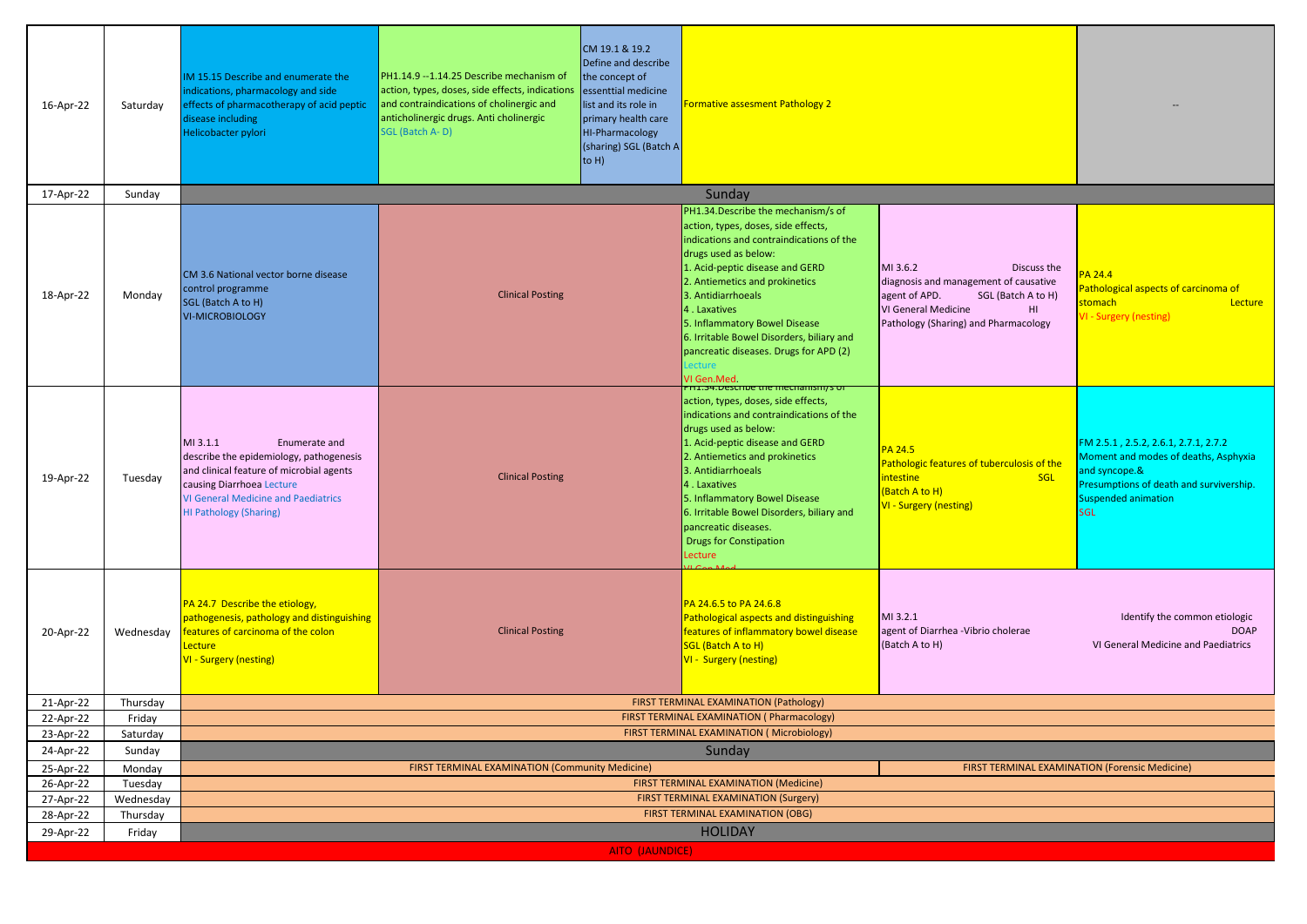| Date | Day | | | | | | |
|---|---|---|---|---|---|---|---|
| 16-Apr-22 | Saturday | IM 15.15 Describe and enumerate the indications, pharmacology and side effects of pharmacotherapy of acid peptic disease including Helicobacter pylori | PH1.14.9 --1.14.25 Describe mechanism of action, types, doses, side effects, indications and contraindications of cholinergic and anticholinergic drugs. Anti cholinergic SGL (Batch A- D) | CM 19.1 & 19.2 Define and describe the concept of essenttial medicine list and its role in primary health care HI-Pharmacology (sharing) SGL (Batch A to H) | Formative assesment Pathology 2 | | -- |
| 17-Apr-22 | Sunday | Sunday | | | | | |
| 18-Apr-22 | Monday | CM 3.6 National vector borne disease control programme SGL (Batch A to H) VI-MICROBIOLOGY | Clinical Posting | | PH1.34.Describe the mechanism/s of action, types, doses, side effects, indications and contraindications of the drugs used as below: 1. Acid-peptic disease and GERD 2. Antiemetics and prokinetics 3. Antidiarrhoeals 4 . Laxatives 5. Inflammatory Bowel Disease 6. Irritable Bowel Disorders, biliary and pancreatic diseases. Drugs for APD (2) Lecture VI Gen.Med. | MI 3.6.2 Discuss the diagnosis and management of causative agent of APD. SGL (Batch A to H) VI General Medicine HI Pathology (Sharing) and Pharmacology | PA 24.4 Pathological aspects of carcinoma of stomach Lecture VI - Surgery (nesting) |
| 19-Apr-22 | Tuesday | MI 3.1.1 Enumerate and describe the epidemiology, pathogenesis and clinical feature of microbial agents causing Diarrhoea Lecture VI General Medicine and Paediatrics HI Pathology (Sharing) | Clinical Posting | | PH1.34.Describe the mechanism/s of action, types, doses, side effects, indications and contraindications of the drugs used as below: 1. Acid-peptic disease and GERD 2. Antiemetics and prokinetics 3. Antidiarrhoeals 4 . Laxatives 5. Inflammatory Bowel Disease 6. Irritable Bowel Disorders, biliary and pancreatic diseases. Drugs for Constipation Lecture VI Gen.Med. | PA 24.5 Pathologic features of tuberculosis of the intestine SGL (Batch A to H) VI - Surgery (nesting) | FM 2.5.1 , 2.5.2, 2.6.1, 2.7.1, 2.7.2 Moment and modes of deaths, Asphyxia and syncope.& Presumptions of death and survivership. Suspended animation SGL |
| 20-Apr-22 | Wednesday | PA 24.7 Describe the etiology, pathogenesis, pathology and distinguishing features of carcinoma of the colon Lecture VI - Surgery (nesting) | Clinical Posting | | PA 24.6.5 to PA 24.6.8 Pathological aspects and distinguishing features of inflammatory bowel disease SGL (Batch A to H) VI - Surgery (nesting) | MI 3.2.1 Identify the common etiologic agent of Diarrhea -Vibrio cholerae DOAP (Batch A to H) VI General Medicine and Paediatrics | |
| 21-Apr-22 | Thursday | FIRST TERMINAL EXAMINATION (Pathology) | | | | | |
| 22-Apr-22 | Friday | FIRST TERMINAL EXAMINATION ( Pharmacology) | | | | | |
| 23-Apr-22 | Saturday | FIRST TERMINAL EXAMINATION ( Microbiology) | | | | | |
| 24-Apr-22 | Sunday | Sunday | | | | | |
| 25-Apr-22 | Monday | FIRST TERMINAL EXAMINATION (Community Medicine) | | | | FIRST TERMINAL EXAMINATION (Forensic Medicine) | |
| 26-Apr-22 | Tuesday | FIRST TERMINAL EXAMINATION (Medicine) | | | | | |
| 27-Apr-22 | Wednesday | FIRST TERMINAL EXAMINATION (Surgery) | | | | | |
| 28-Apr-22 | Thursday | FIRST TERMINAL EXAMINATION (OBG) | | | | | |
| 29-Apr-22 | Friday | HOLIDAY | | | | | |
| AITO (JAUNDICE) | | | | | | | |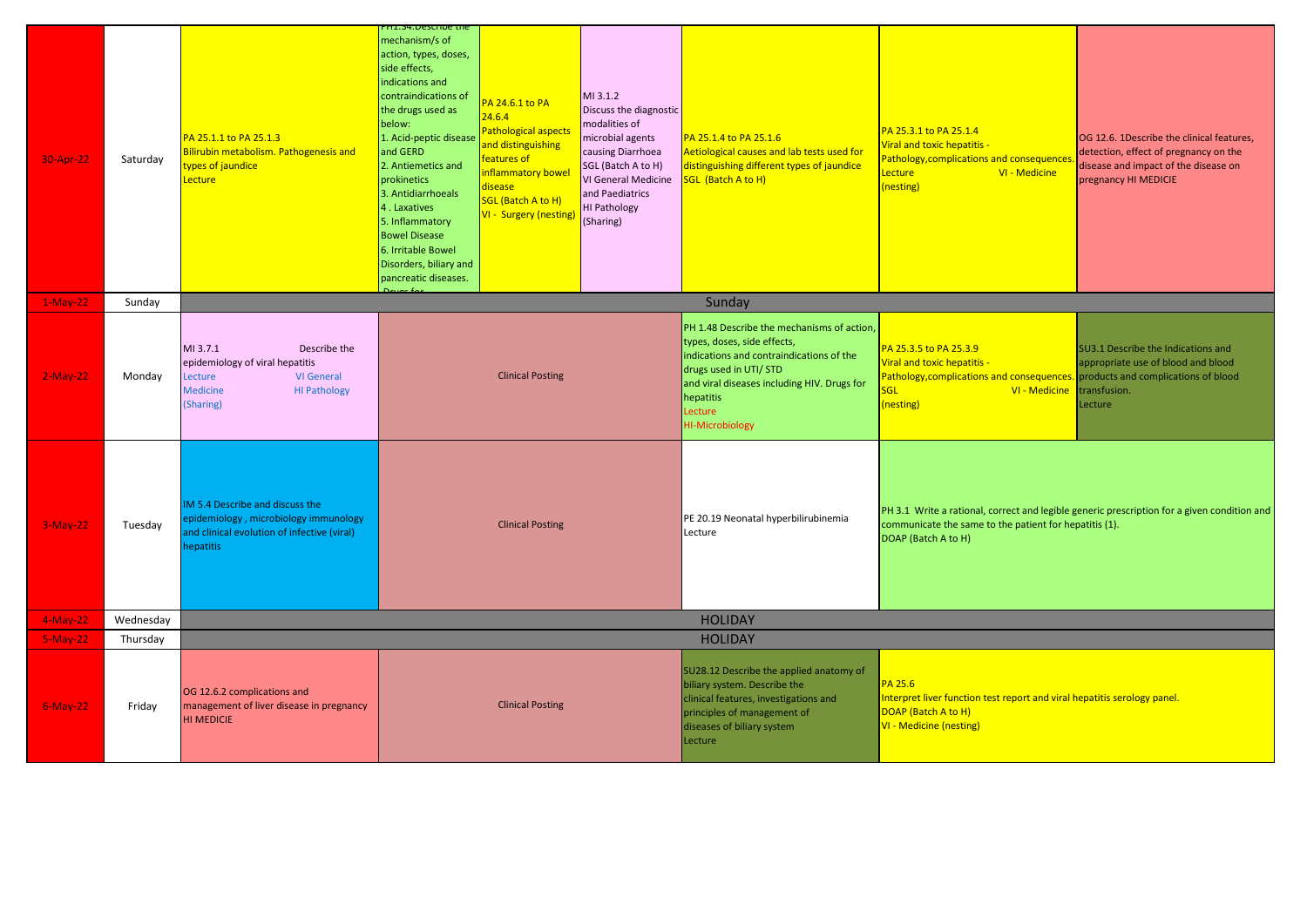| Date | Day | | | | | | | |
|---|---|---|---|---|---|---|---|---|
| 30-Apr-22 | Saturday | PA 25.1.1 to PA 25.1.3 Bilirubin metabolism. Pathogenesis and types of jaundice Lecture | PH1.34.Describe the mechanism/s of action, types, doses, side effects, indications and contraindications of the drugs used as below: 1. Acid-peptic disease and GERD 2. Antiemetics and prokinetics 3. Antidiarrhoeals 4 . Laxatives 5. Inflammatory Bowel Disease 6. Irritable Bowel Disorders, biliary and pancreatic diseases. Drugs for | PA 24.6.1 to PA 24.6.4 Pathological aspects and distinguishing features of inflammatory bowel disease SGL (Batch A to H) VI - Surgery (nesting) | MI 3.1.2 Discuss the diagnostic modalities of microbial agents causing Diarrhoea SGL (Batch A to H) VI General Medicine and Paediatrics HI Pathology (Sharing) | PA 25.1.4 to PA 25.1.6 Aetiological causes and lab tests used for distinguishing different types of jaundice SGL (Batch A to H) | PA 25.3.1 to PA 25.1.4 Viral and toxic hepatitis - Pathology,complications and consequences. Lecture VI - Medicine (nesting) | OG 12.6. 1Describe the clinical features, detection, effect of pregnancy on the disease and impact of the disease on pregnancy HI MEDICIE |
| 1-May-22 | Sunday | Sunday | | | | | | |
| 2-May-22 | Monday | MI 3.7.1 Describe the epidemiology of viral hepatitis Lecture VI General Medicine HI Pathology (Sharing) | Clinical Posting | | | PH 1.48 Describe the mechanisms of action, types, doses, side effects, indications and contraindications of the drugs used in UTI/ STD and viral diseases including HIV. Drugs for hepatitis Lecture HI-Microbiology | PA 25.3.5 to PA 25.3.9 Viral and toxic hepatitis - Pathology,complications and consequences. SGL VI - Medicine (nesting) | SU3.1 Describe the Indications and appropriate use of blood and blood products and complications of blood transfusion. Lecture |
| 3-May-22 | Tuesday | IM 5.4 Describe and discuss the epidemiology , microbiology immunology and clinical evolution of infective (viral) hepatitis | Clinical Posting | | | PE 20.19 Neonatal hyperbilirubinemia Lecture | PH 3.1 Write a rational, correct and legible generic prescription for a given condition and communicate the same to the patient for hepatitis (1). DOAP (Batch A to H) | |
| 4-May-22 | Wednesday | HOLIDAY | | | | | | |
| 5-May-22 | Thursday | HOLIDAY | | | | | | |
| 6-May-22 | Friday | OG 12.6.2 complications and management of liver disease in pregnancy HI MEDICIE | Clinical Posting | | | SU28.12 Describe the applied anatomy of biliary system. Describe the clinical features, investigations and principles of management of diseases of biliary system Lecture | PA 25.6 Interpret liver function test report and viral hepatitis serology panel. DOAP (Batch A to H) VI - Medicine (nesting) | |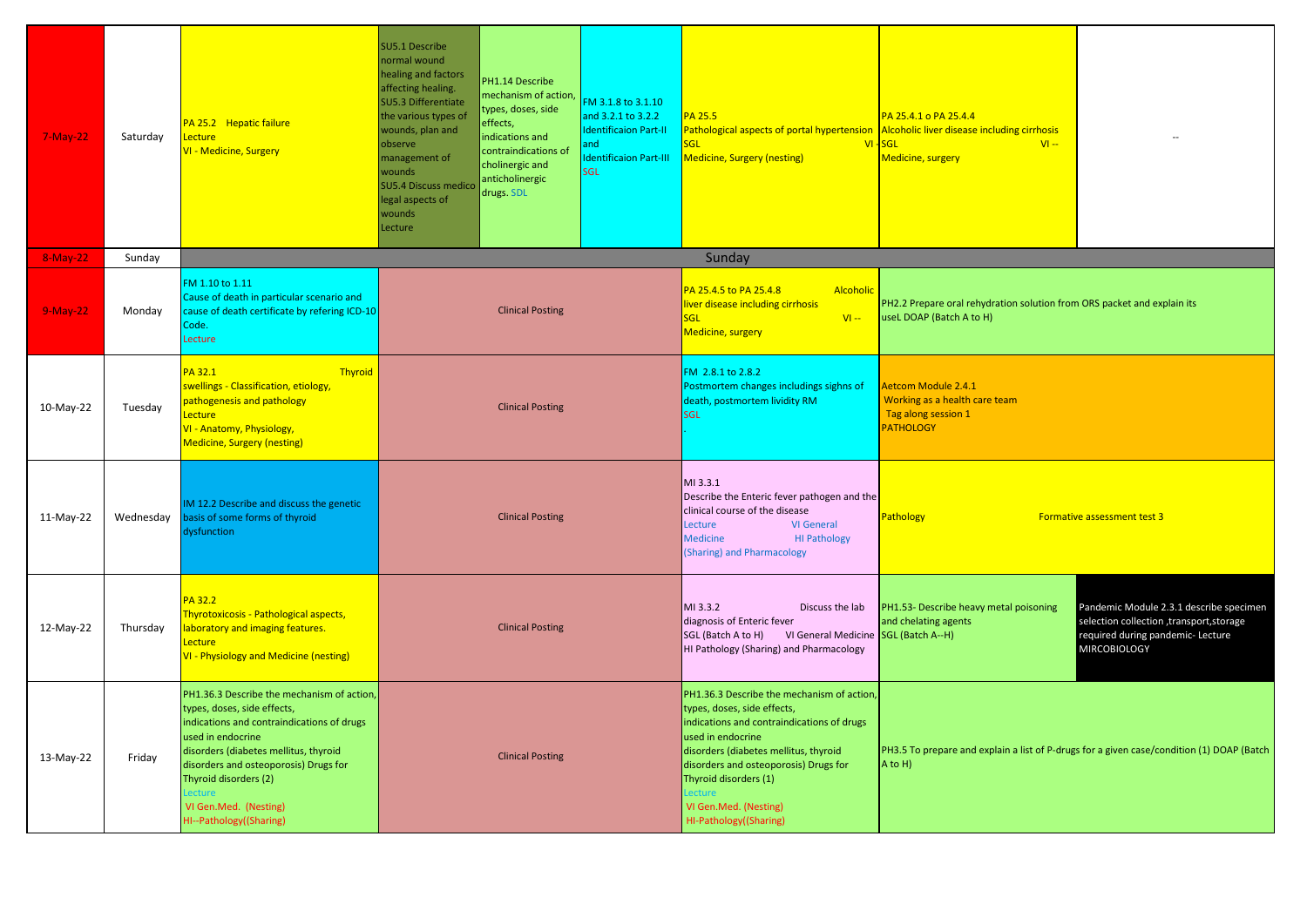| | | | | | | | | |
|---|---|---|---|---|---|---|---|---|
| 7-May-22 | Saturday | PA 25.2 Hepatic failure Lecture VI - Medicine, Surgery | SU5.1 Describe normal wound healing and factors affecting healing. SU5.3 Differentiate the various types of wounds, plan and observe management of wounds SU5.4 Discuss medico legal aspects of wounds Lecture | PH1.14 Describe mechanism of action, types, doses, side effects, indications and contraindications of cholinergic and anticholinergic drugs. SDL | FM 3.1.8 to 3.1.10 and 3.2.1 to 3.2.2 Identificaion Part-II and Identificaion Part-III SGL | PA 25.5 Pathological aspects of portal hypertension SGL VI - Medicine, Surgery (nesting) | PA 25.4.1 o PA 25.4.4 Alcoholic liver disease including cirrhosis SGL VI -- Medicine, surgery | -- |
| 8-May-22 | Sunday | Sunday | | | | | | |
| 9-May-22 | Monday | FM 1.10 to 1.11 Cause of death in particular scenario and cause of death certificate by refering ICD-10 Code. Lecture | Clinical Posting | | | PA 25.4.5 to PA 25.4.8 Alcoholic liver disease including cirrhosis SGL VI -- Medicine, surgery | PH2.2 Prepare oral rehydration solution from ORS packet and explain its useL DOAP (Batch A to H) | |
| 10-May-22 | Tuesday | PA 32.1 Thyroid swellings - Classification, etiology, pathogenesis and pathology Lecture VI - Anatomy, Physiology, Medicine, Surgery (nesting) | Clinical Posting | | | FM 2.8.1 to 2.8.2 Postmortem changes includings sighns of death, postmortem lividity RM SGL . | Aetcom Module 2.4.1 Working as a health care team Tag along session 1 PATHOLOGY | |
| 11-May-22 | Wednesday | IM 12.2 Describe and discuss the genetic basis of some forms of thyroid dysfunction | Clinical Posting | | | MI 3.3.1 Describe the Enteric fever pathogen and the clinical course of the disease Lecture VI General Medicine HI Pathology (Sharing) and Pharmacology | Pathology Formative assessment test 3 | |
| 12-May-22 | Thursday | PA 32.2 Thyrotoxicosis - Pathological aspects, laboratory and imaging features. Lecture VI - Physiology and Medicine (nesting) | Clinical Posting | | | MI 3.3.2 Discuss the lab diagnosis of Enteric fever SGL (Batch A to H) VI General Medicine HI Pathology (Sharing) and Pharmacology | PH1.53- Describe heavy metal poisoning and chelating agents SGL (Batch A--H) | Pandemic Module 2.3.1 describe specimen selection collection ,transport,storage required during pandemic- Lecture MIRCOBIOLOGY |
| 13-May-22 | Friday | PH1.36.3 Describe the mechanism of action, types, doses, side effects, indications and contraindications of drugs used in endocrine disorders (diabetes mellitus, thyroid disorders and osteoporosis) Drugs for Thyroid disorders (2) Lecture VI Gen.Med. (Nesting) HI--Pathology((Sharing) | Clinical Posting | | | PH1.36.3 Describe the mechanism of action, types, doses, side effects, indications and contraindications of drugs used in endocrine disorders (diabetes mellitus, thyroid disorders and osteoporosis) Drugs for Thyroid disorders (1) Lecture VI Gen.Med. (Nesting) HI-Pathology((Sharing) | PH3.5 To prepare and explain a list of P-drugs for a given case/condition (1) DOAP (Batch A to H) | |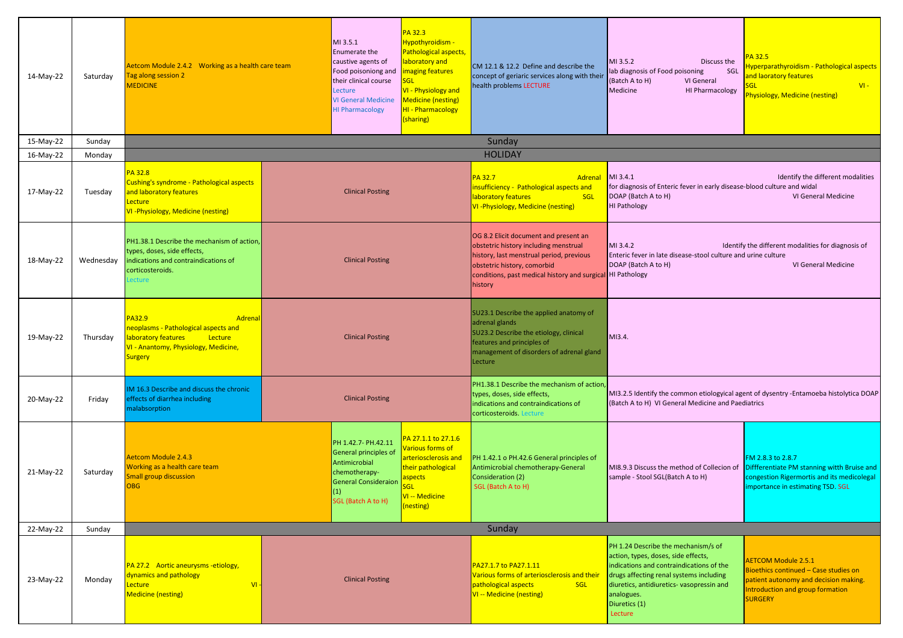| Date | Day | | | | | | | |
|---|---|---|---|---|---|---|---|---|
| 14-May-22 | Saturday | Aetcom Module 2.4.2 Working as a health care team Tag along session 2 MEDICINE | | MI 3.5.1 Enumerate the caustive agents of Food poisoniong and their clinical course Lecture VI General Medicine HI Pharmacology | PA 32.3 Hypothyroidism - Pathological aspects, laboratory and imaging features SGL VI - Physiology and Medicine (nesting) HI - Pharmacology (sharing) | CM 12.1 & 12.2 Define and describe the concept of geriaric services along with their health problems LECTURE | MI 3.5.2 Discuss the lab diagnosis of Food poisoning SGL (Batch A to H) VI General Medicine HI Pharmacology | PA 32.5 Hyperparathyroidism - Pathological aspects and laoratory features SGL VI - Physiology, Medicine (nesting) |
| 15-May-22 | Sunday | Sunday | | | | | | |
| 16-May-22 | Monday | HOLIDAY | | | | | | |
| 17-May-22 | Tuesday | PA 32.8 Cushing's syndrome - Pathological aspects and laboratory features Lecture VI -Physiology, Medicine (nesting) | Clinical Posting | | | PA 32.7 Adrenal insufficiency - Pathological aspects and laboratory features SGL VI -Physiology, Medicine (nesting) | MI 3.4.1 Identify the different modalities for diagnosis of Enteric fever in early disease-blood culture and widal DOAP (Batch A to H) VI General Medicine HI Pathology | |
| 18-May-22 | Wednesday | PH1.38.1 Describe the mechanism of action, types, doses, side effects, indications and contraindications of corticosteroids. Lecture | Clinical Posting | | | OG 8.2 Elicit document and present an obstetric history including menstrual history, last menstrual period, previous obstetric history, comorbid conditions, past medical history and surgical history | MI 3.4.2 Identify the different modalities for diagnosis of Enteric fever in late disease-stool culture and urine culture DOAP (Batch A to H) VI General Medicine HI Pathology | |
| 19-May-22 | Thursday | PA32.9 Adrenal neoplasms - Pathological aspects and laboratory features Lecture VI - Anantomy, Physiology, Medicine, Surgery | Clinical Posting | | | SU23.1 Describe the applied anatomy of adrenal glands SU23.2 Describe the etiology, clinical features and principles of management of disorders of adrenal gland Lecture | MI3.4. | |
| 20-May-22 | Friday | IM 16.3 Describe and discuss the chronic effects of diarrhea including malabsorption | Clinical Posting | | | PH1.38.1 Describe the mechanism of action, types, doses, side effects, indications and contraindications of corticosteroids. Lecture | MI3.2.5 Identify the common etiologyical agent of dysentry -Entamoeba histolytica DOAP (Batch A to H) VI General Medicine and Paediatrics | |
| 21-May-22 | Saturday | Aetcom Module 2.4.3 Working as a health care team Small group discussion OBG | | PH 1.42.7- PH.42.11 General principles of Antimicrobial chemotherapy-General Consideraion (1) SGL (Batch A to H) | PA 27.1.1 to 27.1.6 Various forms of arteriosclerosis and their pathological aspects SGL VI -- Medicine (nesting) | PH 1.42.1 o PH.42.6 General principles of Antimicrobial chemotherapy-General Consideration (2) SGL (Batch A to H) | MI8.9.3 Discuss the method of Collecion of sample - Stool SGL(Batch A to H) | FM 2.8.3 to 2.8.7 Diffferentiate PM stanning witth Bruise and congestion Rigermortis and its medicolegal importance in estimating TSD. SGL |
| 22-May-22 | Sunday | Sunday | | | | | | |
| 23-May-22 | Monday | PA 27.2 Aortic aneurysms -etiology, dynamics and pathology Lecture VI - Medicine (nesting) | Clinical Posting | | | PA27.1.7 to PA27.1.11 Various forms of arteriosclerosis and their pathological aspects SGL VI -- Medicine (nesting) | PH 1.24 Describe the mechanism/s of action, types, doses, side effects, indications and contraindications of the drugs affecting renal systems including diuretics, antidiuretics- vasopressin and analogues. Diuretics (1) Lecture | AETCOM Module 2.5.1 Bioethics continued – Case studies on patient autonomy and decision making. Introduction and group formation SURGERY |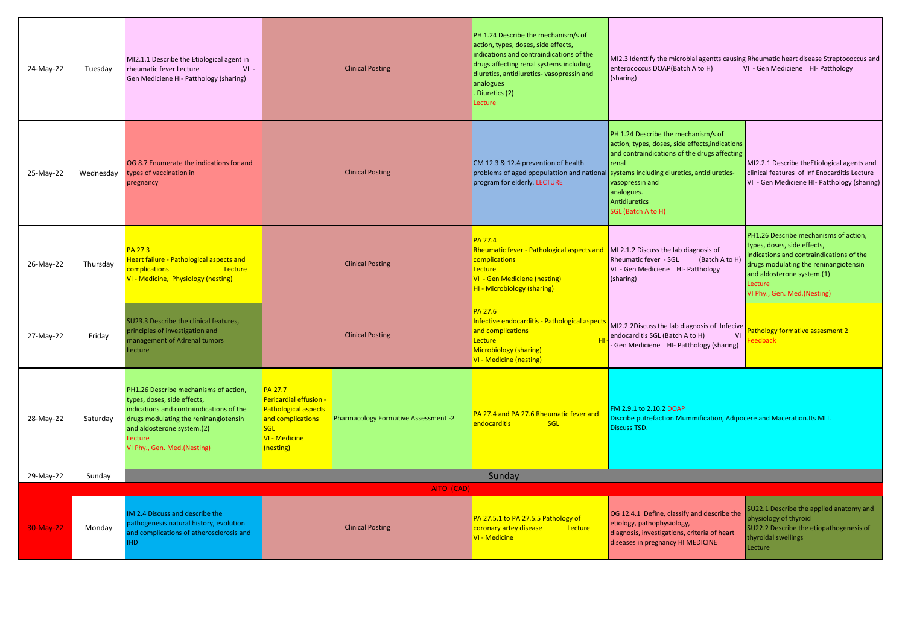| Date | Day | | | | | | |
|---|---|---|---|---|---|---|---|
| 24-May-22 | Tuesday | MI2.1.1 Describe the Etiological agent in rheumatic fever Lecture VI - Gen Mediciene HI- Patthology (sharing) | Clinical Posting | | PH 1.24 Describe the mechanism/s of action, types, doses, side effects, indications and contraindications of the drugs affecting renal systems including diuretics, antidiuretics- vasopressin and analogues . Diuretics (2) Lecture | MI2.3 Identtify the microbial agentts causing Rheumatic heart disease Streptococcus and enterococcus DOAP(Batch A to H) VI - Gen Mediciene HI- Patthology (sharing) | |
| 25-May-22 | Wednesday | OG 8.7 Enumerate the indications for and types of vaccination in pregnancy | Clinical Posting | | CM 12.3 & 12.4 prevention of health problems of aged ppopulattion and national program for elderly. LECTURE | PH 1.24 Describe the mechanism/s of action, types, doses, side effects,indications and contraindications of the drugs affecting renal systems including diuretics, antidiuretics- vasopressin and analogues. Antidiuretics SGL (Batch A to H) | MI2.2.1 Describe theEtiological agents and clinical features of Inf Enocarditis Lecture VI - Gen Mediciene HI- Patthology (sharing) |
| 26-May-22 | Thursday | PA 27.3 Heart failure - Pathological aspects and complications Lecture VI - Medicine, Physiology (nesting) | Clinical Posting | | PA 27.4 Rheumatic fever - Pathological aspects and complications Lecture VI - Gen Mediciene (nesting) HI - Microbiology (sharing) | MI 2.1.2 Discuss the lab diagnosis of Rheumatic fever - SGL (Batch A to H) VI - Gen Mediciene HI- Patthology (sharing) | PH1.26 Describe mechanisms of action, types, doses, side effects, indications and contraindications of the drugs modulating the reninangiotensin and aldosterone system.(1) Lecture VI Phy., Gen. Med.(Nesting) |
| 27-May-22 | Friday | SU23.3 Describe the clinical features, principles of investigation and management of Adrenal tumors Lecture | Clinical Posting | | PA 27.6 Infective endocarditis - Pathological aspects and complications Lecture HI - Microbiology (sharing) VI - Medicine (nesting) | MI2.2.2Discuss the lab diagnosis of Infecive endocarditis SGL (Batch A to H) VI - Gen Mediciene HI- Patthology (sharing) | Pathology formative assesment 2 Feedback |
| 28-May-22 | Saturday | PH1.26 Describe mechanisms of action, types, doses, side effects, indications and contraindications of the drugs modulating the reninangiotensin and aldosterone system.(2) Lecture VI Phy., Gen. Med.(Nesting) | PA 27.7 Pericardial effusion - Pathological aspects and complications SGL VI - Medicine (nesting) | Pharmacology Formative Assessment -2 | PA 27.4 and PA 27.6 Rheumatic fever and endocarditis SGL | FM 2.9.1 to 2.10.2 DOAP Discribe putrefaction Mummification, Adipocere and Maceration.Its MLI. Discuss TSD. | |
| 29-May-22 | Sunday | Sunday | | | | | |
| AITO (CAD) | | | | | | | |
| 30-May-22 | Monday | IM 2.4 Discuss and describe the pathogenesis natural history, evolution and complications of atherosclerosis and IHD | Clinical Posting | | PA 27.5.1 to PA 27.5.5 Pathology of coronary artey disease Lecture VI - Medicine | OG 12.4.1 Define, classify and describe the etiology, pathophysiology, diagnosis, investigations, criteria of heart diseases in pregnancy HI MEDICINE | SU22.1 Describe the applied anatomy and physiology of thyroid SU22.2 Describe the etiopathogenesis of thyroidal swellings Lecture |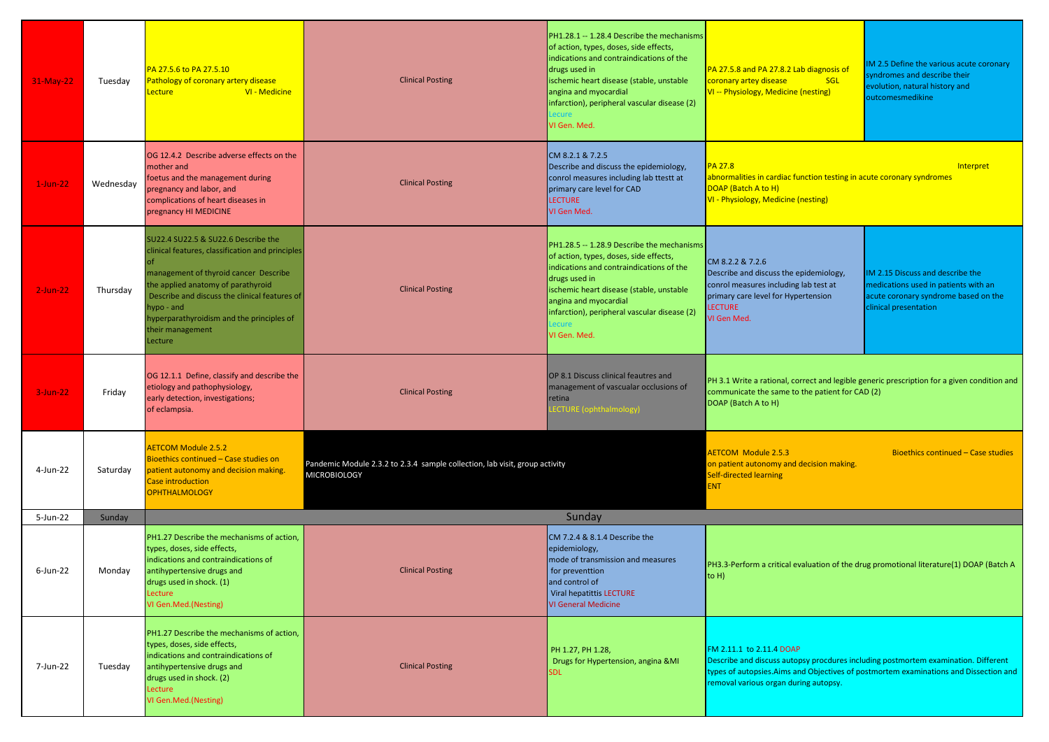| Date | Day | | | | | |
|---|---|---|---|---|---|---|
| 31-May-22 | Tuesday | PA 27.5.6 to PA 27.5.10 Pathology of coronary artery disease Lecture VI - Medicine | Clinical Posting | PH1.28.1 -- 1.28.4 Describe the mechanisms of action, types, doses, side effects, indications and contraindications of the drugs used in ischemic heart disease (stable, unstable angina and myocardial infarction), peripheral vascular disease (2) Lecure VI Gen. Med. | PA 27.5.8 and PA 27.8.2 Lab diagnosis of coronary artey disease SGL VI -- Physiology, Medicine (nesting) | IM 2.5 Define the various acute coronary syndromes and describe their evolution, natural history and outcomesmedikine |
| 1-Jun-22 | Wednesday | OG 12.4.2 Describe adverse effects on the mother and foetus and the management during pregnancy and labor, and complications of heart diseases in pregnancy HI MEDICINE | Clinical Posting | CM 8.2.1 & 7.2.5 Describe and discuss the epidemiology, conrol measures including lab ttestt at primary care level for CAD LECTURE VI Gen Med. | PA 27.8 Interpret abnormalities in cardiac function testing in acute coronary syndromes DOAP (Batch A to H) VI - Physiology, Medicine (nesting) | |
| 2-Jun-22 | Thursday | SU22.4 SU22.5 & SU22.6 Describe the clinical features, classification and principles of management of thyroid cancer Describe the applied anatomy of parathyroid Describe and discuss the clinical features of hypo - and hyperparathyroidism and the principles of their management Lecture | Clinical Posting | PH1.28.5 -- 1.28.9 Describe the mechanisms of action, types, doses, side effects, indications and contraindications of the drugs used in ischemic heart disease (stable, unstable angina and myocardial infarction), peripheral vascular disease (2) Lecure VI Gen. Med. | CM 8.2.2 & 7.2.6 Describe and discuss the epidemiology, conrol measures including lab test at primary care level for Hypertension LECTURE VI Gen Med. | IM 2.15 Discuss and describe the medications used in patients with an acute coronary syndrome based on the clinical presentation |
| 3-Jun-22 | Friday | OG 12.1.1 Define, classify and describe the etiology and pathophysiology, early detection, investigations; of eclampsia. | Clinical Posting | OP 8.1 Discuss clinical feautres and management of vascualar occlusions of retina LECTURE (ophthalmology) | PH 3.1 Write a rational, correct and legible generic prescription for a given condition and communicate the same to the patient for CAD (2) DOAP (Batch A to H) | |
| 4-Jun-22 | Saturday | AETCOM Module 2.5.2 Bioethics continued – Case studies on patient autonomy and decision making. Case introduction OPHTHALMOLOGY | Pandemic Module 2.3.2 to 2.3.4 sample collection, lab visit, group activity MICROBIOLOGY | | AETCOM Module 2.5.3 Bioethics continued – Case studies on patient autonomy and decision making. Self-directed learning ENT | |
| 5-Jun-22 | Sunday | Sunday | | | | |
| 6-Jun-22 | Monday | PH1.27 Describe the mechanisms of action, types, doses, side effects, indications and contraindications of antihypertensive drugs and drugs used in shock. (1) Lecture VI Gen.Med.(Nesting) | Clinical Posting | CM 7.2.4 & 8.1.4 Describe the epidemiology, mode of transmission and measures for preventtion and control of Viral hepatittis LECTURE VI General Medicine | PH3.3-Perform a critical evaluation of the drug promotional literature(1) DOAP (Batch A to H) | |
| 7-Jun-22 | Tuesday | PH1.27 Describe the mechanisms of action, types, doses, side effects, indications and contraindications of antihypertensive drugs and drugs used in shock. (2) Lecture VI Gen.Med.(Nesting) | Clinical Posting | PH 1.27, PH 1.28, Drugs for Hypertension, angina &MI SDL | FM 2.11.1 to 2.11.4 DOAP Describe and discuss autopsy procdures including postmortem examination. Different types of autopsies.Aims and Objectives of postmortem examinations and Dissection and removal various organ during autopsy. | |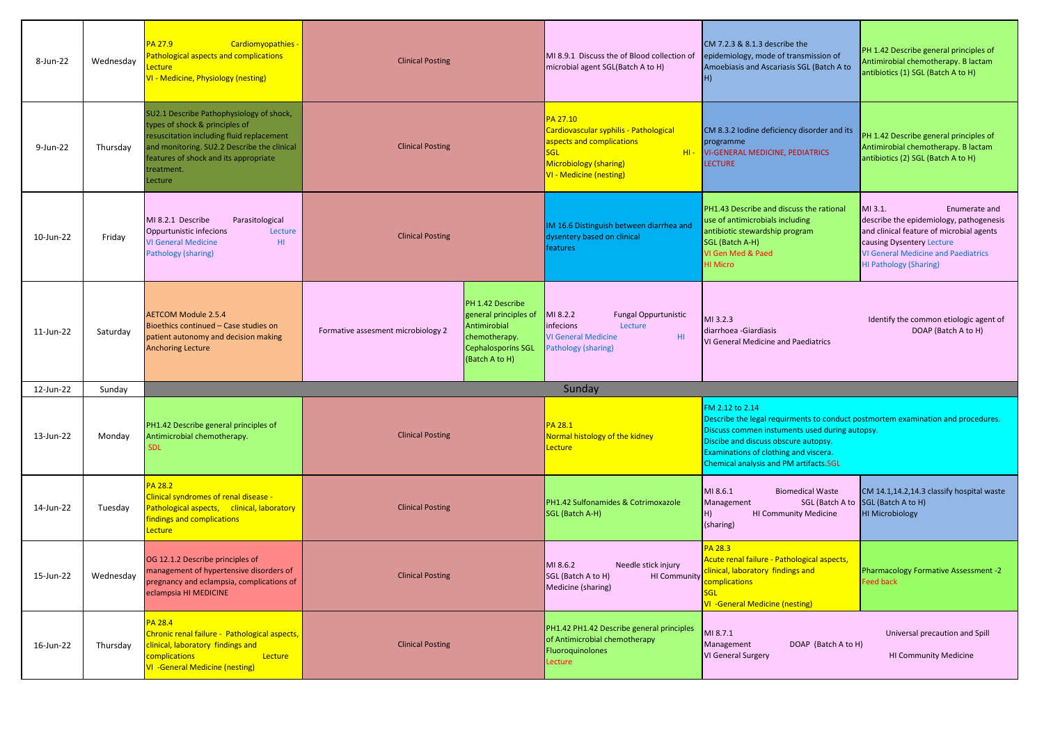| Date | Day | | | | | | |
|---|---|---|---|---|---|---|---|
| 8-Jun-22 | Wednesday | PA 27.9 Cardiomyopathies - Pathological aspects and complications Lecture VI - Medicine, Physiology (nesting) | Clinical Posting | | MI 8.9.1 Discuss the of Blood collection of microbial agent SGL(Batch A to H) | CM 7.2.3 & 8.1.3 describe the epidemiology, mode of transmission of Amoebiasis and Ascariasis SGL (Batch A to H) | PH 1.42 Describe general principles of Antimirobial chemotherapy. B lactam antibiotics (1) SGL (Batch A to H) |
| 9-Jun-22 | Thursday | SU2.1 Describe Pathophysiology of shock, types of shock & principles of resuscitation including fluid replacement and monitoring. SU2.2 Describe the clinical features of shock and its appropriate treatment. Lecture | Clinical Posting | | PA 27.10 Cardiovascular syphilis - Pathological aspects and complications SGL HI - Microbiology (sharing) VI - Medicine (nesting) | CM 8.3.2 Iodine deficiency disorder and its programme VI-GENERAL MEDICINE, PEDIATRICS LECTURE | PH 1.42 Describe general principles of Antimirobial chemotherapy. B lactam antibiotics (2) SGL (Batch A to H) |
| 10-Jun-22 | Friday | MI 8.2.1 Describe Parasitological Oppurtunistic infecions Lecture VI General Medicine HI Pathology (sharing) | Clinical Posting | | IM 16.6 Distinguish between diarrhea and dysentery based on clinical features | PH1.43 Describe and discuss the rational use of antimicrobials including antibiotic stewardship program SGL (Batch A-H) VI Gen Med & Paed HI Micro | MI 3.1. Enumerate and describe the epidemiology, pathogenesis and clinical feature of microbial agents causing Dysentery Lecture VI General Medicine and Paediatrics HI Pathology (Sharing) |
| 11-Jun-22 | Saturday | AETCOM Module 2.5.4 Bioethics continued – Case studies on patient autonomy and decision making Anchoring Lecture | Formative assesment microbiology 2 | PH 1.42 Describe general principles of Antimirobial chemotherapy. Cephalosporins SGL (Batch A to H) | MI 8.2.2 Fungal Oppurtunistic infecions Lecture VI General Medicine HI Pathology (sharing) | MI 3.2.3 Identify the common etiologic agent of diarrhoea -Giardiasis DOAP (Batch A to H) VI General Medicine and Paediatrics | |
| 12-Jun-22 | Sunday | Sunday | | | | | |
| 13-Jun-22 | Monday | PH1.42 Describe general principles of Antimicrobial chemotherapy. SDL | Clinical Posting | | PA 28.1 Normal histology of the kidney Lecture | FM 2.12 to 2.14 Describe the legal requirments to conduct postmortem examination and procedures. Discuss commen instuments used during autopsy. Discibe and discuss obscure autopsy. Examinations of clothing and viscera. Chemical analysis and PM artifacts.SGL | |
| 14-Jun-22 | Tuesday | PA 28.2 Clinical syndromes of renal disease - Pathological aspects, clinical, laboratory findings and complications Lecture | Clinical Posting | | PH1.42 Sulfonamides & Cotrimoxazole SGL (Batch A-H) | MI 8.6.1 Biomedical Waste Management SGL (Batch A to H) HI Community Medicine (sharing) | CM 14.1,14.2,14.3 classify hospital waste SGL (Batch A to H) HI Microbiology |
| 15-Jun-22 | Wednesday | OG 12.1.2 Describe principles of management of hypertensive disorders of pregnancy and eclampsia, complications of eclampsia HI MEDICINE | Clinical Posting | | MI 8.6.2 Needle stick injury SGL (Batch A to H) HI Community Medicine (sharing) | PA 28.3 Acute renal failure - Pathological aspects, clinical, laboratory findings and complications SGL VI -General Medicine (nesting) | Pharmacology Formative Assessment -2 Feed back |
| 16-Jun-22 | Thursday | PA 28.4 Chronic renal failure - Pathological aspects, clinical, laboratory findings and complications Lecture VI -General Medicine (nesting) | Clinical Posting | | PH1.42 PH1.42 Describe general principles of Antimicrobial chemotherapy Fluoroquinolones Lecture | MI 8.7.1 Universal precaution and Spill Management DOAP (Batch A to H) VI General Surgery HI Community Medicine | |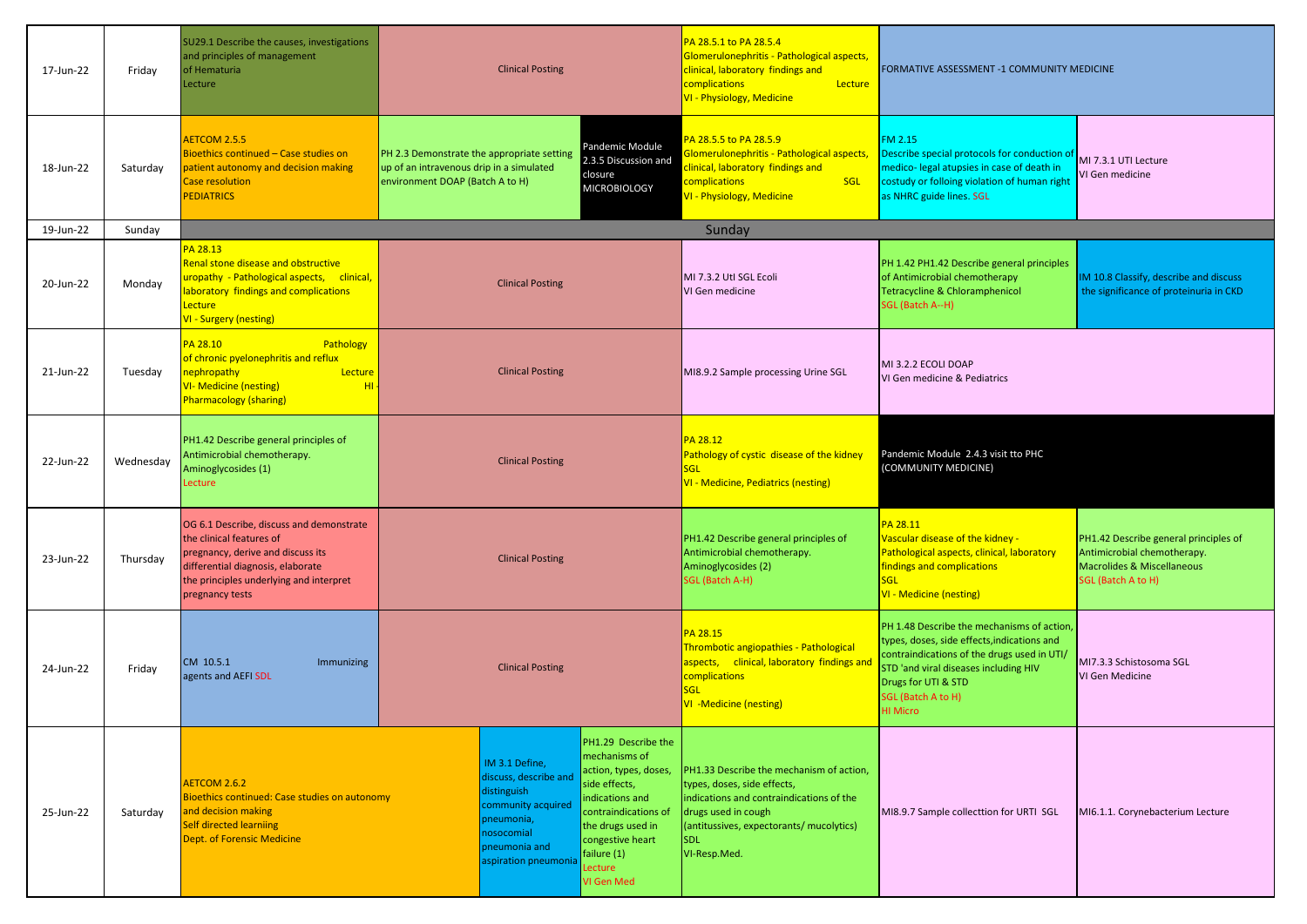| Date | Day | | | | | | |
|---|---|---|---|---|---|---|---|
| 17-Jun-22 | Friday | SU29.1 Describe the causes, investigations and principles of management of Hematuria Lecture | Clinical Posting | | PA 28.5.1 to PA 28.5.4 Glomerulonephritis - Pathological aspects, clinical, laboratory findings and complications Lecture VI - Physiology, Medicine | FORMATIVE ASSESSMENT -1 COMMUNITY MEDICINE | |
| 18-Jun-22 | Saturday | AETCOM 2.5.5 Bioethics continued – Case studies on patient autonomy and decision making Case resolution PEDIATRICS | PH 2.3 Demonstrate the appropriate setting up of an intravenous drip in a simulated environment DOAP (Batch A to H) | Pandemic Module 2.3.5 Discussion and closure MICROBIOLOGY | PA 28.5.5 to PA 28.5.9 Glomerulonephritis - Pathological aspects, clinical, laboratory findings and complications SGL VI - Physiology, Medicine | FM 2.15 Describe special protocols for conduction of medico- legal atupsies in case of death in costudy or folloing violation of human right as NHRC guide lines. SGL | MI 7.3.1 UTI Lecture VI Gen medicine |
| 19-Jun-22 | Sunday | Sunday | | | | | |
| 20-Jun-22 | Monday | PA 28.13 Renal stone disease and obstructive uropathy - Pathological aspects, clinical, laboratory findings and complications Lecture VI - Surgery (nesting) | Clinical Posting | | MI 7.3.2 UtI SGL Ecoli VI Gen medicine | PH 1.42 PH1.42 Describe general principles of Antimicrobial chemotherapy Tetracycline & Chloramphenicol SGL (Batch A--H) | IM 10.8 Classify, describe and discuss the significance of proteinuria in CKD |
| 21-Jun-22 | Tuesday | PA 28.10 Pathology of chronic pyelonephritis and reflux nephropathy Lecture VI- Medicine (nesting) HI - Pharmacology (sharing) | Clinical Posting | | MI8.9.2 Sample processing Urine SGL | MI 3.2.2 ECOLI DOAP VI Gen medicine & Pediatrics | |
| 22-Jun-22 | Wednesday | PH1.42 Describe general principles of Antimicrobial chemotherapy. Aminoglycosides (1) Lecture | Clinical Posting | | PA 28.12 Pathology of cystic disease of the kidney SGL VI - Medicine, Pediatrics (nesting) | Pandemic Module 2.4.3 visit tto PHC (COMMUNITY MEDICINE) | |
| 23-Jun-22 | Thursday | OG 6.1 Describe, discuss and demonstrate the clinical features of pregnancy, derive and discuss its differential diagnosis, elaborate the principles underlying and interpret pregnancy tests | Clinical Posting | | PH1.42 Describe general principles of Antimicrobial chemotherapy. Aminoglycosides (2) SGL (Batch A-H) | PA 28.11 Vascular disease of the kidney - Pathological aspects, clinical, laboratory findings and complications SGL VI - Medicine (nesting) | PH1.42 Describe general principles of Antimicrobial chemotherapy. Macrolides & Miscellaneous SGL (Batch A to H) |
| 24-Jun-22 | Friday | CM 10.5.1 Immunizing agents and AEFI SDL | Clinical Posting | | PA 28.15 Thrombotic angiopathies - Pathological aspects, clinical, laboratory findings and complications SGL VI -Medicine (nesting) | PH 1.48 Describe the mechanisms of action, types, doses, side effects,indications and contraindications of the drugs used in UTI/ STD 'and viral diseases including HIV Drugs for UTI & STD SGL (Batch A to H) HI Micro | MI7.3.3 Schistosoma SGL VI Gen Medicine |
| 25-Jun-22 | Saturday | AETCOM 2.6.2 Bioethics continued: Case studies on autonomy and decision making Self directed learniing Dept. of Forensic Medicine | IM 3.1 Define, discuss, describe and distinguish community acquired pneumonia, nosocomial pneumonia and aspiration pneumonia | PH1.29 Describe the mechanisms of action, types, doses, side effects, indications and contraindications of the drugs used in congestive heart failure (1) Lecture VI Gen Med | PH1.33 Describe the mechanism of action, types, doses, side effects, indications and contraindications of the drugs used in cough (antitussives, expectorants/ mucolytics) SDL VI-Resp.Med. | MI8.9.7 Sample collecttion for URTI SGL | MI6.1.1. Corynebacterium Lecture |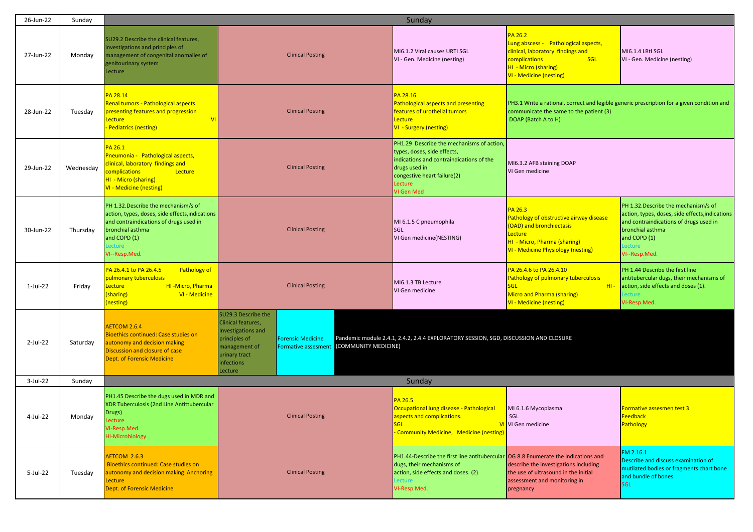| Date | Day | | | | | | |
|---|---|---|---|---|---|---|---|
| 26-Jun-22 | Sunday | Sunday | | | | | |
| 27-Jun-22 | Monday | SU29.2 Describe the clinical features, investigations and principles of management of congenital anomalies of genitourinary system Lecture | Clinical Posting | | MI6.1.2 Viral causes URTI SGL VI - Gen. Medicine (nesting) | PA 26.2 Lung abscess - Pathological aspects, clinical, laboratory findings and complications SGL HI - Micro (sharing) VI - Medicine (nesting) | MI6.1.4 LRtI SGL VI - Gen. Medicine (nesting) |
| 28-Jun-22 | Tuesday | PA 28.14 Renal tumors - Pathological aspects. presenting features and progression Lecture VI - Pediatrics (nesting) | Clinical Posting | | PA 28.16 Pathological aspects and presenting features of urothelial tumors Lecture VI - Surgery (nesting) | PH3.1 Write a rational, correct and legible generic prescription for a given condition and communicate the same to the patient (3) DOAP (Batch A to H) | |
| 29-Jun-22 | Wednesday | PA 26.1 Pneumonia - Pathological aspects, clinical, laboratory findings and complications Lecture HI - Micro (sharing) VI - Medicine (nesting) | Clinical Posting | | PH1.29 Describe the mechanisms of action, types, doses, side effects, indications and contraindications of the drugs used in congestive heart failure(2) Lecture VI Gen Med | MI6.3.2 AFB staining DOAP VI Gen medicine | |
| 30-Jun-22 | Thursday | PH 1.32.Describe the mechanism/s of action, types, doses, side effects,indications and contraindications of drugs used in bronchial asthma and COPD (1) Lecture VI--Resp.Med. | Clinical Posting | | MI 6.1.5 C pneumophila SGL VI Gen medicine(NESTING) | PA 26.3 Pathology of obstructive airway disease (OAD) and bronchiectasis Lecture HI - Micro, Pharma (sharing) VI - Medicine Physiology (nesting) | PH 1.32.Describe the mechanism/s of action, types, doses, side effects,indications and contraindications of drugs used in bronchial asthma and COPD (1) Lecture VI--Resp.Med. |
| 1-Jul-22 | Friday | PA 26.4.1 to PA 26.4.5 Pathology of pulmonary tuberculosis Lecture HI -Micro, Pharma (sharing) VI - Medicine (nesting) | Clinical Posting | | MI6.1.3 TB Lecture VI Gen medicine | PA 26.4.6 to PA 26.4.10 Pathology of pulmonary tuberculosis SGL HI - Micro and Pharma (sharing) VI - Medicine (nesting) | PH 1.44 Describe the first line antitubercular dugs, their mechanisms of action, side effects and doses (1). Lecture VI-Resp.Med. |
| 2-Jul-22 | Saturday | AETCOM 2.6.4 Bioethics continued: Case studies on autonomy and decision making Discussion and closure of case Dept. of Forensic Medicine | SU29.3 Describe the Clinical features, Investigations and principles of management of urinary tract infections Lecture | Forensic Medicine Formative assesment | Pandemic module 2.4.1, 2.4.2, 2.4.4 EXPLORATORY SESSION, SGD, DISCUSSION AND CLOSURE (COMMUNITY MEDICINE) | | |
| 3-Jul-22 | Sunday | Sunday | | | | | |
| 4-Jul-22 | Monday | PH1.45 Describe the dugs used in MDR and XDR Tuberculosis (2nd Line Antittubercular Drugs) Lecture VI-Resp.Med. HI-Microbiology | Clinical Posting | | PA 26.5 Occupational lung disease - Pathological aspects and complications. SGL VI - Community Medicine, Medicine (nesting) | MI 6.1.6 Mycoplasma SGL VI Gen medicine | Formative assesmen test 3 Feedback Pathology |
| 5-Jul-22 | Tuesday | AETCOM 2.6.3 Bioethics continued: Case studies on autonomy and decision making Anchoring Lecture Dept. of Forensic Medicine | Clinical Posting | | PH1.44-Describe the first line antitubercular dugs, their mechanisms of action, side effects and doses. (2) Lecture VI-Resp.Med. | OG 8.8 Enumerate the indications and describe the investigations including the use of ultrasound in the initial assessment and monitoring in pregnancy | FM 2.16.1 Describe and discuss examination of mutilated bodies or fragments chart bone and bundle of bones. SGL |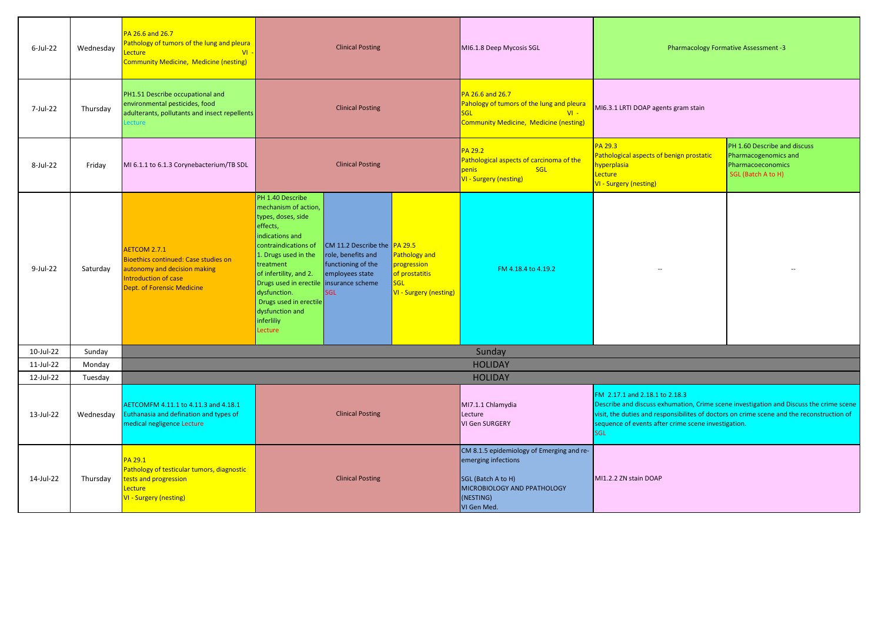| | | | | | | | | |
|---|---|---|---|---|---|---|---|---|
| 6-Jul-22 | Wednesday | PA 26.6 and 26.7 Pathology of tumors of the lung and pleura Lecture VI - Community Medicine, Medicine (nesting) | Clinical Posting | | | MI6.1.8 Deep Mycosis SGL | Pharmacology Formative Assessment -3 | |
| 7-Jul-22 | Thursday | PH1.51 Describe occupational and environmental pesticides, food adulterants, pollutants and insect repellents Lecture | Clinical Posting | | | PA 26.6 and 26.7 Pahology of tumors of the lung and pleura SGL VI - Community Medicine, Medicine (nesting) | MI6.3.1 LRTI DOAP agents gram stain | |
| 8-Jul-22 | Friday | MI 6.1.1 to 6.1.3 Corynebacterium/TB SDL | Clinical Posting | | | PA 29.2 Pathological aspects of carcinoma of the penis SGL VI - Surgery (nesting) | PA 29.3 Pathological aspects of benign prostatic hyperplasia Lecture VI - Surgery (nesting) | PH 1.60 Describe and discuss Pharmacogenomics and Pharmacoeconomics SGL (Batch A to H) |
| 9-Jul-22 | Saturday | AETCOM 2.7.1 Bioethics continued: Case studies on autonomy and decision making Introduction of case Dept. of Forensic Medicine | PH 1.40 Describe mechanism of action, types, doses, side effects, indications and contraindications of 1. Drugs used in the treatment of infertility, and 2. Drugs used in erectile dysfunction. Drugs used in erectile dysfunction and inferliliy Lecture | CM 11.2 Describe the role, benefits and functioning of the employees state insurance scheme SGL | PA 29.5 Pathology and progression of prostatitis SGL VI - Surgery (nesting) | FM 4.18.4 to 4.19.2 | -- | -- |
| 10-Jul-22 | Sunday | Sunday | | | | | | |
| 11-Jul-22 | Monday | HOLIDAY | | | | | | |
| 12-Jul-22 | Tuesday | HOLIDAY | | | | | | |
| 13-Jul-22 | Wednesday | AETCOMFM 4.11.1 to 4.11.3 and 4.18.1 Euthanasia and defination and types of medical negligence Lecture | Clinical Posting | | | MI7.1.1 Chlamydia Lecture VI Gen SURGERY | FM 2.17.1 and 2.18.1 to 2.18.3 Describe and discuss exhumation, Crime scene investigation and Discuss the crime scene visit, the duties and responsibilites of doctors on crime scene and the reconstruction of sequence of events after crime scene investigation. SGL | |
| 14-Jul-22 | Thursday | PA 29.1 Pathology of testicular tumors, diagnostic tests and progression Lecture VI - Surgery (nesting) | Clinical Posting | | | CM 8.1.5 epidemiology of Emerging and re-emerging infections SGL (Batch A to H) MICROBIOLOGY AND PPATHOLOGY (NESTING) VI Gen Med. | MI1.2.2 ZN stain DOAP | |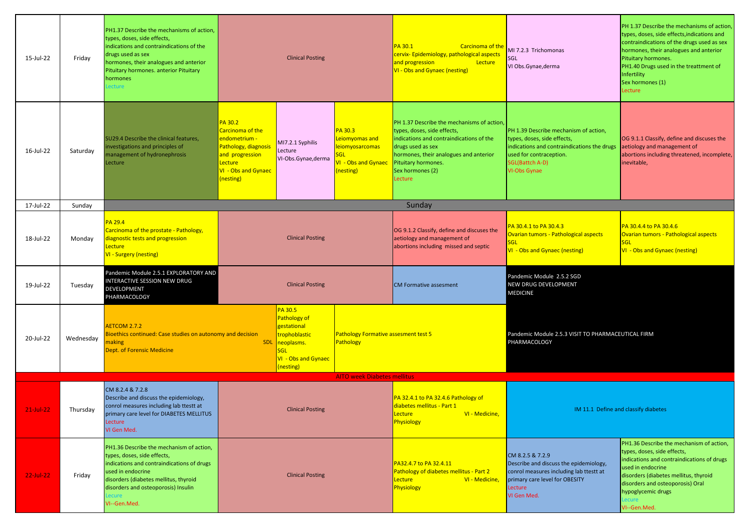| Date | Day | | | | | | | |
|---|---|---|---|---|---|---|---|---|
| 15-Jul-22 | Friday | PH1.37 Describe the mechanisms of action, types, doses, side effects, indications and contraindications of the drugs used as sex hormones, their analogues and anterior Pituitary hormones. anterior Pituitary hormones Lecture | Clinical Posting | | | PA 30.1 Carcinoma of the cervix- Epidemiology, pathological aspects and progression Lecture VI - Obs and Gynaec (nesting) | MI 7.2.3 Trichomonas SGL VI Obs.Gynae,derma | PH 1.37 Describe the mechanisms of action, types, doses, side effects,indications and contraindications of the drugs used as sex hormones, their analogues and anterior Pituitary hormones. PH1.40 Drugs used in the treattment of Infertility Sex hormones (1) Lecture |
| 16-Jul-22 | Saturday | SU29.4 Describe the clinical features, investigations and principles of management of hydronephrosis Lecture | PA 30.2 Carcinoma of the endometrium - Pathology, diagnosis and progression Lecture VI - Obs and Gynaec (nesting) | MI7.2.1 Syphilis Lecture VI-Obs.Gynae,derma | PA 30.3 Leiomyomas and leiomyosarcomas SGL VI - Obs and Gynaec (nesting) | PH 1.37 Describe the mechanisms of action, types, doses, side effects, indications and contraindications of the drugs used as sex hormones, their analogues and anterior Pituitary hormones. Sex hormones (2) Lecture | PH 1.39 Describe mechanism of action, types, doses, side effects, indications and contraindications the drugs used for contraception. SGL(Battch A-D) VI-Obs Gynae | OG 9.1.1 Classify, define and discuses the aetiology and management of abortions including threatened, incomplete, inevitable, |
| 17-Jul-22 | Sunday | Sunday | | | | | | |
| 18-Jul-22 | Monday | PA 29.4 Carcinoma of the prostate - Pathology, diagnostic tests and progression Lecture VI - Surgery (nesting) | Clinical Posting | | | OG 9.1.2 Classify, define and discuses the aetiology and management of abortions including missed and septic | PA 30.4.1 to PA 30.4.3 Ovarian tumors - Pathological aspects SGL VI - Obs and Gynaec (nesting) | PA 30.4.4 to PA 30.4.6 Ovarian tumors - Pathological aspects SGL VI - Obs and Gynaec (nesting) |
| 19-Jul-22 | Tuesday | Pandemic Module 2.5.1 EXPLORATORY AND INTERACTIVE SESSION NEW DRUG DEVELOPMENT PHARMACOLOGY | Clinical Posting | | | CM Formative assesment | Pandemic Module 2.5.2 SGD NEW DRUG DEVELOPMENT MEDICINE | |
| 20-Jul-22 | Wednesday | AETCOM 2.7.2 Bioethics continued: Case studies on autonomy and decision making SDL Dept. of Forensic Medicine | | PA 30.5 Pathology of gestational trophoblastic neoplasms. SGL VI - Obs and Gynaec (nesting) | Pathology Formative assesment test 5 Pathology | | Pandemic Module 2.5.3 VISIT TO PHARMACEUTICAL FIRM PHARMACOLOGY | |
| AITO week Diabetes mellitus | | | | | | | | |
| 21-Jul-22 | Thursday | CM 8.2.4 & 7.2.8 Describe and discuss the epidemiology, conrol measures including lab ttestt at primary care level for DIABETES MELLITUS Lecture VI Gen Med. | Clinical Posting | | | PA 32.4.1 to PA 32.4.6 Pathology of diabetes mellitus - Part 1 Lecture VI - Medicine, Physiology | IM 11.1 Define and classify diabetes | |
| 22-Jul-22 | Friday | PH1.36 Describe the mechanism of action, types, doses, side effects, indications and contraindications of drugs used in endocrine disorders (diabetes mellitus, thyroid disorders and osteoporosis) Insulin Lecure VI--Gen.Med. | Clinical Posting | | | PA32.4.7 to PA 32.4.11 Pathology of diabetes mellitus - Part 2 Lecture VI - Medicine, Physiology | CM 8.2.5 & 7.2.9 Describe and discuss the epidemiology, conrol measures including lab ttestt at primary care level for OBESITY Lecture VI Gen Med. | PH1.36 Describe the mechanism of action, types, doses, side effects, indications and contraindications of drugs used in endocrine disorders (diabetes mellitus, thyroid disorders and osteoporosis) Oral hypoglycemic drugs Lecure VI--Gen.Med. |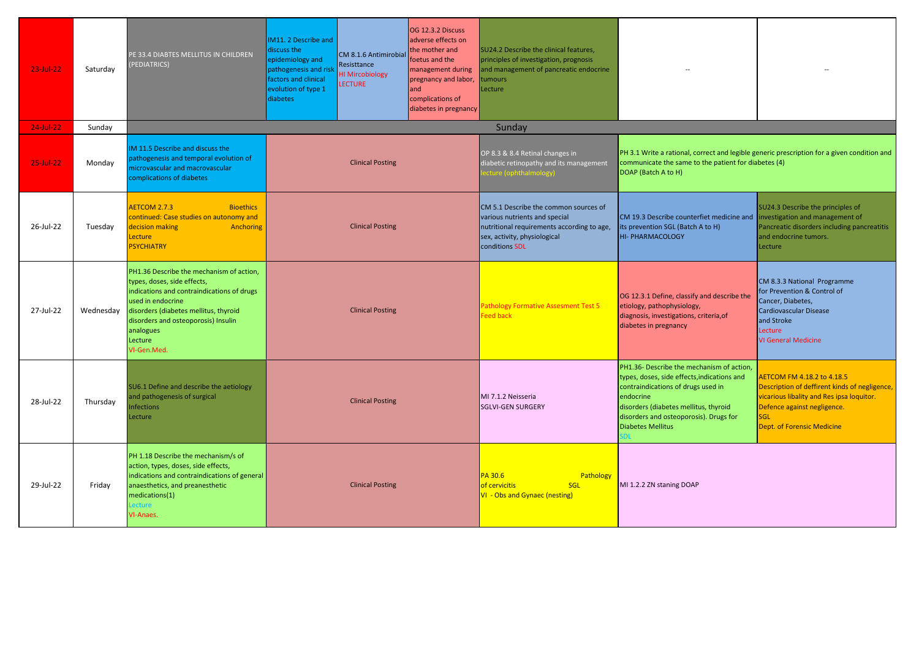| | | | | | | | | |
|---|---|---|---|---|---|---|---|---|
| 23-Jul-22 | Saturday | PE 33.4 DIABTES MELLITUS IN CHILDREN (PEDIATRICS) | IM11. 2 Describe and discuss the epidemiology and pathogenesis and risk factors and clinical evolution of type 1 diabetes | CM 8.1.6 Antimirobial Resisttance HI Mircobiology LECTURE | OG 12.3.2 Discuss adverse effects on the mother and foetus and the management during pregnancy and labor, and complications of diabetes in pregnancy | SU24.2 Describe the clinical features, principles of investigation, prognosis and management of pancreatic endocrine tumours Lecture | -- | -- |
| 24-Jul-22 | Sunday | Sunday | | | | | | |
| 25-Jul-22 | Monday | IM 11.5 Describe and discuss the pathogenesis and temporal evolution of microvascular and macrovascular complications of diabetes | Clinical Posting | | | OP 8.3 & 8.4 Retinal changes in diabetic retinopathy and its management lecture (ophthalmology) | PH 3.1 Write a rational, correct and legible generic prescription for a given condition and communicate the same to the patient for diabetes (4) DOAP (Batch A to H) | |
| 26-Jul-22 | Tuesday | AETCOM 2.7.3 Bioethics continued: Case studies on autonomy and decision making Anchoring Lecture PSYCHIATRY | Clinical Posting | | | CM 5.1 Describe the common sources of various nutrients and special nutritional requirements according to age, sex, activity, physiological conditions SDL | CM 19.3 Describe counterfiet medicine and its prevention SGL (Batch A to H) HI- PHARMACOLOGY | SU24.3 Describe the principles of investigation and management of Pancreatic disorders including pancreatitis and endocrine tumors. Lecture |
| 27-Jul-22 | Wednesday | PH1.36 Describe the mechanism of action, types, doses, side effects, indications and contraindications of drugs used in endocrine disorders (diabetes mellitus, thyroid disorders and osteoporosis) Insulin analogues Lecture VI-Gen.Med. | Clinical Posting | | | Pathology Formative Assesment Test 5 Feed back | OG 12.3.1 Define, classify and describe the etiology, pathophysiology, diagnosis, investigations, criteria,of diabetes in pregnancy | CM 8.3.3 National Programme for Prevention & Control of Cancer, Diabetes, Cardiovascular Disease and Stroke Lecture VI General Medicine |
| 28-Jul-22 | Thursday | SU6.1 Define and describe the aetiology and pathogenesis of surgical Infections Lecture | Clinical Posting | | | MI 7.1.2 Neisseria SGLVI-GEN SURGERY | PH1.36- Describe the mechanism of action, types, doses, side effects,indications and contraindications of drugs used in endocrine disorders (diabetes mellitus, thyroid disorders and osteoporosis). Drugs for Diabetes Mellitus SDL | AETCOM FM 4.18.2 to 4.18.5 Description of deffirent kinds of negligence, vicarious libality and Res ipsa loquitor. Defence against negligence. SGL Dept. of Forensic Medicine |
| 29-Jul-22 | Friday | PH 1.18 Describe the mechanism/s of action, types, doses, side effects, indications and contraindications of general anaesthetics, and preanesthetic medications(1) Lecture VI-Anaes. | Clinical Posting | | | PA 30.6 Pathology of cervicitis SGL VI - Obs and Gynaec (nesting) | MI 1.2.2 ZN staning DOAP | |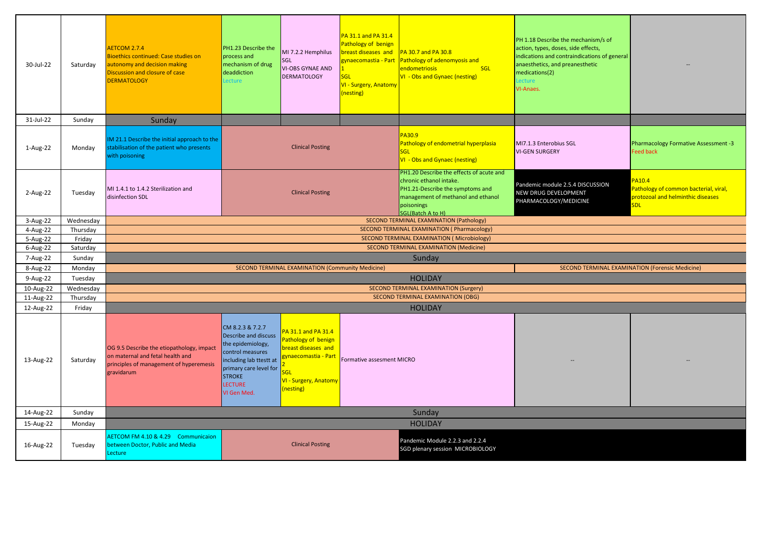| Date | Day | | | | | | | |
|---|---|---|---|---|---|---|---|---|
| 30-Jul-22 | Saturday | AETCOM 2.7.4 Bioethics continued: Case studies on autonomy and decision making Discussion and closure of case DERMATOLOGY | PH1.23 Describe the process and mechanism of drug deaddiction Lecture | MI 7.2.2 Hemphilus SGL VI-OBS GYNAE AND DERMATOLOGY | PA 31.1 and PA 31.4 Pathology of benign breast diseases and gynaecomastia - Part 1 SGL VI - Surgery, Anatomy (nesting) | PA 30.7 and PA 30.8 Pathology of adenomyosis and endometriosis SGL VI - Obs and Gynaec (nesting) | PH 1.18 Describe the mechanism/s of action, types, doses, side effects, indications and contraindications of general anaesthetics, and preanesthetic medications(2) Lecture VI-Anaes. | -- |
| 31-Jul-22 | Sunday | Sunday | | | | | | |
| 1-Aug-22 | Monday | IM 21.1 Describe the initial approach to the stabilisation of the patient who presents with poisoning | Clinical Posting | | | PA30.9 Pathology of endometrial hyperplasia SGL VI - Obs and Gynaec (nesting) | MI7.1.3 Enterobius SGL VI-GEN SURGERY | Pharmacology Formative Assessment -3 Feed back |
| 2-Aug-22 | Tuesday | MI 1.4.1 to 1.4.2 Sterilization and disinfection SDL | Clinical Posting | | | PH1.20 Describe the effects of acute and chronic ethanol intake. PH1.21-Describe the symptoms and management of methanol and ethanol poisonings SGL(Batch A to H) | Pandemic module 2.5.4 DISCUSSION NEW DRUG DEVELOPMENT PHARMACOLOGY/MEDICINE | PA10.4 Pathology of common bacterial, viral, protozoal and helminthic diseases SDL |
| 3-Aug-22 | Wednesday | SECOND TERMINAL EXAMINATION (Pathology) | | | | | | |
| 4-Aug-22 | Thursday | SECOND TERMINAL EXAMINATION ( Pharmacology) | | | | | | |
| 5-Aug-22 | Friday | SECOND TERMINAL EXAMINATION ( Microbiology) | | | | | | |
| 6-Aug-22 | Saturday | SECOND TERMINAL EXAMINATION (Medicine) | | | | | | |
| 7-Aug-22 | Sunday | Sunday | | | | | | |
| 8-Aug-22 | Monday | SECOND TERMINAL EXAMINATION (Community Medicine) | | | | | SECOND TERMINAL EXAMINATION (Forensic Medicine) | |
| 9-Aug-22 | Tuesday | HOLIDAY | | | | | | |
| 10-Aug-22 | Wednesday | SECOND TERMINAL EXAMINATION (Surgery) | | | | | | |
| 11-Aug-22 | Thursday | SECOND TERMINAL EXAMINATION (OBG) | | | | | | |
| 12-Aug-22 | Friday | HOLIDAY | | | | | | |
| 13-Aug-22 | Saturday | OG 9.5 Describe the etiopathology, impact on maternal and fetal health and principles of management of hyperemesis gravidarum | CM 8.2.3 & 7.2.7 Describe and discuss the epidemiology, control measures including lab ttestt at primary care level for STROKE LECTURE VI Gen Med. | PA 31.1 and PA 31.4 Pathology of benign breast diseases and gynaecomastia - Part 2 SGL VI - Surgery, Anatomy (nesting) | Formative assesment MICRO | | -- | -- |
| 14-Aug-22 | Sunday | Sunday | | | | | | |
| 15-Aug-22 | Monday | HOLIDAY | | | | | | |
| 16-Aug-22 | Tuesday | AETCOM FM 4.10 & 4.29 Communicaion between Doctor, Public and Media Lecture | Clinical Posting | | | Pandemic Module 2.2.3 and 2.2.4 SGD plenary session MICROBIOLOGY | | |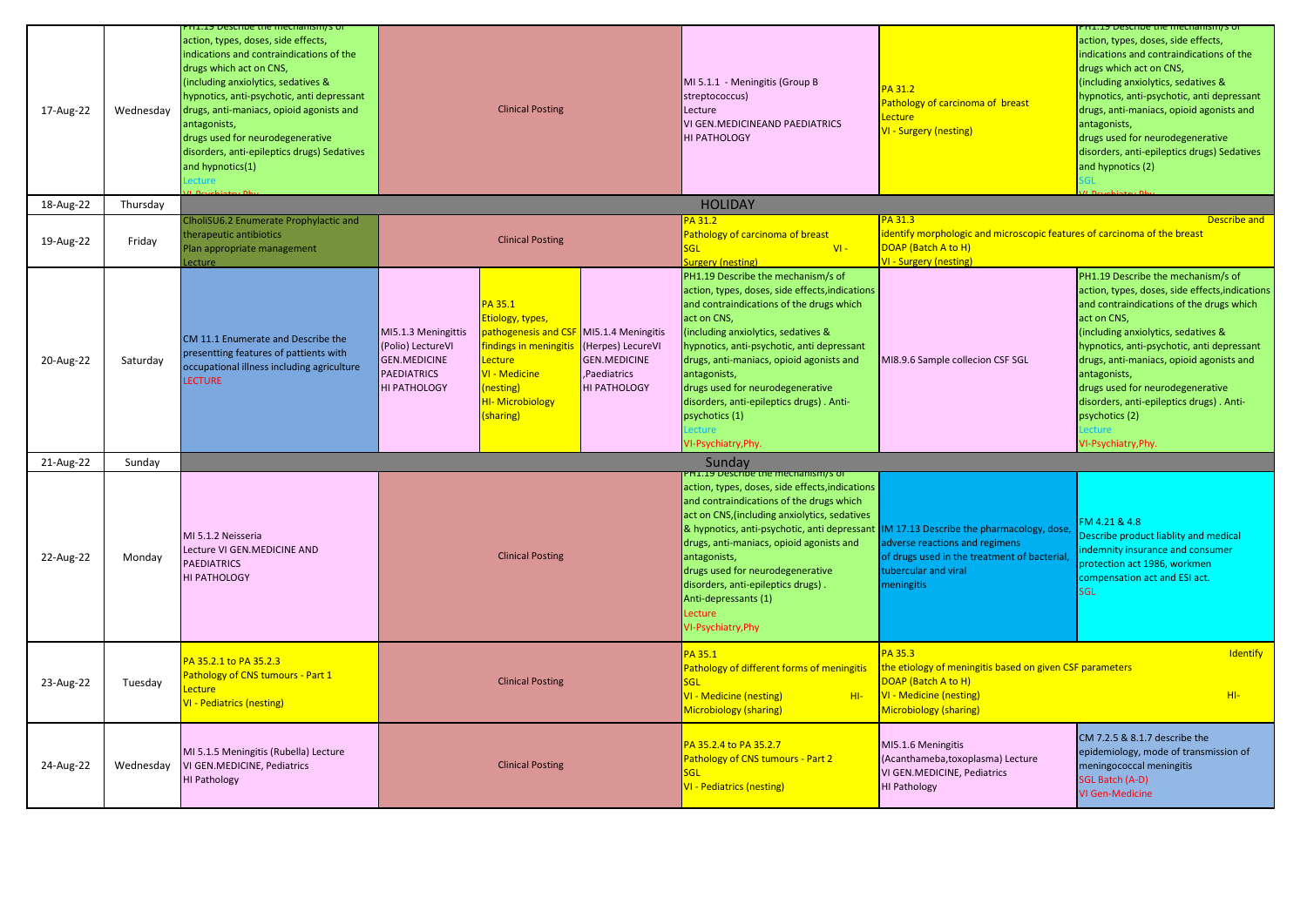| Date | Day | | | | | | | |
|---|---|---|---|---|---|---|---|---|
| 17-Aug-22 | Wednesday | PH1.19 Describe the mechanism/s of action, types, doses, side effects, indications and contraindications of the drugs which act on CNS, (including anxiolytics, sedatives & hypnotics, anti-psychotic, anti depressant drugs, anti-maniacs, opioid agonists and antagonists, drugs used for neurodegenerative disorders, anti-epileptics drugs) Sedatives and hypnotics(1) Lecture VI-Psychiatry,Phy. | Clinical Posting | | | MI 5.1.1 - Meningitis (Group B streptococcus) Lecture VI GEN.MEDICINEAND PAEDIATRICS HI PATHOLOGY | PA 31.2 Pathology of carcinoma of breast Lecture VI - Surgery (nesting) | PH1.19 Describe the mechanism/s of action, types, doses, side effects, indications and contraindications of the drugs which act on CNS, (including anxiolytics, sedatives & hypnotics, anti-psychotic, anti depressant drugs, anti-maniacs, opioid agonists and antagonists, drugs used for neurodegenerative disorders, anti-epileptics drugs) Sedatives and hypnotics (2) SGL VI-Psychiatry,Phy. |
| 18-Aug-22 | Thursday | HOLIDAY | | | | | | |
| 19-Aug-22 | Friday | ClholiSU6.2 Enumerate Prophylactic and therapeutic antibiotics Plan appropriate management Lecture | Clinical Posting | | | PA 31.2 Pathology of carcinoma of breast SGL VI - Surgery (nesting) | PA 31.3 Describe and identify morphologic and microscopic features of carcinoma of the breast DOAP (Batch A to H) VI - Surgery (nesting) | |
| 20-Aug-22 | Saturday | CM 11.1 Enumerate and Describe the presentting features of pattients with occupational illness including agriculture LECTURE | MI5.1.3 Meningittis (Polio) LectureVI GEN.MEDICINE PAEDIATRICS HI PATHOLOGY | PA 35.1 Etiology, types, pathogenesis and CSF findings in meningitis Lecture VI - Medicine (nesting) HI- Microbiology (sharing) | MI5.1.4 Meningitis (Herpes) LecureVI GEN.MEDICINE ,Paediatrics HI PATHOLOGY | PH1.19 Describe the mechanism/s of action, types, doses, side effects,indications and contraindications of the drugs which act on CNS, (including anxiolytics, sedatives & hypnotics, anti-psychotic, anti depressant drugs, anti-maniacs, opioid agonists and antagonists, drugs used for neurodegenerative disorders, anti-epileptics drugs) . Anti-psychotics (1) Lecture VI-Psychiatry,Phy. | MI8.9.6 Sample collecion CSF SGL | PH1.19 Describe the mechanism/s of action, types, doses, side effects,indications and contraindications of the drugs which act on CNS, (including anxiolytics, sedatives & hypnotics, anti-psychotic, anti depressant drugs, anti-maniacs, opioid agonists and antagonists, drugs used for neurodegenerative disorders, anti-epileptics drugs) . Anti-psychotics (2) Lecture VI-Psychiatry,Phy. |
| 21-Aug-22 | Sunday | Sunday | | | | | | |
| 22-Aug-22 | Monday | MI 5.1.2 Neisseria Lecture VI GEN.MEDICINE AND PAEDIATRICS HI PATHOLOGY | Clinical Posting | | | PH1.19 Describe the mechanism/s of action, types, doses, side effects,indications and contraindications of the drugs which act on CNS,(including anxiolytics, sedatives & hypnotics, anti-psychotic, anti depressant drugs, anti-maniacs, opioid agonists and antagonists, drugs used for neurodegenerative disorders, anti-epileptics drugs) . Anti-depressants (1) Lecture VI-Psychiatry,Phy | IM 17.13 Describe the pharmacology, dose, adverse reactions and regimens of drugs used in the treatment of bacterial, tubercular and viral meningitis | FM 4.21 & 4.8 Describe product liablity and medical indemnity insurance and consumer protection act 1986, workmen compensation act and ESI act. SGL |
| 23-Aug-22 | Tuesday | PA 35.2.1 to PA 35.2.3 Pathology of CNS tumours - Part 1 Lecture VI - Pediatrics (nesting) | Clinical Posting | | | PA 35.1 Pathology of different forms of meningitis SGL VI - Medicine (nesting) HI- Microbiology (sharing) | PA 35.3 Identify the etiology of meningitis based on given CSF parameters DOAP (Batch A to H) VI - Medicine (nesting) HI- Microbiology (sharing) | |
| 24-Aug-22 | Wednesday | MI 5.1.5 Meningitis (Rubella) Lecture VI GEN.MEDICINE, Pediatrics HI Pathology | Clinical Posting | | | PA 35.2.4 to PA 35.2.7 Pathology of CNS tumours - Part 2 SGL VI - Pediatrics (nesting) | MI5.1.6 Meningitis (Acanthameba,toxoplasma) Lecture VI GEN.MEDICINE, Pediatrics HI Pathology | CM 7.2.5 & 8.1.7 describe the epidemiology, mode of transmission of meningococcal meningitis SGL Batch (A-D) VI Gen-Medicine |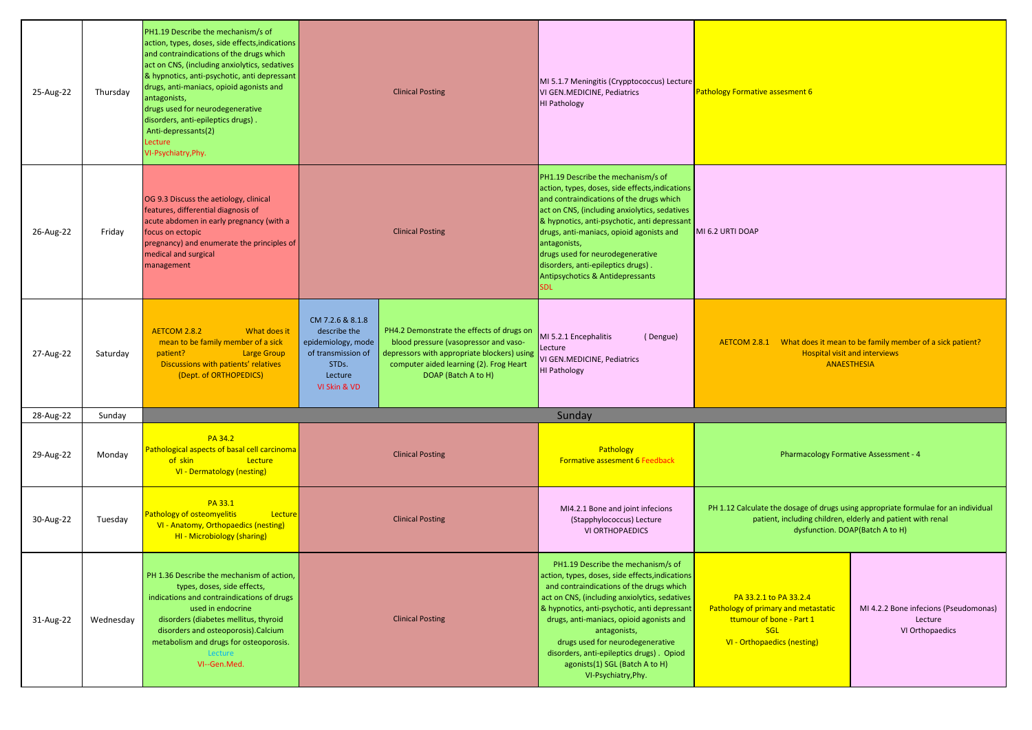| Date | Day | | | | | | |
|---|---|---|---|---|---|---|---|
| 25-Aug-22 | Thursday | PH1.19 Describe the mechanism/s of action, types, doses, side effects,indications and contraindications of the drugs which act on CNS, (including anxiolytics, sedatives & hypnotics, anti-psychotic, anti depressant drugs, anti-maniacs, opioid agonists and antagonists, drugs used for neurodegenerative disorders, anti-epileptics drugs) . Anti-depressants(2) Lecture VI-Psychiatry,Phy. | Clinical Posting | | MI 5.1.7 Meningitis (Crypptococcus) Lecture VI GEN.MEDICINE, Pediatrics HI Pathology | Pathology Formative assesment 6 | |
| 26-Aug-22 | Friday | OG 9.3 Discuss the aetiology, clinical features, differential diagnosis of acute abdomen in early pregnancy (with a focus on ectopic pregnancy) and enumerate the principles of medical and surgical management | Clinical Posting | | PH1.19 Describe the mechanism/s of action, types, doses, side effects,indications and contraindications of the drugs which act on CNS, (including anxiolytics, sedatives & hypnotics, anti-psychotic, anti depressant drugs, anti-maniacs, opioid agonists and antagonists, drugs used for neurodegenerative disorders, anti-epileptics drugs) . Antipsychotics & Antidepressants SDL | MI 6.2 URTI DOAP | |
| 27-Aug-22 | Saturday | AETCOM 2.8.2 What does it mean to be family member of a sick patient? Large Group Discussions with patients' relatives (Dept. of ORTHOPEDICS) | CM 7.2.6 & 8.1.8 describe the epidemiology, mode of transmission of STDs. Lecture VI Skin & VD | PH4.2 Demonstrate the effects of drugs on blood pressure (vasopressor and vaso-depressors with appropriate blockers) using computer aided learning (2). Frog Heart DOAP (Batch A to H) | MI 5.2.1 Encephalitis (Dengue) Lecture VI GEN.MEDICINE, Pediatrics HI Pathology | AETCOM 2.8.1 What does it mean to be family member of a sick patient? Hospital visit and interviews ANAESTHESIA | |
| 28-Aug-22 | Sunday | Sunday | | | | | |
| 29-Aug-22 | Monday | PA 34.2 Pathological aspects of basal cell carcinoma of skin Lecture VI - Dermatology (nesting) | Clinical Posting | | Pathology Formative assesment 6 Feedback | Pharmacology Formative Assessment - 4 | |
| 30-Aug-22 | Tuesday | PA 33.1 Pathology of osteomyelitis Lecture VI - Anatomy, Orthopaedics (nesting) HI - Microbiology (sharing) | Clinical Posting | | MI4.2.1 Bone and joint infecions (Stapphylococcus) Lecture VI ORTHOPAEDICS | PH 1.12 Calculate the dosage of drugs using appropriate formulae for an individual patient, including children, elderly and patient with renal dysfunction. DOAP(Batch A to H) | |
| 31-Aug-22 | Wednesday | PH 1.36 Describe the mechanism of action, types, doses, side effects, indications and contraindications of drugs used in endocrine disorders (diabetes mellitus, thyroid disorders and osteoporosis).Calcium metabolism and drugs for osteoporosis. Lecture VI--Gen.Med. | Clinical Posting | | PH1.19 Describe the mechanism/s of action, types, doses, side effects,indications and contraindications of the drugs which act on CNS, (including anxiolytics, sedatives & hypnotics, anti-psychotic, anti depressant drugs, anti-maniacs, opioid agonists and antagonists, drugs used for neurodegenerative disorders, anti-epileptics drugs) . Opiod agonists(1) SGL (Batch A to H) VI-Psychiatry,Phy. | PA 33.2.1 to PA 33.2.4 Pathology of primary and metastatic ttumour of bone - Part 1 SGL VI - Orthopaedics (nesting) | MI 4.2.2 Bone infecions (Pseudomonas) Lecture VI Orthopaedics |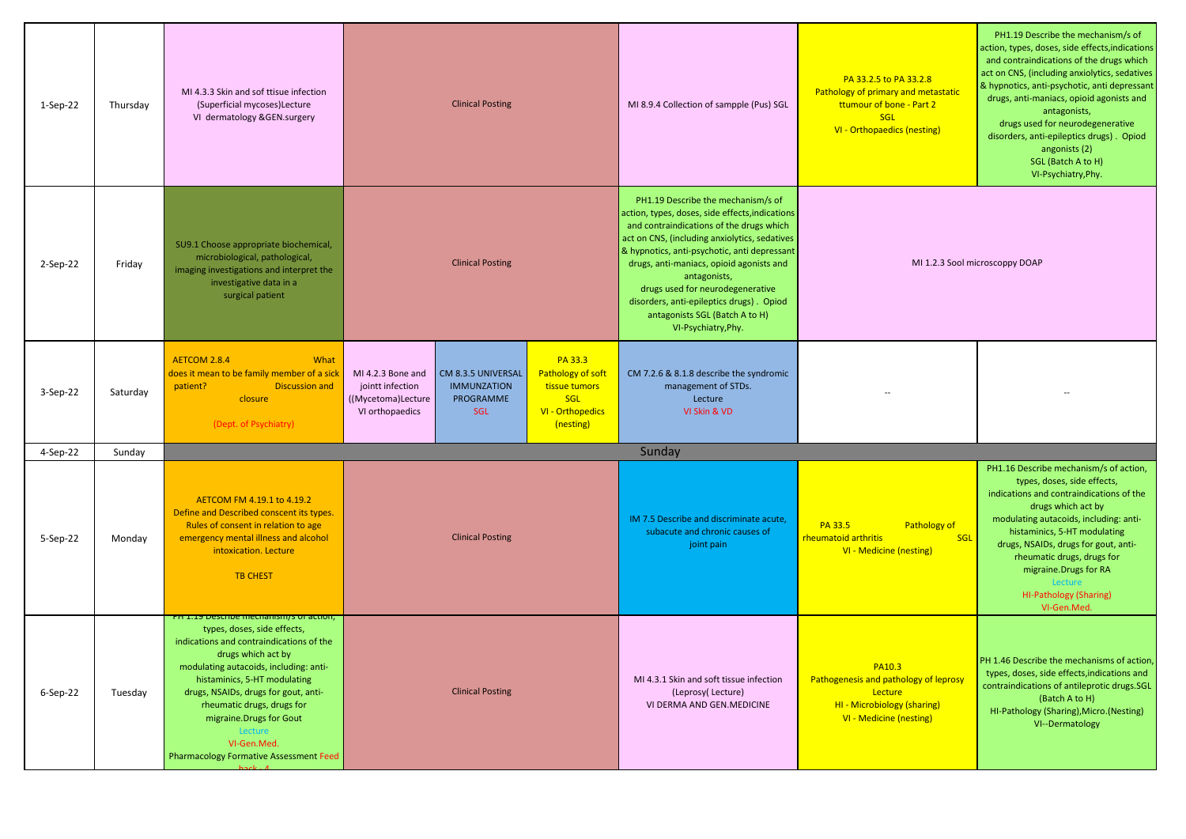| Date | Day | | | | | | | |
|---|---|---|---|---|---|---|---|---|
| 1-Sep-22 | Thursday | MI 4.3.3 Skin and sof ttisue infection (Superficial mycoses)Lecture VI dermatology &GEN.surgery | Clinical Posting | | | MI 8.9.4 Collection of sampple (Pus) SGL | PA 33.2.5 to PA 33.2.8 Pathology of primary and metastatic ttumour of bone - Part 2 SGL VI - Orthopaedics (nesting) | PH1.19 Describe the mechanism/s of action, types, doses, side effects,indications and contraindications of the drugs which act on CNS, (including anxiolytics, sedatives & hypnotics, anti-psychotic, anti depressant drugs, anti-maniacs, opioid agonists and antagonists, drugs used for neurodegenerative disorders, anti-epileptics drugs) . Opiod angonists (2) SGL (Batch A to H) VI-Psychiatry,Phy. |
| 2-Sep-22 | Friday | SU9.1 Choose appropriate biochemical, microbiological, pathological, imaging investigations and interpret the investigative data in a surgical patient | Clinical Posting | | | PH1.19 Describe the mechanism/s of action, types, doses, side effects,indications and contraindications of the drugs which act on CNS, (including anxiolytics, sedatives & hypnotics, anti-psychotic, anti depressant drugs, anti-maniacs, opioid agonists and antagonists, drugs used for neurodegenerative disorders, anti-epileptics drugs) . Opiod antagonists SGL (Batch A to H) VI-Psychiatry,Phy. | MI 1.2.3 Sool microscoppy DOAP | |
| 3-Sep-22 | Saturday | AETCOM 2.8.4 What does it mean to be family member of a sick patient? Discussion and closure (Dept. of Psychiatry) | MI 4.2.3 Bone and jointt infection ((Mycetoma)Lecture VI orthopaedics | CM 8.3.5 UNIVERSAL IMMUNZATION PROGRAMME SGL | PA 33.3 Pathology of soft tissue tumors SGL VI - Orthopedics (nesting) | CM 7.2.6 & 8.1.8 describe the syndromic management of STDs. Lecture VI Skin & VD | -- | -- |
| 4-Sep-22 | Sunday | Sunday | | | | | | |
| 5-Sep-22 | Monday | AETCOM FM 4.19.1 to 4.19.2 Define and Described conscent its types. Rules of consent in relation to age emergency mental illness and alcohol intoxication. Lecture TB CHEST | Clinical Posting | | | IM 7.5 Describe and discriminate acute, subacute and chronic causes of joint pain | PA 33.5 Pathology of rheumatoid arthritis SGL VI - Medicine (nesting) | PH1.16 Describe mechanism/s of action, types, doses, side effects, indications and contraindications of the drugs which act by modulating autacoids, including: anti-histaminics, 5-HT modulating drugs, NSAIDs, drugs for gout, anti-rheumatic drugs, drugs for migraine.Drugs for RA Lecture HI-Pathology (Sharing) VI-Gen.Med. |
| 6-Sep-22 | Tuesday | PH 1.19 Describe mechanism/s of action, types, doses, side effects, indications and contraindications of the drugs which act by modulating autacoids, including: anti-histaminics, 5-HT modulating drugs, NSAIDs, drugs for gout, anti-rheumatic drugs, drugs for migraine.Drugs for Gout Lecture VI-Gen.Med. Pharmacology Formative Assessment Feed back - 4 | Clinical Posting | | | MI 4.3.1 Skin and soft tissue infection (Leprosy( Lecture) VI DERMA AND GEN.MEDICINE | PA10.3 Pathogenesis and pathology of leprosy Lecture HI - Microbiology (sharing) VI - Medicine (nesting) | PH 1.46 Describe the mechanisms of action, types, doses, side effects,indications and contraindications of antileprotic drugs.SGL (Batch A to H) HI-Pathology (Sharing),Micro.(Nesting) VI--Dermatology |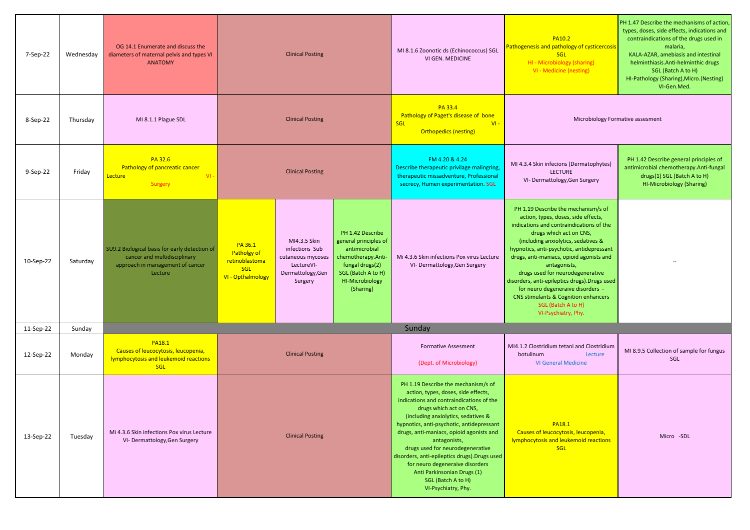| Date | Day | | | | | | | |
|---|---|---|---|---|---|---|---|---|
| 7-Sep-22 | Wednesday | OG 14.1 Enumerate and discuss the diameters of maternal pelvis and types VI ANATOMY | Clinical Posting | | | MI 8.1.6 Zoonotic ds (Echinococcus) SGL VI GEN. MEDICINE | PA10.2 Pathogenesis and pathology of cysticercosis SGL HI - Microbiology (sharing) VI - Medicine (nesting) | PH 1.47 Describe the mechanisms of action, types, doses, side effects, indications and contraindications of the drugs used in malaria, KALA-AZAR, amebiasis and intestinal helminthiasis.Anti-helminthic drugs SGL (Batch A to H) HI-Pathology (Sharing),Micro.(Nesting) VI-Gen.Med. |
| 8-Sep-22 | Thursday | MI 8.1.1 Plague SDL | Clinical Posting | | | PA 33.4 Pathology of Paget's disease of bone SGL VI - Orthopedics (nesting) | Microbiology Formative assesment | |
| 9-Sep-22 | Friday | PA 32.6 Pathology of pancreatic cancer Lecture VI - Surgery | Clinical Posting | | | FM 4.20 & 4.24 Describe therapeutic privilage malingring, therapeutic missadventure, Professional secrecy, Humen experimentation. SGL | MI 4.3.4 Skin infecions (Dermatophytes) LECTURE VI- Dermattology,Gen Surgery | PH 1.42 Describe general principles of antimicrobial chemotherapy.Anti-fungal drugs(1) SGL (Batch A to H) HI-Microbiology (Sharing) |
| 10-Sep-22 | Saturday | SU9.2 Biological basis for early detection of cancer and multidisciplinary approach in management of cancer Lecture | PA 36.1 Patholgy of retinoblastoma SGL VI - Opthalmology | MI4.3.5 Skin infections Sub cutaneous mycoses LectureVI- Dermattology,Gen Surgery | PH 1.42 Describe general principles of antimicrobial chemotherapy.Anti-fungal drugs(2) SGL (Batch A to H) HI-Microbiology (Sharing) | Mi 4.3.6 Skin infections Pox virus Lecture VI- Dermattology,Gen Surgery | PH 1.19 Describe the mechanism/s of action, types, doses, side effects, indications and contraindications of the drugs which act on CNS, (including anxiolytics, sedatives & hypnotics, anti-psychotic, antidepressant drugs, anti-maniacs, opioid agonists and antagonists, drugs used for neurodegenerative disorders, anti-epileptics drugs).Drugs used for neuro degeneraive disorders - CNS stimulants & Cognition enhancers SGL (Batch A to H) VI-Psychiatry, Phy. | -- |
| 11-Sep-22 | Sunday | Sunday | | | | | | |
| 12-Sep-22 | Monday | PA18.1 Causes of leucocytosis, leucopenia, lymphocytosis and leukemoid reactions SGL | Clinical Posting | | | Formative Assesment (Dept. of Microbiology) | MI4.1.2 Clostridium tetani and Clostridium botulinum Lecture VI General Medicine | MI 8.9.5 Collection of sample for fungus SGL |
| 13-Sep-22 | Tuesday | Mi 4.3.6 Skin infections Pox virus Lecture VI- Dermattology,Gen Surgery | Clinical Posting | | | PH 1.19 Describe the mechanism/s of action, types, doses, side effects, indications and contraindications of the drugs which act on CNS, (including anxiolytics, sedatives & hypnotics, anti-psychotic, antidepressant drugs, anti-maniacs, opioid agonists and antagonists, drugs used for neurodegenerative disorders, anti-epileptics drugs).Drugs used for neuro degeneraive disorders Anti Parkinsonian Drugs (1) SGL (Batch A to H) VI-Psychiatry, Phy. | PA18.1 Causes of leucocytosis, leucopenia, lymphocytosis and leukemoid reactions SGL | Micro -SDL |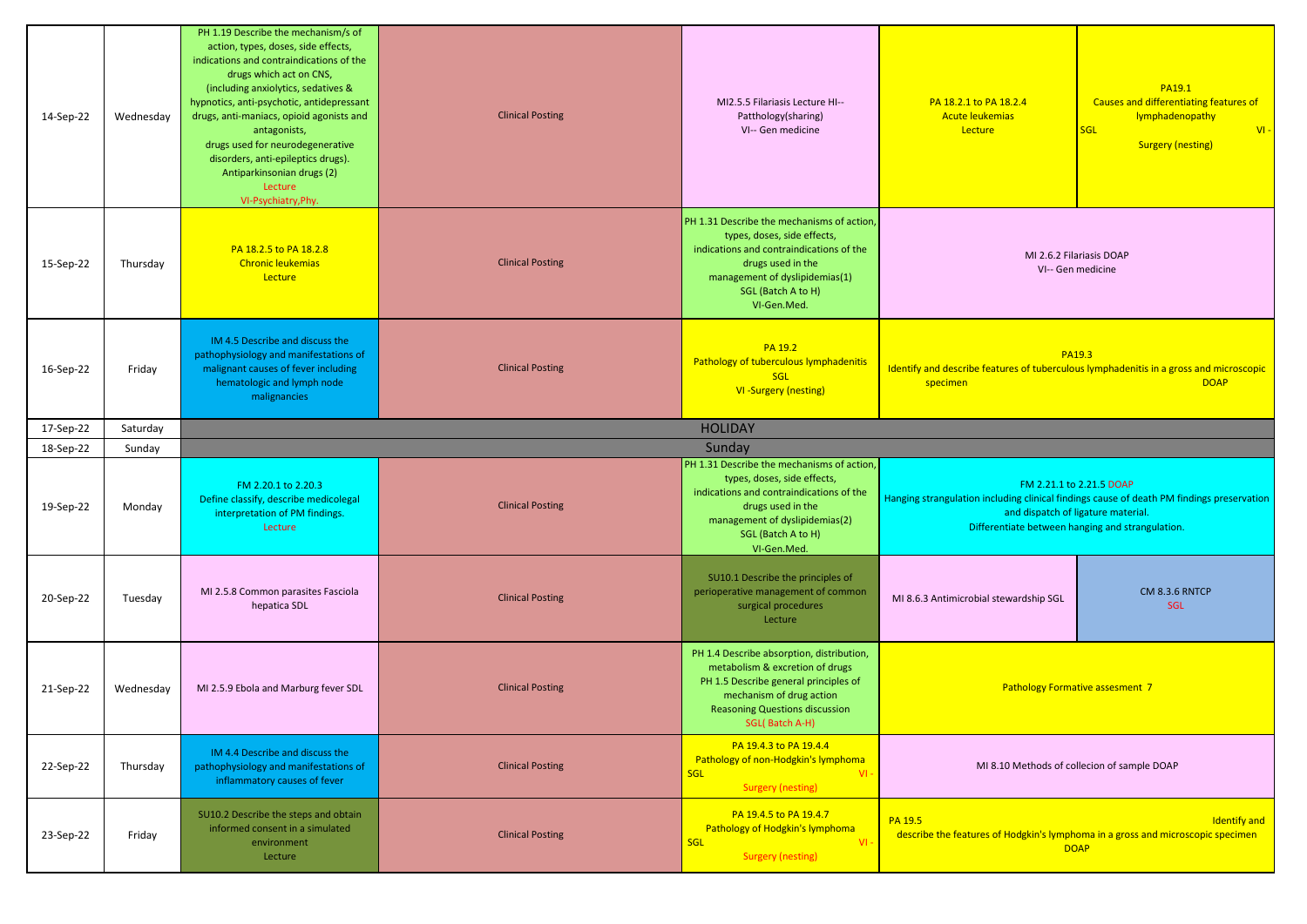| | | | | | | |
|---|---|---|---|---|---|---|
| 14-Sep-22 | Wednesday | PH 1.19 Describe the mechanism/s of action, types, doses, side effects, indications and contraindications of the drugs which act on CNS, (including anxiolytics, sedatives & hypnotics, anti-psychotic, antidepressant drugs, anti-maniacs, opioid agonists and antagonists, drugs used for neurodegenerative disorders, anti-epileptics drugs). Antiparkinsonian drugs (2) Lecture VI-Psychiatry,Phy. | Clinical Posting | MI2.5.5 Filariasis Lecture HI--Patthology(sharing) VI-- Gen medicine | PA 18.2.1 to PA 18.2.4 Acute leukemias Lecture | PA19.1 Causes and differentiating features of lymphadenopathy SGL VI - Surgery (nesting) |
| 15-Sep-22 | Thursday | PA 18.2.5 to PA 18.2.8 Chronic leukemias Lecture | Clinical Posting | PH 1.31 Describe the mechanisms of action, types, doses, side effects, indications and contraindications of the drugs used in the management of dyslipidemias(1) SGL (Batch A to H) VI-Gen.Med. | MI 2.6.2 Filariasis DOAP VI-- Gen medicine | |
| 16-Sep-22 | Friday | IM 4.5 Describe and discuss the pathophysiology and manifestations of malignant causes of fever including hematologic and lymph node malignancies | Clinical Posting | PA 19.2 Pathology of tuberculous lymphadenitis SGL VI -Surgery (nesting) | PA19.3 Identify and describe features of tuberculous lymphadenitis in a gross and microscopic specimen DOAP | |
| 17-Sep-22 | Saturday | HOLIDAY | | | | |
| 18-Sep-22 | Sunday | Sunday | | | | |
| 19-Sep-22 | Monday | FM 2.20.1 to 2.20.3 Define classify, describe medicolegal interpretation of PM findings. Lecture | Clinical Posting | PH 1.31 Describe the mechanisms of action, types, doses, side effects, indications and contraindications of the drugs used in the management of dyslipidemias(2) SGL (Batch A to H) VI-Gen.Med. | FM 2.21.1 to 2.21.5 DOAP Hanging strangulation including clinical findings cause of death PM findings preservation and dispatch of ligature material. Differentiate between hanging and strangulation. | |
| 20-Sep-22 | Tuesday | MI 2.5.8 Common parasites Fasciola hepatica SDL | Clinical Posting | SU10.1 Describe the principles of perioperative management of common surgical procedures Lecture | MI 8.6.3 Antimicrobial stewardship SGL | CM 8.3.6 RNTCP SGL |
| 21-Sep-22 | Wednesday | MI 2.5.9 Ebola and Marburg fever SDL | Clinical Posting | PH 1.4 Describe absorption, distribution, metabolism & excretion of drugs PH 1.5 Describe general principles of mechanism of drug action Reasoning Questions discussion SGL( Batch A-H) | Pathology Formative assesment 7 | |
| 22-Sep-22 | Thursday | IM 4.4 Describe and discuss the pathophysiology and manifestations of inflammatory causes of fever | Clinical Posting | PA 19.4.3 to PA 19.4.4 Pathology of non-Hodgkin's lymphoma SGL VI - Surgery (nesting) | MI 8.10 Methods of collecion of sample DOAP | |
| 23-Sep-22 | Friday | SU10.2 Describe the steps and obtain informed consent in a simulated environment Lecture | Clinical Posting | PA 19.4.5 to PA 19.4.7 Pathology of Hodgkin's lymphoma SGL VI - Surgery (nesting) | PA 19.5 Identify and describe the features of Hodgkin's lymphoma in a gross and microscopic specimen DOAP | |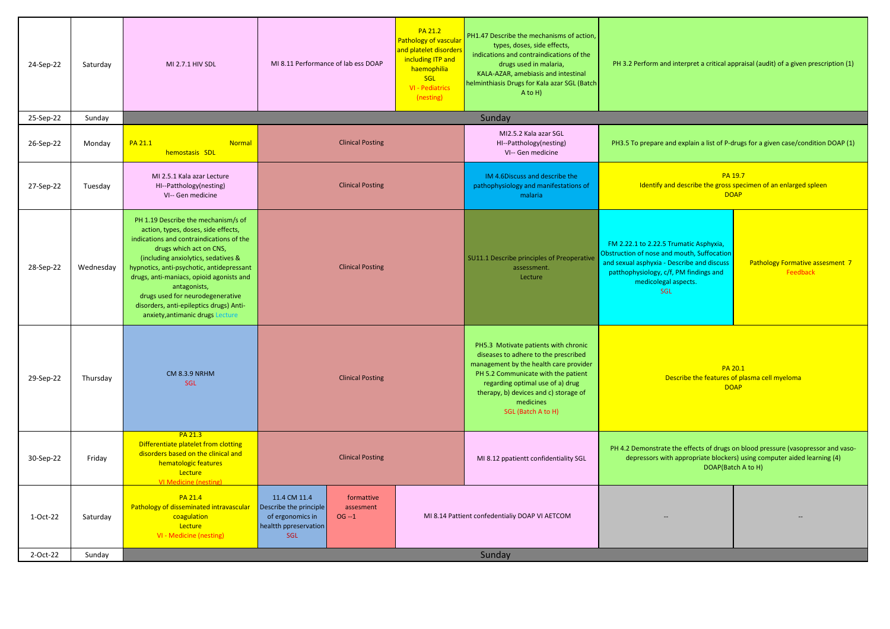| Date | Day | | | | | | |
|---|---|---|---|---|---|---|---|
| 24-Sep-22 | Saturday | MI 2.7.1 HIV SDL | MI 8.11 Performance of lab ess DOAP | | PA 21.2 Pathology of vascular and platelet disorders including ITP and haemophilia SGL VI - Pediatrics (nesting) | PH1.47 Describe the mechanisms of action, types, doses, side effects, indications and contraindications of the drugs used in malaria, KALA-AZAR, amebiasis and intestinal helminthiasis Drugs for Kala azar SGL (Batch A to H) | PH 3.2 Perform and interpret a critical appraisal (audit) of a given prescription (1) |
| 25-Sep-22 | Sunday | Sunday | | | | | |
| 26-Sep-22 | Monday | PA 21.1 Normal hemostasis SDL | Clinical Posting | | | MI2.5.2 Kala azar SGL HI--Patthology(nesting) VI-- Gen medicine | PH3.5 To prepare and explain a list of P-drugs for a given case/condition DOAP (1) |
| 27-Sep-22 | Tuesday | MI 2.5.1 Kala azar Lecture HI--Patthology(nesting) VI-- Gen medicine | Clinical Posting | | | IM 4.6Discuss and describe the pathophysiology and manifestations of malaria | PA 19.7 Identify and describe the gross specimen of an enlarged spleen DOAP |
| 28-Sep-22 | Wednesday | PH 1.19 Describe the mechanism/s of action, types, doses, side effects, indications and contraindications of the drugs which act on CNS, (including anxiolytics, sedatives & hypnotics, anti-psychotic, antidepressant drugs, anti-maniacs, opioid agonists and antagonists, drugs used for neurodegenerative disorders, anti-epileptics drugs) Anti-anxiety,antimanic drugs Lecture | Clinical Posting | | | SU11.1 Describe principles of Preoperative assessment. Lecture | FM 2.22.1 to 2.22.5 Trumatic Asphyxia, Obstruction of nose and mouth, Suffocation and sexual asphyxia - Describe and discuss patthophysiology, c/f, PM findings and medicolegal aspects. SGL / Pathology Formative assesment 7 Feedback |
| 29-Sep-22 | Thursday | CM 8.3.9 NRHM SGL | Clinical Posting | | | PH5.3 Motivate patients with chronic diseases to adhere to the prescribed management by the health care provider PH 5.2 Communicate with the patient regarding optimal use of a) drug therapy, b) devices and c) storage of medicines SGL (Batch A to H) | PA 20.1 Describe the features of plasma cell myeloma DOAP |
| 30-Sep-22 | Friday | PA 21.3 Differentiate platelet from clotting disorders based on the clinical and hematologic features Lecture VI Medicine (nesting) | Clinical Posting | | | MI 8.12 ppatientt confidentiality SGL | PH 4.2 Demonstrate the effects of drugs on blood pressure (vasopressor and vaso-depressors with appropriate blockers) using computer aided learning (4) DOAP(Batch A to H) |
| 1-Oct-22 | Saturday | PA 21.4 Pathology of disseminated intravascular coagulation Lecture VI - Medicine (nesting) | 11.4 CM 11.4 Describe the principle of ergonomics in healtth ppreservation SGL | formattive assesment OG --1 | MI 8.14 Pattient confedentialiy DOAP VI AETCOM | | -- / -- |
| 2-Oct-22 | Sunday | Sunday | | | | | |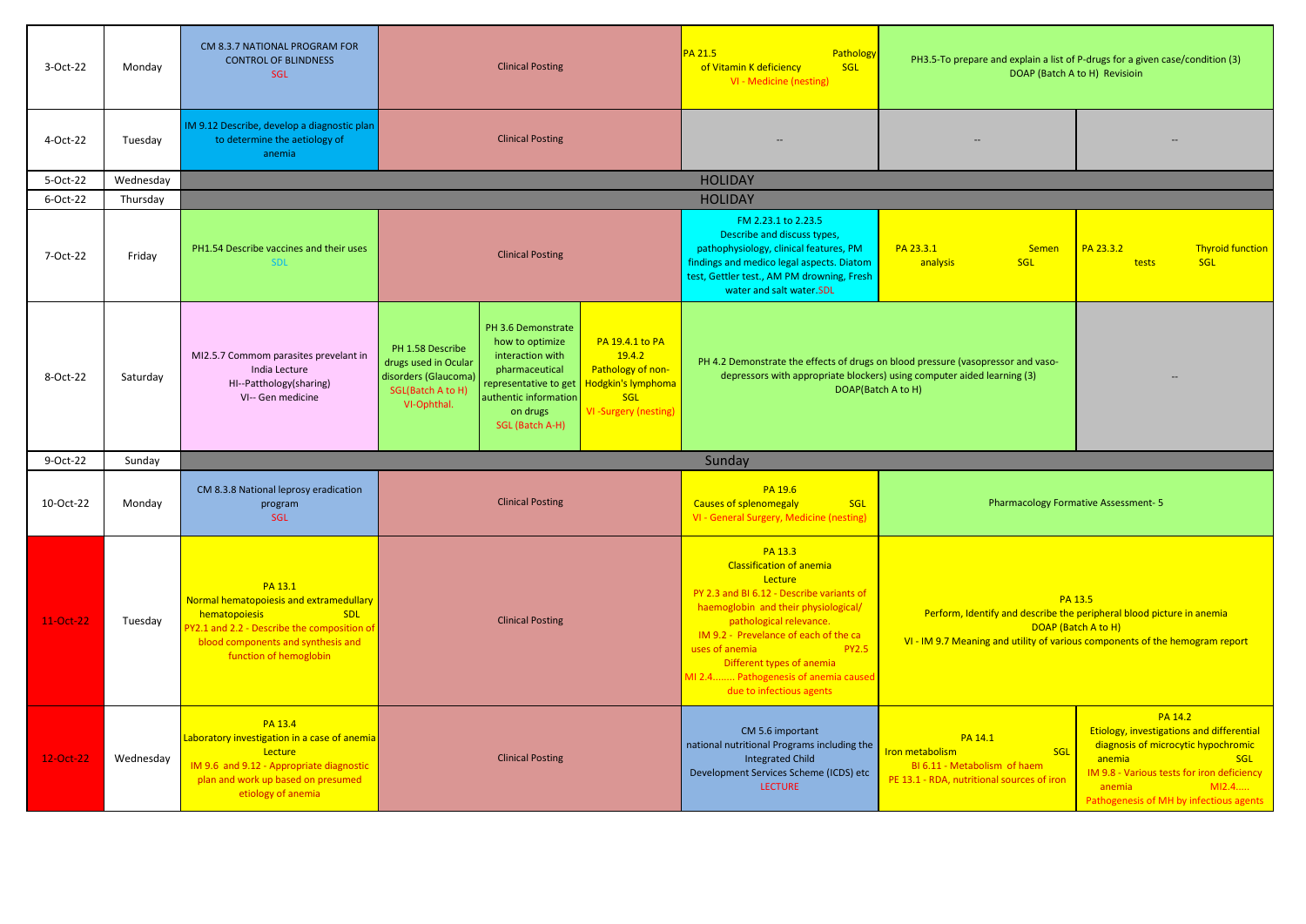| Date | Day | | | | | | | |
|---|---|---|---|---|---|---|---|---|
| 3-Oct-22 | Monday | CM 8.3.7 NATIONAL PROGRAM FOR CONTROL OF BLINDNESS SGL | Clinical Posting | | | PA 21.5 Pathology of Vitamin K deficiency SGL VI - Medicine (nesting) | PH3.5-To prepare and explain a list of P-drugs for a given case/condition (3) DOAP (Batch A to H) Revisioin | |
| 4-Oct-22 | Tuesday | IM 9.12 Describe, develop a diagnostic plan to determine the aetiology of anemia | Clinical Posting | | | -- | -- | -- |
| 5-Oct-22 | Wednesday | HOLIDAY | | | | | | |
| 6-Oct-22 | Thursday | HOLIDAY | | | | | | |
| 7-Oct-22 | Friday | PH1.54 Describe vaccines and their uses SDL | Clinical Posting | | | FM 2.23.1 to 2.23.5 Describe and discuss types, pathophysiology, clinical features, PM findings and medico legal aspects. Diatom test, Gettler test., AM PM drowning, Fresh water and salt water.SDL | PA 23.3.1 Semen analysis SGL | PA 23.3.2 Thyroid function tests SGL |
| 8-Oct-22 | Saturday | MI2.5.7 Commom parasites prevelant in India Lecture HI--Patthology(sharing) VI-- Gen medicine | PH 1.58 Describe drugs used in Ocular disorders (Glaucoma) SGL(Batch A to H) VI-Ophthal. | PH 3.6 Demonstrate how to optimize interaction with pharmaceutical representative to get authentic information on drugs SGL (Batch A-H) | PA 19.4.1 to PA 19.4.2 Pathology of non-Hodgkin's lymphoma SGL VI -Surgery (nesting) | PH 4.2 Demonstrate the effects of drugs on blood pressure (vasopressor and vaso-depressors with appropriate blockers) using computer aided learning (3) DOAP(Batch A to H) | | -- |
| 9-Oct-22 | Sunday | Sunday | | | | | | |
| 10-Oct-22 | Monday | CM 8.3.8 National leprosy eradication program SGL | Clinical Posting | | | PA 19.6 Causes of splenomegaly SGL VI - General Surgery, Medicine (nesting) | Pharmacology Formative Assessment- 5 | |
| 11-Oct-22 | Tuesday | PA 13.1 Normal hematopoiesis and extramedullary hematopoiesis SDL PY2.1 and 2.2 - Describe the composition of blood components and synthesis and function of hemoglobin | Clinical Posting | | | PA 13.3 Classification of anemia Lecture PY 2.3 and BI 6.12 - Describe variants of haemoglobin and their physiological/ pathological relevance. IM 9.2 - Prevelance of each of the ca uses of anemia PY2.5 Different types of anemia MI 2.4........ Pathogenesis of anemia caused due to infectious agents | PA 13.5 Perform, Identify and describe the peripheral blood picture in anemia DOAP (Batch A to H) VI - IM 9.7 Meaning and utility of various components of the hemogram report | |
| 12-Oct-22 | Wednesday | PA 13.4 Laboratory investigation in a case of anemia Lecture IM 9.6 and 9.12 - Appropriate diagnostic plan and work up based on presumed etiology of anemia | Clinical Posting | | | CM 5.6 important national nutritional Programs including the Integrated Child Development Services Scheme (ICDS) etc LECTURE | PA 14.1 Iron metabolism SGL BI 6.11 - Metabolism of haem PE 13.1 - RDA, nutritional sources of iron | PA 14.2 Etiology, investigations and differential diagnosis of microcytic hypochromic anemia SGL IM 9.8 - Various tests for iron deficiency anemia MI2.4..... Pathogenesis of MH by infectious agents |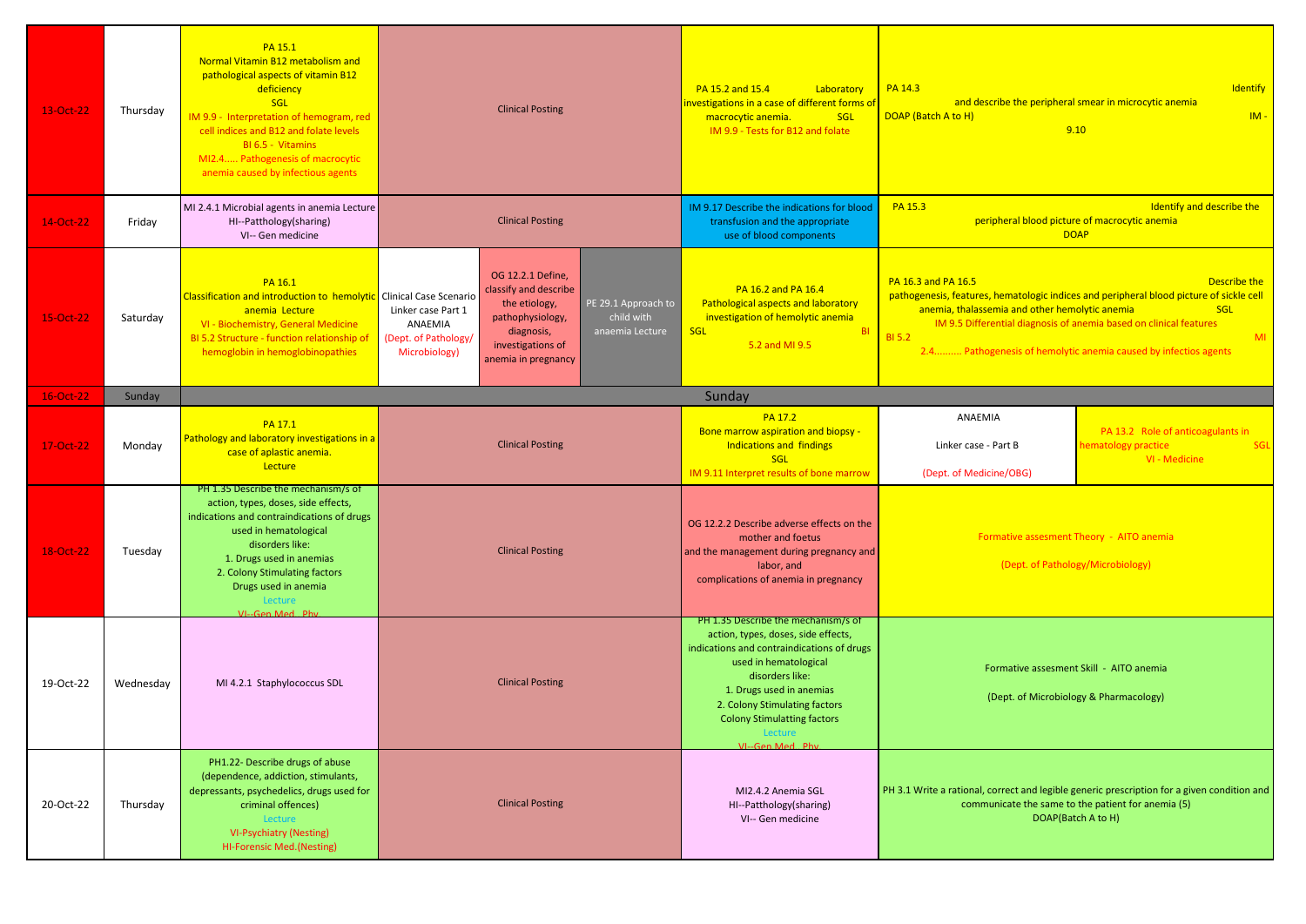| Date | Day | | | | | | |
|---|---|---|---|---|---|---|---|
| 13-Oct-22 | Thursday | PA 15.1 Normal Vitamin B12 metabolism and pathological aspects of vitamin B12 deficiency SGL IM 9.9 - Interpretation of hemogram, red cell indices and B12 and folate levels BI 6.5 - Vitamins MI2.4..... Pathogenesis of macrocytic anemia caused by infectious agents | Clinical Posting | | | PA 15.2 and 15.4 Laboratory investigations in a case of different forms of macrocytic anemia. SGL IM 9.9 - Tests for B12 and folate | PA 14.3 Identify and describe the peripheral smear in microcytic anemia DOAP (Batch A to H) IM - 9.10 |
| 14-Oct-22 | Friday | MI 2.4.1 Microbial agents in anemia Lecture HI--Patthology(sharing) VI-- Gen medicine | Clinical Posting | | | IM 9.17 Describe the indications for blood transfusion and the appropriate use of blood components | PA 15.3 Identify and describe the peripheral blood picture of macrocytic anemia DOAP |
| 15-Oct-22 | Saturday | PA 16.1 Classification and introduction to hemolytic anemia Lecture VI - Biochemistry, General Medicine BI 5.2 Structure - function relationship of hemoglobin in hemoglobinopathies | Clinical Case Scenario Linker case Part 1 ANAEMIA (Dept. of Pathology/ Microbiology) | OG 12.2.1 Define, classify and describe the etiology, pathophysiology, diagnosis, investigations of anemia in pregnancy | PE 29.1 Approach to child with anaemia Lecture | PA 16.2 and PA 16.4 Pathological aspects and laboratory investigation of hemolytic anemia SGL BI 5.2 and MI 9.5 | PA 16.3 and PA 16.5 Describe the pathogenesis, features, hematologic indices and peripheral blood picture of sickle cell anemia, thalassemia and other hemolytic anemia SGL IM 9.5 Differential diagnosis of anemia based on clinical features BI 5.2 MI 2.4.......... Pathogenesis of hemolytic anemia caused by infectios agents |
| 16-Oct-22 | Sunday | Sunday | | | | | |
| 17-Oct-22 | Monday | PA 17.1 Pathology and laboratory investigations in a case of aplastic anemia. Lecture | Clinical Posting | | | PA 17.2 Bone marrow aspiration and biopsy - Indications and findings SGL IM 9.11 Interpret results of bone marrow | ANAEMIA Linker case - Part B (Dept. of Medicine/OBG) / PA 13.2 Role of anticoagulants in hematology practice SGL VI - Medicine |
| 18-Oct-22 | Tuesday | PH 1.35 Describe the mechanism/s of action, types, doses, side effects, indications and contraindications of drugs used in hematological disorders like: 1. Drugs used in anemias 2. Colony Stimulating factors Drugs used in anemia Lecture VI--Gen.Med., Phy | Clinical Posting | | | OG 12.2.2 Describe adverse effects on the mother and foetus and the management during pregnancy and labor, and complications of anemia in pregnancy | Formative assesment Theory - AITO anemia (Dept. of Pathology/Microbiology) |
| 19-Oct-22 | Wednesday | MI 4.2.1 Staphylococcus SDL | Clinical Posting | | | PH 1.35 Describe the mechanism/s of action, types, doses, side effects, indications and contraindications of drugs used in hematological disorders like: 1. Drugs used in anemias 2. Colony Stimulating factors Colony Stimulatting factors Lecture VI--Gen.Med., Phy | Formative assesment Skill - AITO anemia (Dept. of Microbiology & Pharmacology) |
| 20-Oct-22 | Thursday | PH1.22- Describe drugs of abuse (dependence, addiction, stimulants, depressants, psychedelics, drugs used for criminal offences) Lecture VI-Psychiatry (Nesting) HI-Forensic Med.(Nesting) | Clinical Posting | | | MI2.4.2 Anemia SGL HI--Patthology(sharing) VI-- Gen medicine | PH 3.1 Write a rational, correct and legible generic prescription for a given condition and communicate the same to the patient for anemia (5) DOAP(Batch A to H) |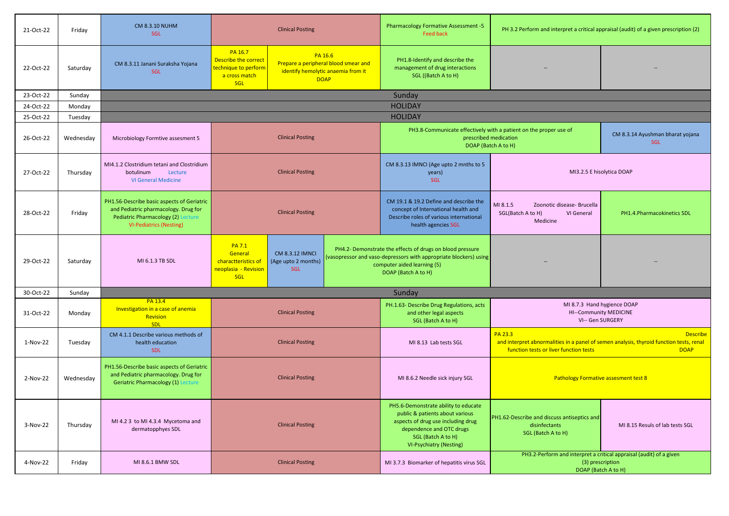| Date | Day | | | | | | |
|---|---|---|---|---|---|---|---|
| 21-Oct-22 | Friday | CM 8.3.10 NUHM SGL | Clinical Posting | | Pharmacology Formative Assessment -5 Feed back | PH 3.2 Perform and interpret a critical appraisal (audit) of a given prescription (2) | |
| 22-Oct-22 | Saturday | CM 8.3.11 Janani Suraksha Yojana SGL | PA 16.7 Describe the correct technique to perform a cross match SGL | PA 16.6 Prepare a peripheral blood smear and identify hemolytic anaemia from it DOAP | PH1.8-Identify and describe the management of drug interactions SGL ((Batch A to H) | -- | -- |
| 23-Oct-22 | Sunday | Sunday | | | | | |
| 24-Oct-22 | Monday | HOLIDAY | | | | | |
| 25-Oct-22 | Tuesday | HOLIDAY | | | | | |
| 26-Oct-22 | Wednesday | Microbiology Formtive assesment 5 | Clinical Posting | | PH3.8-Communicate effectively with a patient on the proper use of prescribed medication DOAP (Batch A to H) | | CM 8.3.14 Ayushman bharat yojana SGL |
| 27-Oct-22 | Thursday | MI4.1.2 Clostridium tetani and Clostridium botulinum Lecture VI General Medicine | Clinical Posting | | CM 8.3.13 IMNCI (Age upto 2 mnths to 5 years) SGL | MI3.2.5 E hisolytica DOAP | |
| 28-Oct-22 | Friday | PH1.56-Describe basic aspects of Geriatric and Pediatric pharmacology. Drug for Pediatric Pharmacology (2) Lecture VI-Pediatrics (Nesting) | Clinical Posting | | CM 19.1 & 19.2 Define and describe the concept of International health and Describe roles of various international health agencies SGL | MI 8.1.5 Zoonotic disease- Brucella SGL(Batch A to H) VI General Medicine | PH1.4.Pharmacokinetics SDL |
| 29-Oct-22 | Saturday | MI 6.1.3 TB SDL | PA 7.1 General charactteristics of neoplasia - Revision SGL | CM 8.3.12 IMNCI (Age upto 2 months) SGL | PH4.2- Demonstrate the effects of drugs on blood pressure (vasopressor and vaso-depressors with appropriate blockers) using computer aided learning (5) DOAP (Batch A to H) | -- | -- |
| 30-Oct-22 | Sunday | Sunday | | | | | |
| 31-Oct-22 | Monday | PA 13.4 Investigation in a case of anemia Revision SDL | Clinical Posting | | PH.1.63- Describe Drug Regulations, acts and other legal aspects SGL (Batch A to H) | MI 8.7.3 Hand hygience DOAP HI--Community MEDICINE VI-- Gen SURGERY | |
| 1-Nov-22 | Tuesday | CM 4.1.1 Describe various methods of health education SDL | Clinical Posting | | MI 8.13 Lab tests SGL | PA 23.3 Describe and interpret abnormalities in a panel of semen analysis, thyroid function tests, renal function tests or liver function tests DOAP | |
| 2-Nov-22 | Wednesday | PH1.56-Describe basic aspects of Geriatric and Pediatric pharmacology. Drug for Geriatric Pharmacology (1) Lecture | Clinical Posting | | MI 8.6.2 Needle sick injury SGL | Pathology Formative assesment test 8 | |
| 3-Nov-22 | Thursday | MI 4.2 3 to MI 4.3.4 Mycetoma and dermatopphyes SDL | Clinical Posting | | PH5.6-Demonstrate ability to educate public & patients about various aspects of drug use including drug dependence and OTC drugs SGL (Batch A to H) VI-Psychiatry (Nesting) | PH1.62-Describe and discuss antiseptics and disinfectants SGL (Batch A to H) | MI 8.15 Resuls of lab tests SGL |
| 4-Nov-22 | Friday | MI 8.6.1 BMW SDL | Clinical Posting | | MI 3.7.3 Biomarker of hepatitis virus SGL | PH3.2-Perform and interpret a critical appraisal (audit) of a given (3) prescription DOAP (Batch A to H) | |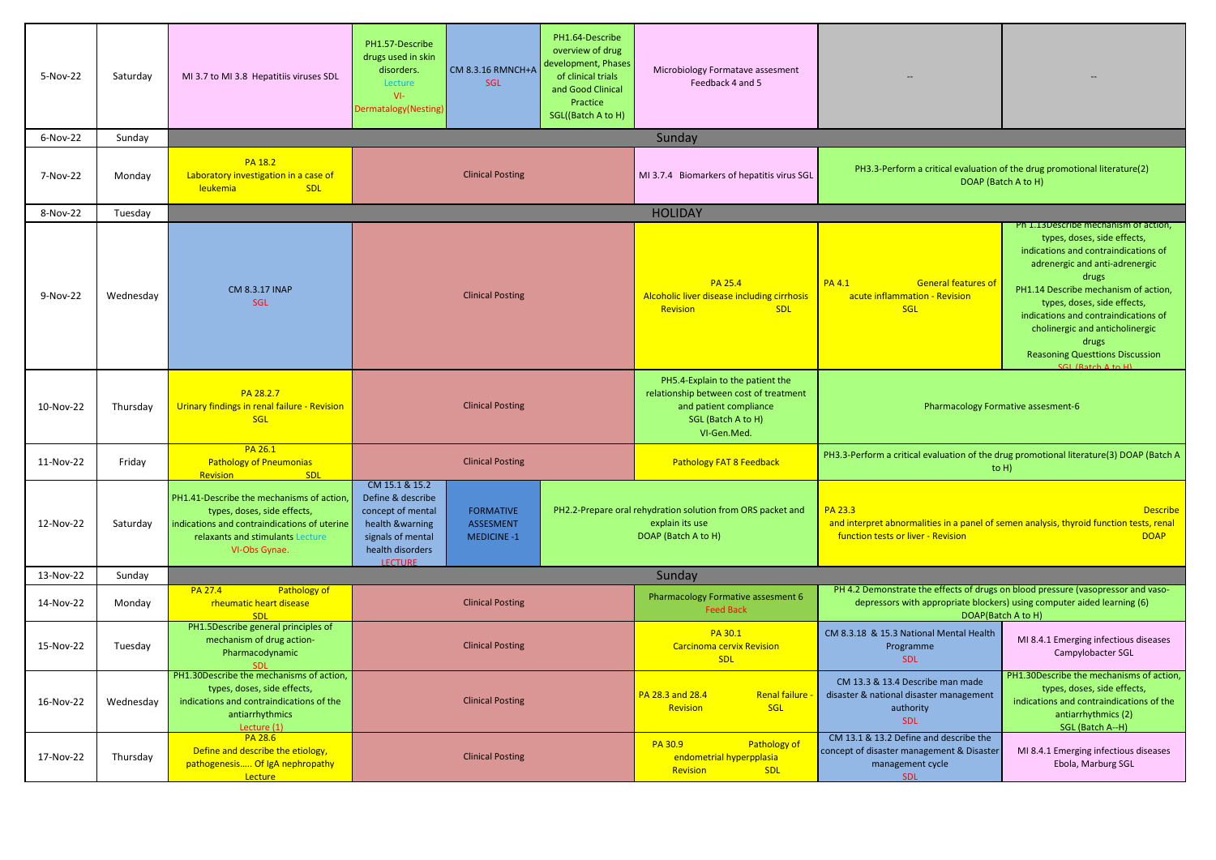| Date | Day | | | | | | | |
|---|---|---|---|---|---|---|---|---|
| 5-Nov-22 | Saturday | MI 3.7 to MI 3.8 Hepatitiis viruses SDL | PH1.57-Describe drugs used in skin disorders. Lecture VI-Dermatalogy(Nesting) | CM 8.3.16 RMNCH+A SGL | PH1.64-Describe overview of drug development, Phases of clinical trials and Good Clinical Practice SGL((Batch A to H) | Microbiology Formatave assesment Feedback 4 and 5 | -- | -- |
| 6-Nov-22 | Sunday | Sunday | | | | | | |
| 7-Nov-22 | Monday | PA 18.2 Laboratory investigation in a case of leukemia SDL | Clinical Posting | | | MI 3.7.4 Biomarkers of hepatitis virus SGL | PH3.3-Perform a critical evaluation of the drug promotional literature(2) DOAP (Batch A to H) | |
| 8-Nov-22 | Tuesday | HOLIDAY | | | | | | |
| 9-Nov-22 | Wednesday | CM 8.3.17 INAP SGL | Clinical Posting | | | PA 25.4 Alcoholic liver disease including cirrhosis Revision SDL | PA 4.1 General features of acute inflammation - Revision SGL | PH 1.13Describe mechanism of action, types, doses, side effects, indications and contraindications of adrenergic and anti-adrenergic drugs PH1.14 Describe mechanism of action, types, doses, side effects, indications and contraindications of cholinergic and anticholinergic drugs Reasoning Questtions Discussion SGL (Batch A to H) |
| 10-Nov-22 | Thursday | PA 28.2.7 Urinary findings in renal failure - Revision SGL | Clinical Posting | | | PH5.4-Explain to the patient the relationship between cost of treatment and patient compliance SGL (Batch A to H) VI-Gen.Med. | Pharmacology Formative assesment-6 | |
| 11-Nov-22 | Friday | PA 26.1 Pathology of Pneumonias Revision SDL | Clinical Posting | | | Pathology FAT 8 Feedback | PH3.3-Perform a critical evaluation of the drug promotional literature(3) DOAP (Batch A to H) | |
| 12-Nov-22 | Saturday | PH1.41-Describe the mechanisms of action, types, doses, side effects, indications and contraindications of uterine relaxants and stimulants Lecture VI-Obs Gynae. | CM 15.1 & 15.2 Define & describe concept of mental health &warning signals of mental health disorders LECTURE | FORMATIVE ASSESMENT MEDICINE -1 | PH2.2-Prepare oral rehydration solution from ORS packet and explain its use DOAP (Batch A to H) | | PA 23.3 Describe and interpret abnormalities in a panel of semen analysis, thyroid function tests, renal function tests or liver - Revision DOAP | |
| 13-Nov-22 | Sunday | Sunday | | | | | | |
| 14-Nov-22 | Monday | PA 27.4 Pathology of rheumatic heart disease SDL | Clinical Posting | | | Pharmacology Formative assesment 6 Feed Back | PH 4.2 Demonstrate the effects of drugs on blood pressure (vasopressor and vaso-depressors with appropriate blockers) using computer aided learning (6) DOAP(Batch A to H) | |
| 15-Nov-22 | Tuesday | PH1.5Describe general principles of mechanism of drug action-Pharmacodynamic SDL | Clinical Posting | | | PA 30.1 Carcinoma cervix Revision SDL | CM 8.3.18 & 15.3 National Mental Health Programme SDL | MI 8.4.1 Emerging infectious diseases Campylobacter SGL |
| 16-Nov-22 | Wednesday | PH1.30Describe the mechanisms of action, types, doses, side effects, indications and contraindications of the antiarrhythmics Lecture (1) | Clinical Posting | | | PA 28.3 and 28.4 Renal failure - Revision SGL | CM 13.3 & 13.4 Describe man made disaster & national disaster management authority SDL | PH1.30Describe the mechanisms of action, types, doses, side effects, indications and contraindications of the antiarrhythmics (2) SGL (Batch A--H) |
| 17-Nov-22 | Thursday | PA 28.6 Define and describe the etiology, pathogenesis..... Of IgA nephropathy Lecture | Clinical Posting | | | PA 30.9 Pathology of endometrial hyperpplasia Revision SDL | CM 13.1 & 13.2 Define and describe the concept of disaster management & Disaster management cycle SDL | MI 8.4.1 Emerging infectious diseases Ebola, Marburg SGL |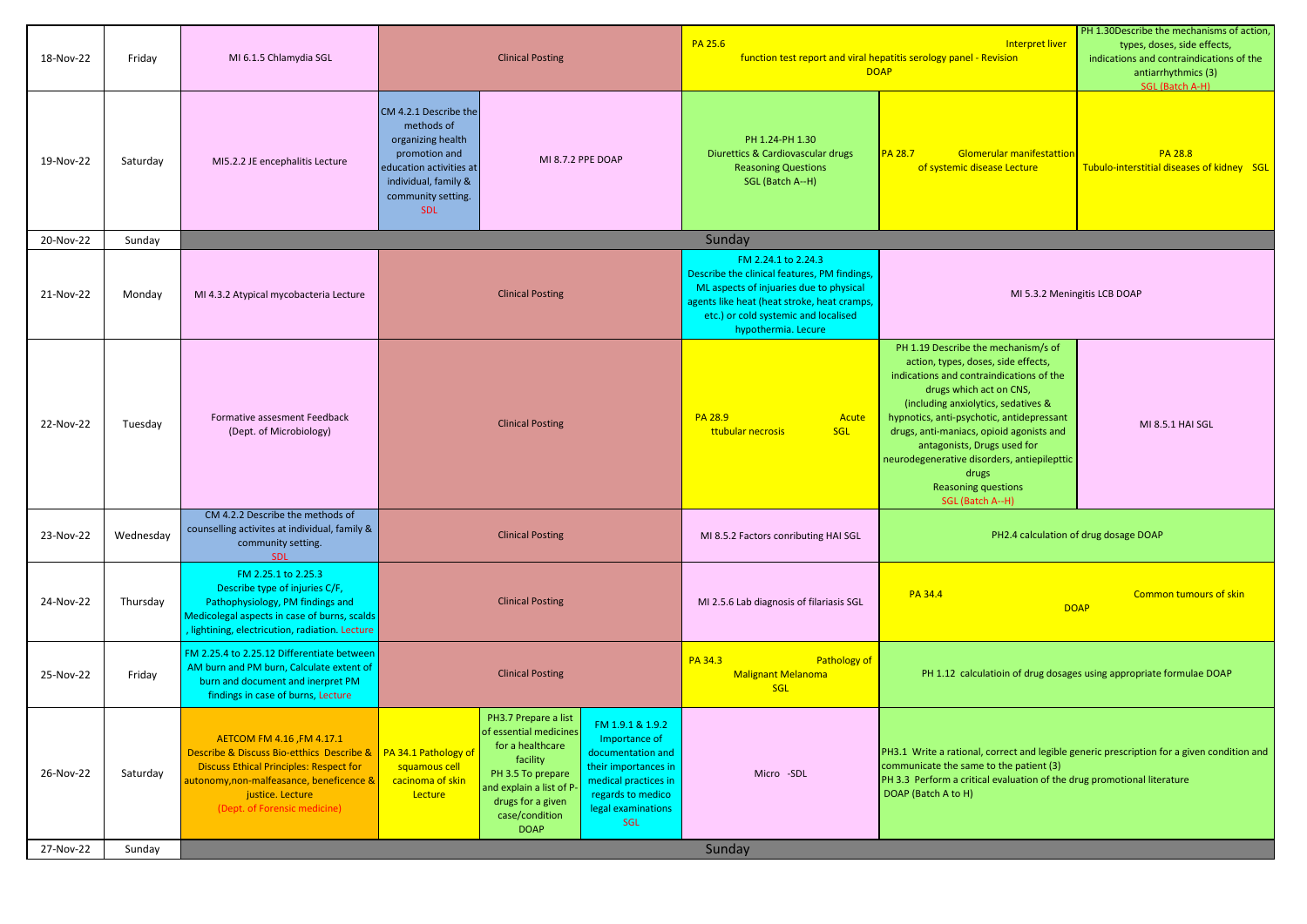| Date | Day | | | | | | | |
|---|---|---|---|---|---|---|---|---|
| 18-Nov-22 | Friday | MI 6.1.5 Chlamydia SGL | Clinical Posting | | | PA 25.6 Interpret liver function test report and viral hepatitis serology panel - Revision DOAP | | PH 1.30Describe the mechanisms of action, types, doses, side effects, indications and contraindications of the antiarrhythmics (3) SGL (Batch A-H) |
| 19-Nov-22 | Saturday | MI5.2.2 JE encephalitis Lecture | CM 4.2.1 Describe the methods of organizing health promotion and education activities at individual, family & community setting. SDL | MI 8.7.2 PPE DOAP | | PH 1.24-PH 1.30 Diurettics & Cardiovascular drugs Reasoning Questions SGL (Batch A--H) | PA 28.7 Glomerular manifestattion of systemic disease Lecture | PA 28.8 Tubulo-interstitial diseases of kidney SGL |
| 20-Nov-22 | Sunday | Sunday | | | | | | |
| 21-Nov-22 | Monday | MI 4.3.2 Atypical mycobacteria Lecture | Clinical Posting | | | FM 2.24.1 to 2.24.3 Describe the clinical features, PM findings, ML aspects of injuaries due to physical agents like heat (heat stroke, heat cramps, etc.) or cold systemic and localised hypothermia. Lecure | MI 5.3.2 Meningitis LCB DOAP | |
| 22-Nov-22 | Tuesday | Formative assesment Feedback (Dept. of Microbiology) | Clinical Posting | | | PA 28.9 Acute ttubular necrosis SGL | PH 1.19 Describe the mechanism/s of action, types, doses, side effects, indications and contraindications of the drugs which act on CNS, (including anxiolytics, sedatives & hypnotics, anti-psychotic, antidepressant drugs, anti-maniacs, opioid agonists and antagonists, Drugs used for neurodegenerative disorders, antiepilepttic drugs Reasoning questions SGL (Batch A--H) | MI 8.5.1 HAI SGL |
| 23-Nov-22 | Wednesday | CM 4.2.2 Describe the methods of counselling activites at individual, family & community setting. SDL | Clinical Posting | | | MI 8.5.2 Factors conributing HAI SGL | PH2.4 calculation of drug dosage DOAP | |
| 24-Nov-22 | Thursday | FM 2.25.1 to 2.25.3 Describe type of injuries C/F, Pathophysiology, PM findings and Medicolegal aspects in case of burns, scalds , lightining, electricution, radiation. Lecture | Clinical Posting | | | MI 2.5.6 Lab diagnosis of filariasis SGL | PA 34.4 Common tumours of skin DOAP | |
| 25-Nov-22 | Friday | FM 2.25.4 to 2.25.12 Differentiate between AM burn and PM burn, Calculate extent of burn and document and inerpret PM findings in case of burns, Lecture | Clinical Posting | | | PA 34.3 Pathology of Malignant Melanoma SGL | PH 1.12 calculatioin of drug dosages using appropriate formulae DOAP | |
| 26-Nov-22 | Saturday | AETCOM FM 4.16 ,FM 4.17.1 Describe & Discuss Bio-etthics Describe & Discuss Ethical Principles: Respect for autonomy,non-malfeasance, beneficence & justice. Lecture (Dept. of Forensic medicine) | PA 34.1 Pathology of squamous cell cacinoma of skin Lecture | PH3.7 Prepare a list of essential medicines for a healthcare facility PH 3.5 To prepare and explain a list of P-drugs for a given case/condition DOAP | FM 1.9.1 & 1.9.2 Importance of documentation and their importances in medical practices in regards to medico legal examinations SGL | Micro -SDL | PH3.1 Write a rational, correct and legible generic prescription for a given condition and communicate the same to the patient (3) PH 3.3 Perform a critical evaluation of the drug promotional literature DOAP (Batch A to H) | |
| 27-Nov-22 | Sunday | Sunday | | | | | | |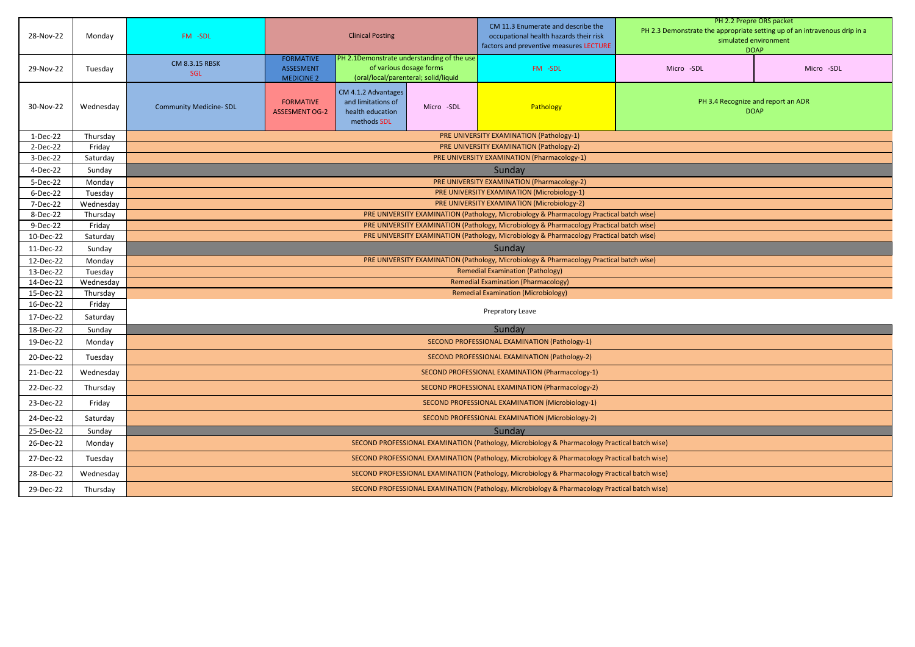| | | | | | | | | |
|---|---|---|---|---|---|---|---|---|
| 28-Nov-22 | Monday | FM -SDL | Clinical Posting | | | CM 11.3 Enumerate and describe the occupational health hazards their risk factors and preventive measures LECTURE | PH 2.2 Prepre ORS packet PH 2.3 Demonstrate the appropriate setting up of an intravenous drip in a simulated environment DOAP | |
| 29-Nov-22 | Tuesday | CM 8.3.15 RBSK SGL | FORMATIVE ASSESMENT MEDICINE 2 | PH 2.1Demonstrate understanding of the use of various dosage forms (oral/local/parenteral; solid/liquid | | FM -SDL | Micro -SDL | Micro -SDL |
| 30-Nov-22 | Wednesday | Community Medicine- SDL | FORMATIVE ASSESMENT OG-2 | CM 4.1.2 Advantages and limitations of health education methods SDL | Micro -SDL | Pathology | PH 3.4 Recognize and report an ADR DOAP | |
| 1-Dec-22 | Thursday | PRE UNIVERSITY EXAMINATION (Pathology-1) | | | | | | |
| 2-Dec-22 | Friday | PRE UNIVERSITY EXAMINATION (Pathology-2) | | | | | | |
| 3-Dec-22 | Saturday | PRE UNIVERSITY EXAMINATION (Pharmacology-1) | | | | | | |
| 4-Dec-22 | Sunday | Sunday | | | | | | |
| 5-Dec-22 | Monday | PRE UNIVERSITY EXAMINATION (Pharmacology-2) | | | | | | |
| 6-Dec-22 | Tuesday | PRE UNIVERSITY EXAMINATION (Microbiology-1) | | | | | | |
| 7-Dec-22 | Wednesday | PRE UNIVERSITY EXAMINATION (Microbiology-2) | | | | | | |
| 8-Dec-22 | Thursday | PRE UNIVERSITY EXAMINATION (Pathology, Microbiology & Pharmacology Practical batch wise) | | | | | | |
| 9-Dec-22 | Friday | PRE UNIVERSITY EXAMINATION (Pathology, Microbiology & Pharmacology Practical batch wise) | | | | | | |
| 10-Dec-22 | Saturday | PRE UNIVERSITY EXAMINATION (Pathology, Microbiology & Pharmacology Practical batch wise) | | | | | | |
| 11-Dec-22 | Sunday | Sunday | | | | | | |
| 12-Dec-22 | Monday | PRE UNIVERSITY EXAMINATION (Pathology, Microbiology & Pharmacology Practical batch wise) | | | | | | |
| 13-Dec-22 | Tuesday | Remedial Examination (Pathology) | | | | | | |
| 14-Dec-22 | Wednesday | Remedial Examination (Pharmacology) | | | | | | |
| 15-Dec-22 | Thursday | Remedial Examination (Microbiology) | | | | | | |
| 16-Dec-22 | Friday | Prepratory Leave | | | | | | |
| 17-Dec-22 | Saturday | | | | | | | |
| 18-Dec-22 | Sunday | Sunday | | | | | | |
| 19-Dec-22 | Monday | SECOND PROFESSIONAL EXAMINATION (Pathology-1) | | | | | | |
| 20-Dec-22 | Tuesday | SECOND PROFESSIONAL EXAMINATION (Pathology-2) | | | | | | |
| 21-Dec-22 | Wednesday | SECOND PROFESSIONAL EXAMINATION (Pharmacology-1) | | | | | | |
| 22-Dec-22 | Thursday | SECOND PROFESSIONAL EXAMINATION (Pharmacology-2) | | | | | | |
| 23-Dec-22 | Friday | SECOND PROFESSIONAL EXAMINATION (Microbiology-1) | | | | | | |
| 24-Dec-22 | Saturday | SECOND PROFESSIONAL EXAMINATION (Microbiology-2) | | | | | | |
| 25-Dec-22 | Sunday | Sunday | | | | | | |
| 26-Dec-22 | Monday | SECOND PROFESSIONAL EXAMINATION (Pathology, Microbiology & Pharmacology Practical batch wise) | | | | | | |
| 27-Dec-22 | Tuesday | SECOND PROFESSIONAL EXAMINATION (Pathology, Microbiology & Pharmacology Practical batch wise) | | | | | | |
| 28-Dec-22 | Wednesday | SECOND PROFESSIONAL EXAMINATION (Pathology, Microbiology & Pharmacology Practical batch wise) | | | | | | |
| 29-Dec-22 | Thursday | SECOND PROFESSIONAL EXAMINATION (Pathology, Microbiology & Pharmacology Practical batch wise) | | | | | | |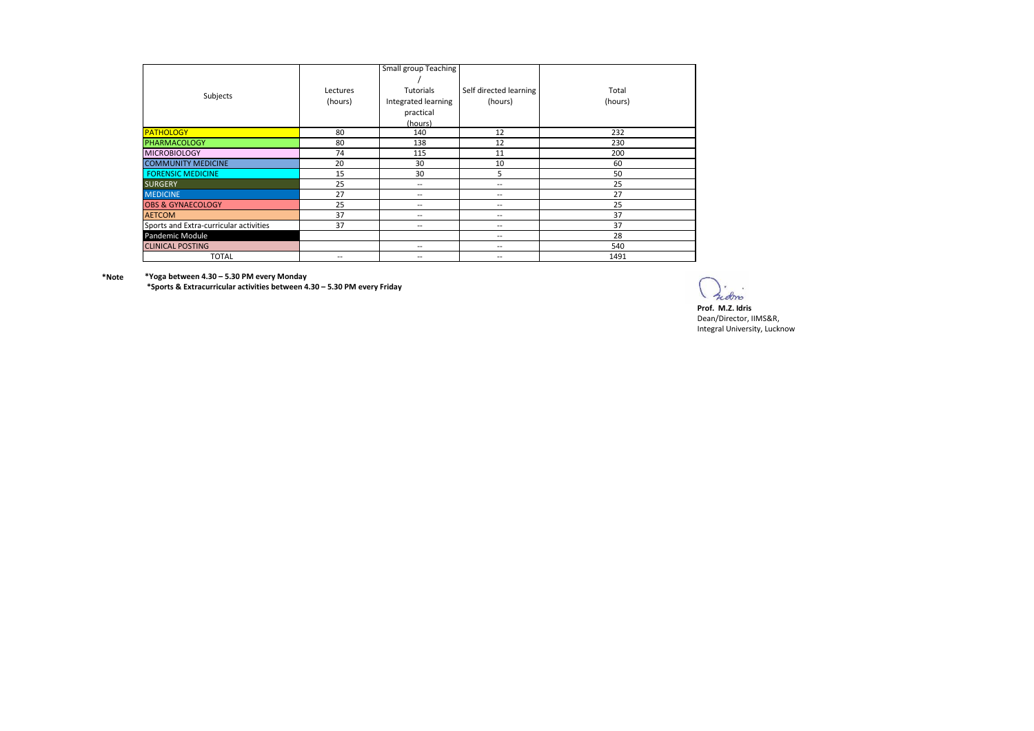| Subjects | Lectures (hours) | Small group Teaching / Tutorials Integrated learning practical (hours) | Self directed learning (hours) | Total (hours) |
|---|---|---|---|---|
| PATHOLOGY | 80 | 140 | 12 | 232 |
| PHARMACOLOGY | 80 | 138 | 12 | 230 |
| MICROBIOLOGY | 74 | 115 | 11 | 200 |
| COMMUNITY MEDICINE | 20 | 30 | 10 | 60 |
| FORENSIC MEDICINE | 15 | 30 | 5 | 50 |
| SURGERY | 25 | -- | -- | 25 |
| MEDICINE | 27 | -- | -- | 27 |
| OBS & GYNAECOLOGY | 25 | -- | -- | 25 |
| AETCOM | 37 | -- | -- | 37 |
| Sports and Extra-curricular activities | 37 | -- | -- | 37 |
| Pandemic Module | | | -- | 28 |
| CLINICAL POSTING | | -- | -- | 540 |
| TOTAL | -- | -- | -- | 1491 |

**\*Note** **\*Yoga between 4.30 – 5.30 PM every Monday**

**\*Sports & Extracurricular activities between 4.30 – 5.30 PM every Friday**

**Prof. M.Z. Idris**
Dean/Director, IIMS&R,
Integral University, Lucknow